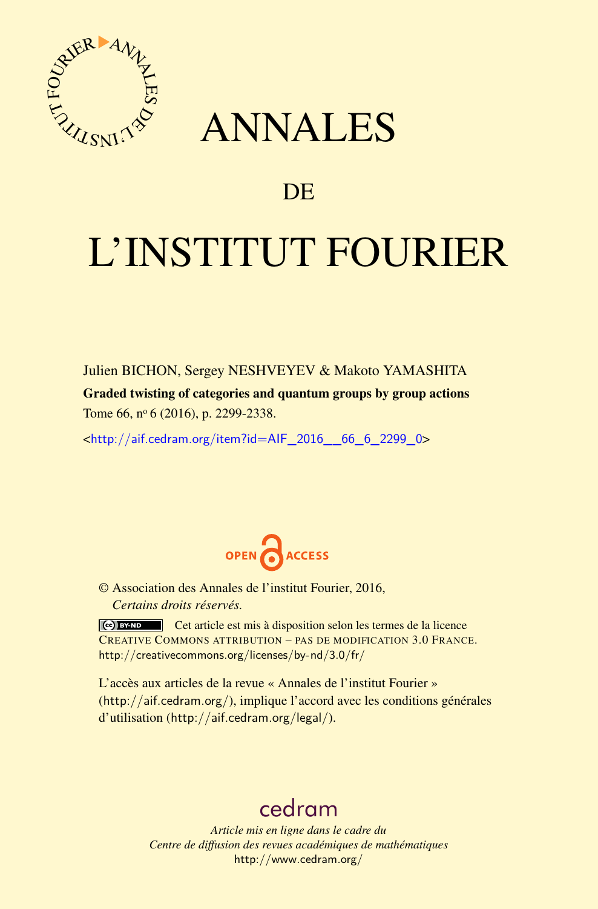# ANNALES

## DE

# L'INSTITUT FOURIER

Julien BICHON, Sergey NESHVEYEV & Makoto YAMASHITA

**Graded twisting of categories and quantum groups by group actions**

Tome 66, nº 6 (2016), p. 2299-2338.

<http://aif.cedram.org/item?id=AIF_2016__66_6_2299_0>

OPEN ACCESS

© Association des Annales de l'institut Fourier, 2016,
*Certains droits réservés.*

Cet article est mis à disposition selon les termes de la licence CREATIVE COMMONS ATTRIBUTION – PAS DE MODIFICATION 3.0 FRANCE.
http://creativecommons.org/licenses/by-nd/3.0/fr/

L'accès aux articles de la revue « Annales de l'institut Fourier » (http://aif.cedram.org/), implique l'accord avec les conditions générales d'utilisation (http://aif.cedram.org/legal/).

cedram

*Article mis en ligne dans le cadre du*
*Centre de diffusion des revues académiques de mathématiques*
http://www.cedram.org/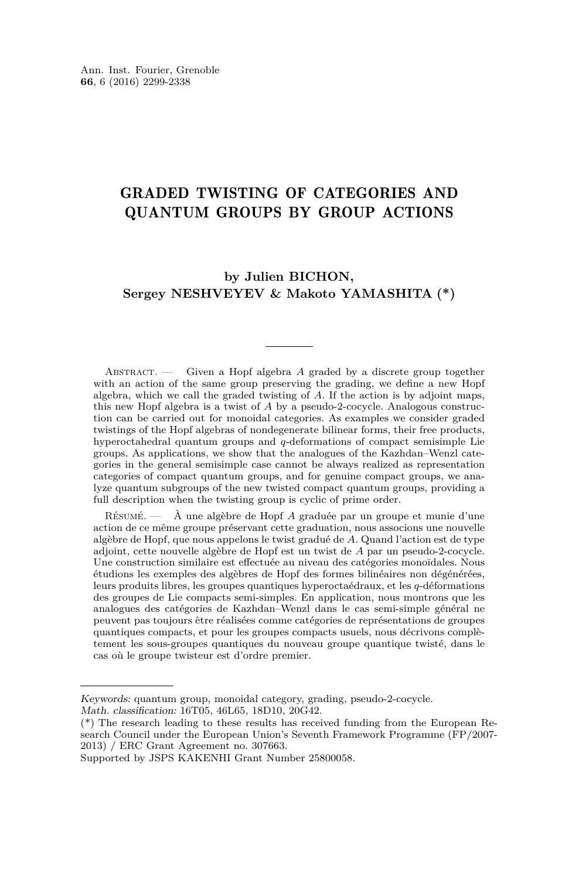# GRADED TWISTING OF CATEGORIES AND QUANTUM GROUPS BY GROUP ACTIONS

**by Julien BICHON, Sergey NESHVEYEV & Makoto YAMASHITA (\*)**

Abstract. — Given a Hopf algebra $A$ graded by a discrete group together with an action of the same group preserving the grading, we define a new Hopf algebra, which we call the graded twisting of $A$. If the action is by adjoint maps, this new Hopf algebra is a twist of $A$ by a pseudo-2-cocycle. Analogous construction can be carried out for monoidal categories. As examples we consider graded twistings of the Hopf algebras of nondegenerate bilinear forms, their free products, hyperoctahedral quantum groups and $q$-deformations of compact semisimple Lie groups. As applications, we show that the analogues of the Kazhdan–Wenzl categories in the general semisimple case cannot be always realized as representation categories of compact quantum groups, and for genuine compact groups, we analyze quantum subgroups of the new twisted compact quantum groups, providing a full description when the twisting group is cyclic of prime order.

Résumé. — À une algèbre de Hopf $A$ graduée par un groupe et munie d'une action de ce même groupe préservant cette graduation, nous associons une nouvelle algèbre de Hopf, que nous appelons le twist gradué de $A$. Quand l'action est de type adjoint, cette nouvelle algèbre de Hopf est un twist de $A$ par un pseudo-2-cocycle. Une construction similaire est effectuée au niveau des catégories monoïdales. Nous étudions les exemples des algèbres de Hopf des formes bilinéaires non dégénérées, leurs produits libres, les groupes quantiques hyperoctaédraux, et les $q$-déformations des groupes de Lie compacts semi-simples. En application, nous montrons que les analogues des catégories de Kazhdan–Wenzl dans le cas semi-simple général ne peuvent pas toujours être réalisées comme catégories de représentations de groupes quantiques compacts, et pour les groupes compacts usuels, nous décrivons complètement les sous-groupes quantiques du nouveau groupe quantique twisté, dans le cas où le groupe twisteur est d'ordre premier.

---

*Keywords:* quantum group, monoidal category, grading, pseudo-2-cocycle.
*Math. classification:* 16T05, 46L65, 18D10, 20G42.
(\*) The research leading to these results has received funding from the European Research Council under the European Union's Seventh Framework Programme (FP/2007-2013) / ERC Grant Agreement no. 307663.
Supported by JSPS KAKENHI Grant Number 25800058.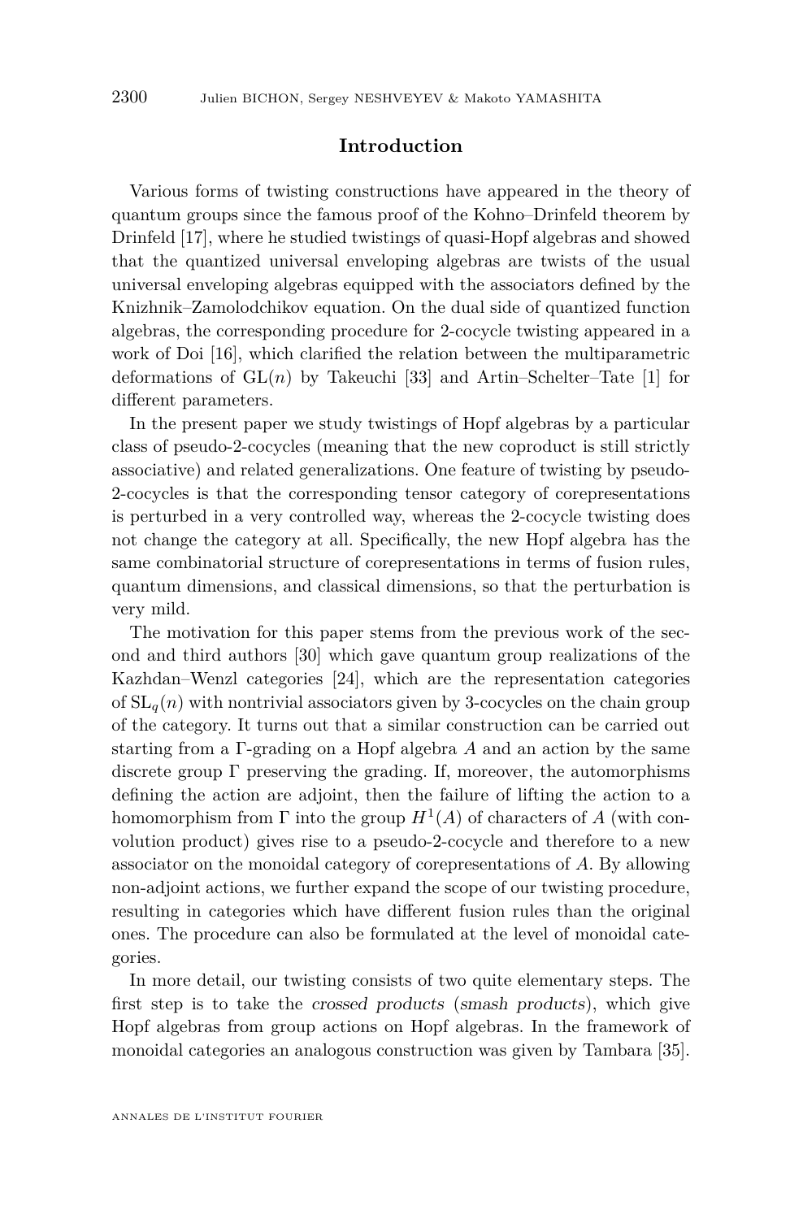## Introduction

Various forms of twisting constructions have appeared in the theory of quantum groups since the famous proof of the Kohno–Drinfeld theorem by Drinfeld [17], where he studied twistings of quasi-Hopf algebras and showed that the quantized universal enveloping algebras are twists of the usual universal enveloping algebras equipped with the associators defined by the Knizhnik–Zamolodchikov equation. On the dual side of quantized function algebras, the corresponding procedure for 2-cocycle twisting appeared in a work of Doi [16], which clarified the relation between the multiparametric deformations of $\mathrm{GL}(n)$ by Takeuchi [33] and Artin–Schelter–Tate [1] for different parameters.

In the present paper we study twistings of Hopf algebras by a particular class of pseudo-2-cocycles (meaning that the new coproduct is still strictly associative) and related generalizations. One feature of twisting by pseudo-2-cocycles is that the corresponding tensor category of corepresentations is perturbed in a very controlled way, whereas the 2-cocycle twisting does not change the category at all. Specifically, the new Hopf algebra has the same combinatorial structure of corepresentations in terms of fusion rules, quantum dimensions, and classical dimensions, so that the perturbation is very mild.

The motivation for this paper stems from the previous work of the second and third authors [30] which gave quantum group realizations of the Kazhdan–Wenzl categories [24], which are the representation categories of $\mathrm{SL}_q(n)$ with nontrivial associators given by 3-cocycles on the chain group of the category. It turns out that a similar construction can be carried out starting from a $\Gamma$-grading on a Hopf algebra $A$ and an action by the same discrete group $\Gamma$ preserving the grading. If, moreover, the automorphisms defining the action are adjoint, then the failure of lifting the action to a homomorphism from $\Gamma$ into the group $H^1(A)$ of characters of $A$ (with convolution product) gives rise to a pseudo-2-cocycle and therefore to a new associator on the monoidal category of corepresentations of $A$. By allowing non-adjoint actions, we further expand the scope of our twisting procedure, resulting in categories which have different fusion rules than the original ones. The procedure can also be formulated at the level of monoidal categories.

In more detail, our twisting consists of two quite elementary steps. The first step is to take the *crossed products* (*smash products*), which give Hopf algebras from group actions on Hopf algebras. In the framework of monoidal categories an analogous construction was given by Tambara [35].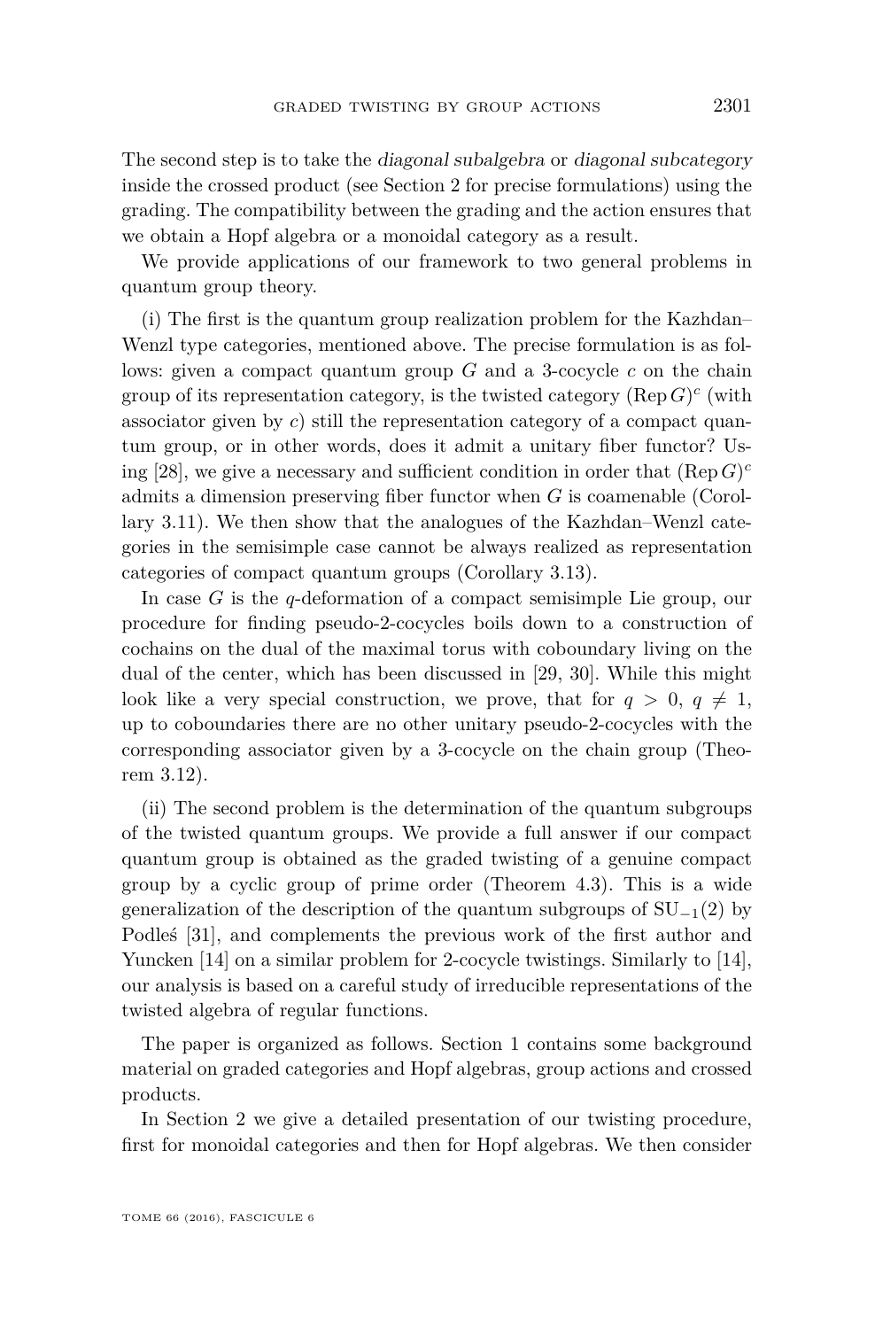The second step is to take the *diagonal subalgebra* or *diagonal subcategory* inside the crossed product (see Section 2 for precise formulations) using the grading. The compatibility between the grading and the action ensures that we obtain a Hopf algebra or a monoidal category as a result.

We provide applications of our framework to two general problems in quantum group theory.

(i) The first is the quantum group realization problem for the Kazhdan–Wenzl type categories, mentioned above. The precise formulation is as follows: given a compact quantum group $G$ and a 3-cocycle $c$ on the chain group of its representation category, is the twisted category $(\operatorname{Rep} G)^c$ (with associator given by $c$) still the representation category of a compact quantum group, or in other words, does it admit a unitary fiber functor? Using [28], we give a necessary and sufficient condition in order that $(\operatorname{Rep} G)^c$ admits a dimension preserving fiber functor when $G$ is coamenable (Corollary 3.11). We then show that the analogues of the Kazhdan–Wenzl categories in the semisimple case cannot be always realized as representation categories of compact quantum groups (Corollary 3.13).

In case $G$ is the $q$-deformation of a compact semisimple Lie group, our procedure for finding pseudo-2-cocycles boils down to a construction of cochains on the dual of the maximal torus with coboundary living on the dual of the center, which has been discussed in [29, 30]. While this might look like a very special construction, we prove, that for $q > 0$, $q \neq 1$, up to coboundaries there are no other unitary pseudo-2-cocycles with the corresponding associator given by a 3-cocycle on the chain group (Theorem 3.12).

(ii) The second problem is the determination of the quantum subgroups of the twisted quantum groups. We provide a full answer if our compact quantum group is obtained as the graded twisting of a genuine compact group by a cyclic group of prime order (Theorem 4.3). This is a wide generalization of the description of the quantum subgroups of $\mathrm{SU}_{-1}(2)$ by Podleś [31], and complements the previous work of the first author and Yuncken [14] on a similar problem for 2-cocycle twistings. Similarly to [14], our analysis is based on a careful study of irreducible representations of the twisted algebra of regular functions.

The paper is organized as follows. Section 1 contains some background material on graded categories and Hopf algebras, group actions and crossed products.

In Section 2 we give a detailed presentation of our twisting procedure, first for monoidal categories and then for Hopf algebras. We then consider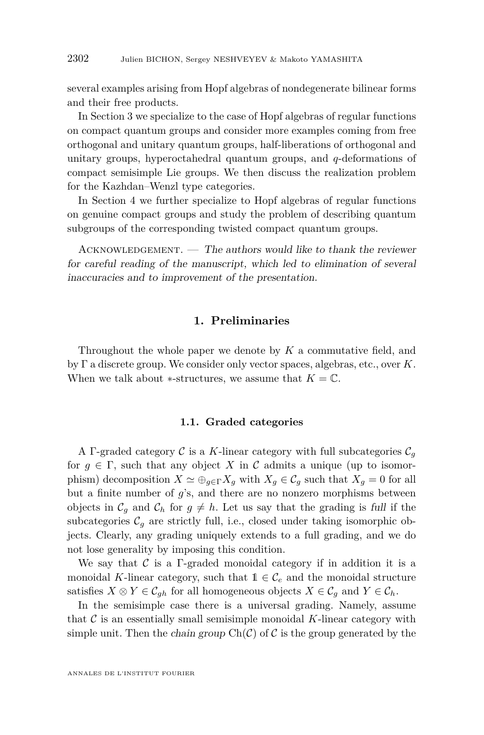several examples arising from Hopf algebras of nondegenerate bilinear forms and their free products.

In Section 3 we specialize to the case of Hopf algebras of regular functions on compact quantum groups and consider more examples coming from free orthogonal and unitary quantum groups, half-liberations of orthogonal and unitary groups, hyperoctahedral quantum groups, and $q$-deformations of compact semisimple Lie groups. We then discuss the realization problem for the Kazhdan–Wenzl type categories.

In Section 4 we further specialize to Hopf algebras of regular functions on genuine compact groups and study the problem of describing quantum subgroups of the corresponding twisted compact quantum groups.

Acknowledgement. — *The authors would like to thank the reviewer for careful reading of the manuscript, which led to elimination of several inaccuracies and to improvement of the presentation.*

## 1. Preliminaries

Throughout the whole paper we denote by $K$ a commutative field, and by $\Gamma$ a discrete group. We consider only vector spaces, algebras, etc., over $K$. When we talk about $*$-structures, we assume that $K = \mathbb{C}$.

### 1.1. Graded categories

A $\Gamma$-graded category $\mathcal{C}$ is a $K$-linear category with full subcategories $\mathcal{C}_g$ for $g \in \Gamma$, such that any object $X$ in $\mathcal{C}$ admits a unique (up to isomorphism) decomposition $X \simeq \oplus_{g\in\Gamma} X_g$ with $X_g \in \mathcal{C}_g$ such that $X_g = 0$ for all but a finite number of $g$'s, and there are no nonzero morphisms between objects in $\mathcal{C}_g$ and $\mathcal{C}_h$ for $g \neq h$. Let us say that the grading is *full* if the subcategories $\mathcal{C}_g$ are strictly full, i.e., closed under taking isomorphic objects. Clearly, any grading uniquely extends to a full grading, and we do not lose generality by imposing this condition.

We say that $\mathcal{C}$ is a $\Gamma$-graded monoidal category if in addition it is a monoidal $K$-linear category, such that $\mathbb{1} \in \mathcal{C}_e$ and the monoidal structure satisfies $X \otimes Y \in \mathcal{C}_{gh}$ for all homogeneous objects $X \in \mathcal{C}_g$ and $Y \in \mathcal{C}_h$.

In the semisimple case there is a universal grading. Namely, assume that $\mathcal{C}$ is an essentially small semisimple monoidal $K$-linear category with simple unit. Then the *chain group* $\mathrm{Ch}(\mathcal{C})$ of $\mathcal{C}$ is the group generated by the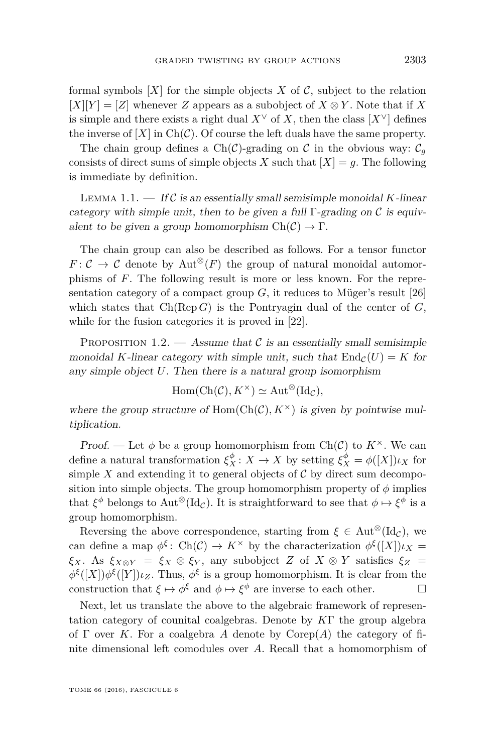formal symbols $[X]$ for the simple objects $X$ of $\mathcal{C}$, subject to the relation $[X][Y] = [Z]$ whenever $Z$ appears as a subobject of $X \otimes Y$. Note that if $X$ is simple and there exists a right dual $X^\vee$ of $X$, then the class $[X^\vee]$ defines the inverse of $[X]$ in $\mathrm{Ch}(\mathcal{C})$. Of course the left duals have the same property.

The chain group defines a $\mathrm{Ch}(\mathcal{C})$-grading on $\mathcal{C}$ in the obvious way: $\mathcal{C}_g$ consists of direct sums of simple objects $X$ such that $[X] = g$. The following is immediate by definition.

Lemma 1.1. — *If $\mathcal{C}$ is an essentially small semisimple monoidal $K$-linear category with simple unit, then to be given a full $\Gamma$-grading on $\mathcal{C}$ is equivalent to be given a group homomorphism $\mathrm{Ch}(\mathcal{C}) \to \Gamma$.*

The chain group can also be described as follows. For a tensor functor $F\colon \mathcal{C} \to \mathcal{C}$ denote by $\mathrm{Aut}^\otimes(F)$ the group of natural monoidal automorphisms of $F$. The following result is more or less known. For the representation category of a compact group $G$, it reduces to Müger's result [26] which states that $\mathrm{Ch}(\mathrm{Rep}\, G)$ is the Pontryagin dual of the center of $G$, while for the fusion categories it is proved in [22].

Proposition 1.2. — *Assume that $\mathcal{C}$ is an essentially small semisimple monoidal $K$-linear category with simple unit, such that $\mathrm{End}_\mathcal{C}(U) = K$ for any simple object $U$. Then there is a natural group isomorphism*

$$\mathrm{Hom}(\mathrm{Ch}(\mathcal{C}), K^\times) \simeq \mathrm{Aut}^\otimes(\mathrm{Id}_\mathcal{C}),$$

*where the group structure of $\mathrm{Hom}(\mathrm{Ch}(\mathcal{C}), K^\times)$ is given by pointwise multiplication.*

*Proof.* — Let $\phi$ be a group homomorphism from $\mathrm{Ch}(\mathcal{C})$ to $K^\times$. We can define a natural transformation $\xi^\phi_X\colon X \to X$ by setting $\xi^\phi_X = \phi([X])\iota_X$ for simple $X$ and extending it to general objects of $\mathcal{C}$ by direct sum decomposition into simple objects. The group homomorphism property of $\phi$ implies that $\xi^\phi$ belongs to $\mathrm{Aut}^\otimes(\mathrm{Id}_\mathcal{C})$. It is straightforward to see that $\phi \mapsto \xi^\phi$ is a group homomorphism.

Reversing the above correspondence, starting from $\xi \in \mathrm{Aut}^\otimes(\mathrm{Id}_\mathcal{C})$, we can define a map $\phi^\xi\colon \mathrm{Ch}(\mathcal{C}) \to K^\times$ by the characterization $\phi^\xi([X])\iota_X = \xi_X$. As $\xi_{X\otimes Y} = \xi_X \otimes \xi_Y$, any subobject $Z$ of $X \otimes Y$ satisfies $\xi_Z = \phi^\xi([X])\phi^\xi([Y])\iota_Z$. Thus, $\phi^\xi$ is a group homomorphism. It is clear from the construction that $\xi \mapsto \phi^\xi$ and $\phi \mapsto \xi^\phi$ are inverse to each other. $\square$

Next, let us translate the above to the algebraic framework of representation category of counital coalgebras. Denote by $K\Gamma$ the group algebra of $\Gamma$ over $K$. For a coalgebra $A$ denote by $\mathrm{Corep}(A)$ the category of finite dimensional left comodules over $A$. Recall that a homomorphism of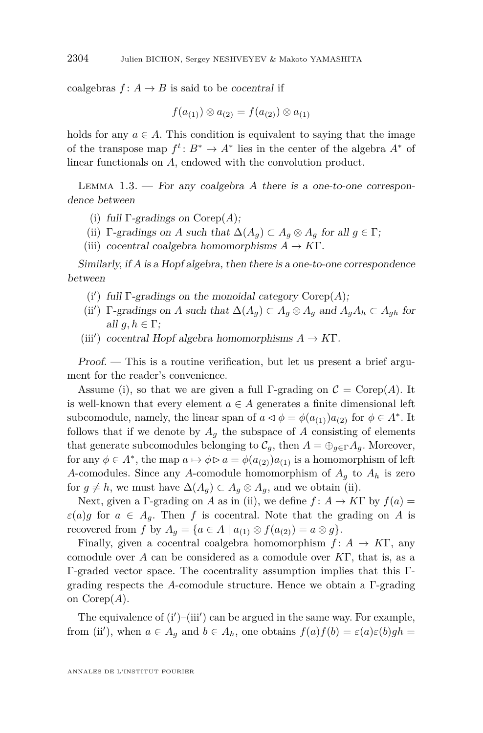coalgebras $f\colon A\to B$ is said to be *cocentral* if

$$f(a_{(1)})\otimes a_{(2)} = f(a_{(2)})\otimes a_{(1)}$$

holds for any $a\in A$. This condition is equivalent to saying that the image of the transpose map $f^t\colon B^*\to A^*$ lies in the center of the algebra $A^*$ of linear functionals on $A$, endowed with the convolution product.

Lemma 1.3. — *For any coalgebra $A$ there is a one-to-one correspondence between*

(i) *full $\Gamma$-gradings on* $\mathrm{Corep}(A)$*;*
(ii) *$\Gamma$-gradings on $A$ such that $\Delta(A_g)\subset A_g\otimes A_g$ for all $g\in\Gamma$;*
(iii) *cocentral coalgebra homomorphisms $A\to K\Gamma$.*

*Similarly, if $A$ is a Hopf algebra, then there is a one-to-one correspondence between*

(i′) *full $\Gamma$-gradings on the monoidal category* $\mathrm{Corep}(A)$*;*
(ii′) *$\Gamma$-gradings on $A$ such that $\Delta(A_g)\subset A_g\otimes A_g$ and $A_gA_h\subset A_{gh}$ for all $g,h\in\Gamma$;*
(iii′) *cocentral Hopf algebra homomorphisms $A\to K\Gamma$.*

*Proof.* — This is a routine verification, but let us present a brief argument for the reader's convenience.

Assume (i), so that we are given a full $\Gamma$-grading on $\mathcal{C}=\mathrm{Corep}(A)$. It is well-known that every element $a\in A$ generates a finite dimensional left subcomodule, namely, the linear span of $a\lhd\phi=\phi(a_{(1)})a_{(2)}$ for $\phi\in A^*$. It follows that if we denote by $A_g$ the subspace of $A$ consisting of elements that generate subcomodules belonging to $\mathcal{C}_g$, then $A=\oplus_{g\in\Gamma}A_g$. Moreover, for any $\phi\in A^*$, the map $a\mapsto\phi\rhd a=\phi(a_{(2)})a_{(1)}$ is a homomorphism of left $A$-comodules. Since any $A$-comodule homomorphism of $A_g$ to $A_h$ is zero for $g\neq h$, we must have $\Delta(A_g)\subset A_g\otimes A_g$, and we obtain (ii).

Next, given a $\Gamma$-grading on $A$ as in (ii), we define $f\colon A\to K\Gamma$ by $f(a)=\varepsilon(a)g$ for $a\in A_g$. Then $f$ is cocentral. Note that the grading on $A$ is recovered from $f$ by $A_g=\{a\in A\mid a_{(1)}\otimes f(a_{(2)})=a\otimes g\}$.

Finally, given a cocentral coalgebra homomorphism $f\colon A\to K\Gamma$, any comodule over $A$ can be considered as a comodule over $K\Gamma$, that is, as a $\Gamma$-graded vector space. The cocentrality assumption implies that this $\Gamma$-grading respects the $A$-comodule structure. Hence we obtain a $\Gamma$-grading on $\mathrm{Corep}(A)$.

The equivalence of (i′)–(iii′) can be argued in the same way. For example, from (ii′), when $a\in A_g$ and $b\in A_h$, one obtains $f(a)f(b)=\varepsilon(a)\varepsilon(b)gh=$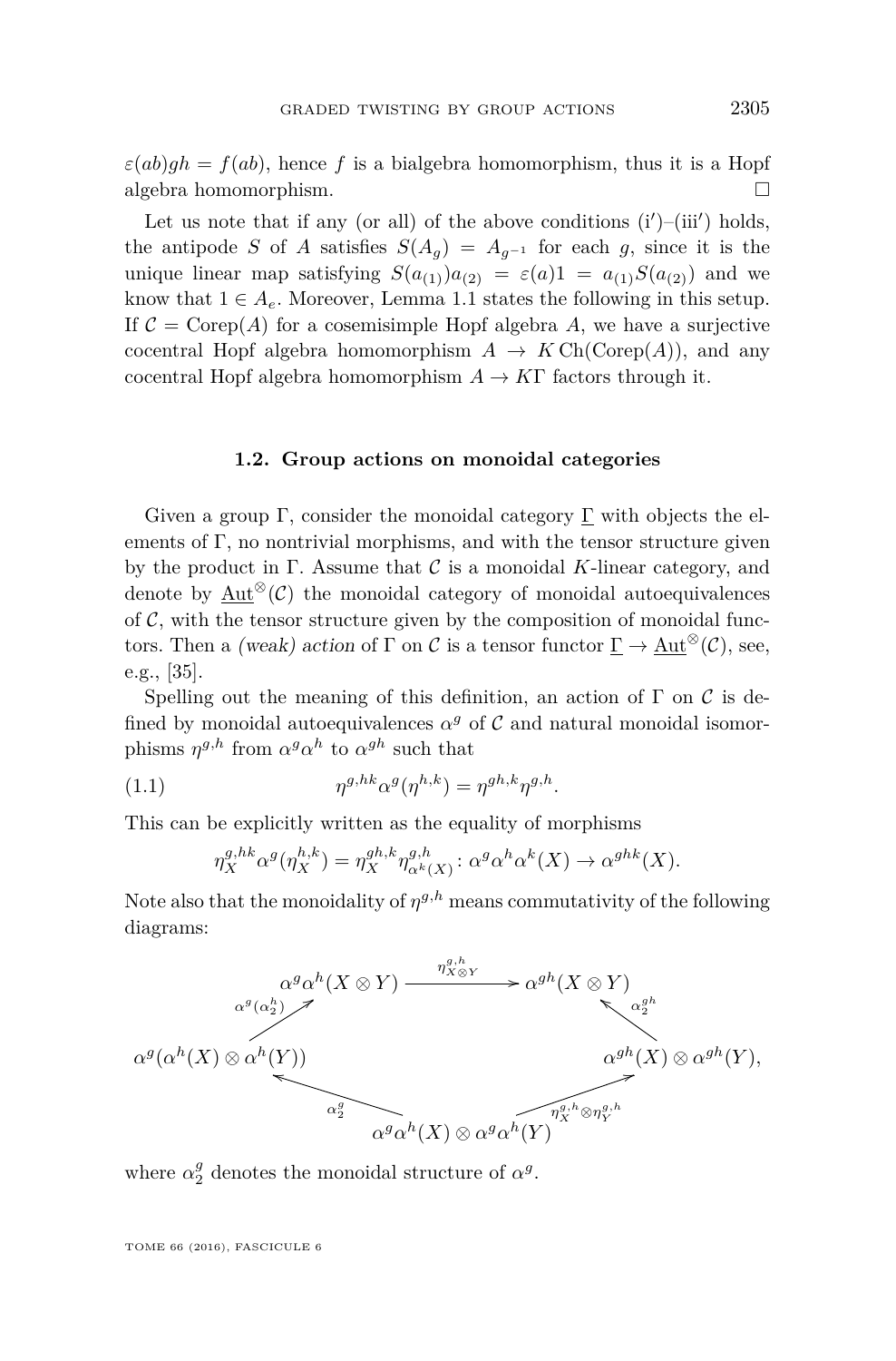$\varepsilon(ab)gh = f(ab)$, hence $f$ is a bialgebra homomorphism, thus it is a Hopf algebra homomorphism. □

Let us note that if any (or all) of the above conditions (i′)–(iii′) holds, the antipode $S$ of $A$ satisfies $S(A_g) = A_{g^{-1}}$ for each $g$, since it is the unique linear map satisfying $S(a_{(1)})a_{(2)} = \varepsilon(a)1 = a_{(1)}S(a_{(2)})$ and we know that $1 \in A_e$. Moreover, Lemma 1.1 states the following in this setup. If $\mathcal{C} = \mathrm{Corep}(A)$ for a cosemisimple Hopf algebra $A$, we have a surjective cocentral Hopf algebra homomorphism $A \to K\,\mathrm{Ch}(\mathrm{Corep}(A))$, and any cocentral Hopf algebra homomorphism $A \to K\Gamma$ factors through it.

### 1.2. Group actions on monoidal categories

Given a group $\Gamma$, consider the monoidal category $\underline{\Gamma}$ with objects the elements of $\Gamma$, no nontrivial morphisms, and with the tensor structure given by the product in $\Gamma$. Assume that $\mathcal{C}$ is a monoidal $K$-linear category, and denote by $\underline{\mathrm{Aut}}^{\otimes}(\mathcal{C})$ the monoidal category of monoidal autoequivalences of $\mathcal{C}$, with the tensor structure given by the composition of monoidal functors. Then a *(weak) action* of $\Gamma$ on $\mathcal{C}$ is a tensor functor $\underline{\Gamma} \to \underline{\mathrm{Aut}}^{\otimes}(\mathcal{C})$, see, e.g., [35].

Spelling out the meaning of this definition, an action of $\Gamma$ on $\mathcal{C}$ is defined by monoidal autoequivalences $\alpha^g$ of $\mathcal{C}$ and natural monoidal isomorphisms $\eta^{g,h}$ from $\alpha^g\alpha^h$ to $\alpha^{gh}$ such that

$$\eta^{g,hk}\alpha^g(\eta^{h,k}) = \eta^{gh,k}\eta^{g,h}. \tag{1.1}$$

This can be explicitly written as the equality of morphisms

$$\eta^{g,hk}_X\alpha^g(\eta^{h,k}_X) = \eta^{gh,k}_X\eta^{g,h}_{\alpha^k(X)} \colon \alpha^g\alpha^h\alpha^k(X) \to \alpha^{ghk}(X).$$

Note also that the monoidality of $\eta^{g,h}$ means commutativity of the following diagrams:

$$\begin{array}{ccc}
\alpha^g\alpha^h(X\otimes Y) & \xrightarrow{\ \eta^{g,h}_{X\otimes Y}\ } & \alpha^{gh}(X\otimes Y) \\
\uparrow{\scriptstyle \alpha^g(\alpha^h_2)} & & \uparrow{\scriptstyle \alpha^{gh}_2} \\
\alpha^g(\alpha^h(X)\otimes\alpha^h(Y)) & \xleftarrow{\ \alpha^g_2\ } \ \alpha^g\alpha^h(X)\otimes\alpha^g\alpha^h(Y) \ \xrightarrow{\ \eta^{g,h}_X\otimes\eta^{g,h}_Y\ } & \alpha^{gh}(X)\otimes\alpha^{gh}(Y),
\end{array}$$

where $\alpha^g_2$ denotes the monoidal structure of $\alpha^g$.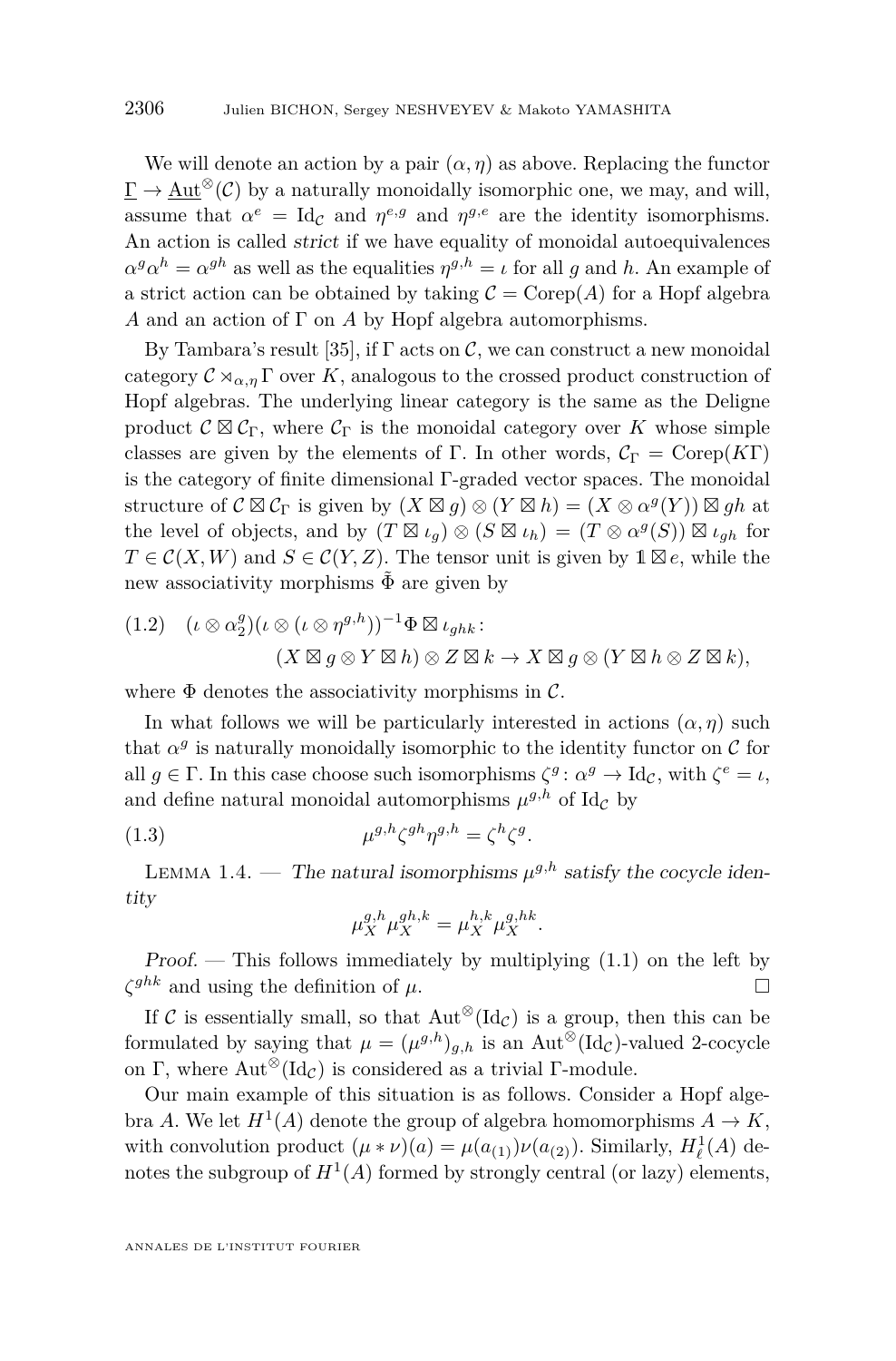We will denote an action by a pair $(\alpha, \eta)$ as above. Replacing the functor $\underline{\Gamma} \to \underline{\mathrm{Aut}}^{\otimes}(\mathcal{C})$ by a naturally monoidally isomorphic one, we may, and will, assume that $\alpha^e = \mathrm{Id}_{\mathcal{C}}$ and $\eta^{e,g}$ and $\eta^{g,e}$ are the identity isomorphisms. An action is called *strict* if we have equality of monoidal autoequivalences $\alpha^g \alpha^h = \alpha^{gh}$ as well as the equalities $\eta^{g,h} = \iota$ for all $g$ and $h$. An example of a strict action can be obtained by taking $\mathcal{C} = \mathrm{Corep}(A)$ for a Hopf algebra $A$ and an action of $\Gamma$ on $A$ by Hopf algebra automorphisms.

By Tambara's result [35], if $\Gamma$ acts on $\mathcal{C}$, we can construct a new monoidal category $\mathcal{C} \rtimes_{\alpha,\eta} \Gamma$ over $K$, analogous to the crossed product construction of Hopf algebras. The underlying linear category is the same as the Deligne product $\mathcal{C} \boxtimes \mathcal{C}_\Gamma$, where $\mathcal{C}_\Gamma$ is the monoidal category over $K$ whose simple classes are given by the elements of $\Gamma$. In other words, $\mathcal{C}_\Gamma = \mathrm{Corep}(K\Gamma)$ is the category of finite dimensional $\Gamma$-graded vector spaces. The monoidal structure of $\mathcal{C} \boxtimes \mathcal{C}_\Gamma$ is given by $(X \boxtimes g) \otimes (Y \boxtimes h) = (X \otimes \alpha^g(Y)) \boxtimes gh$ at the level of objects, and by $(T \boxtimes \iota_g) \otimes (S \boxtimes \iota_h) = (T \otimes \alpha^g(S)) \boxtimes \iota_{gh}$ for $T \in \mathcal{C}(X, W)$ and $S \in \mathcal{C}(Y, Z)$. The tensor unit is given by $\mathbb{1} \boxtimes e$, while the new associativity morphisms $\tilde{\Phi}$ are given by

$$
(1.2) \quad (\iota \otimes \alpha_2^g)(\iota \otimes (\iota \otimes \eta^{g,h}))^{-1} \Phi \boxtimes \iota_{ghk} \colon \\
(X \boxtimes g \otimes Y \boxtimes h) \otimes Z \boxtimes k \to X \boxtimes g \otimes (Y \boxtimes h \otimes Z \boxtimes k),
$$

where $\Phi$ denotes the associativity morphisms in $\mathcal{C}$.

In what follows we will be particularly interested in actions $(\alpha, \eta)$ such that $\alpha^g$ is naturally monoidally isomorphic to the identity functor on $\mathcal{C}$ for all $g \in \Gamma$. In this case choose such isomorphisms $\zeta^g \colon \alpha^g \to \mathrm{Id}_{\mathcal{C}}$, with $\zeta^e = \iota$, and define natural monoidal automorphisms $\mu^{g,h}$ of $\mathrm{Id}_{\mathcal{C}}$ by

$$
(1.3) \qquad \mu^{g,h} \zeta^{gh} \eta^{g,h} = \zeta^h \zeta^g.
$$

Lemma 1.4. — *The natural isomorphisms $\mu^{g,h}$ satisfy the cocycle identity*

$$
\mu_X^{g,h} \mu_X^{gh,k} = \mu_X^{h,k} \mu_X^{g,hk}.
$$

*Proof.* — This follows immediately by multiplying (1.1) on the left by $\zeta^{ghk}$ and using the definition of $\mu$. □

If $\mathcal{C}$ is essentially small, so that $\mathrm{Aut}^{\otimes}(\mathrm{Id}_{\mathcal{C}})$ is a group, then this can be formulated by saying that $\mu = (\mu^{g,h})_{g,h}$ is an $\mathrm{Aut}^{\otimes}(\mathrm{Id}_{\mathcal{C}})$-valued 2-cocycle on $\Gamma$, where $\mathrm{Aut}^{\otimes}(\mathrm{Id}_{\mathcal{C}})$ is considered as a trivial $\Gamma$-module.

Our main example of this situation is as follows. Consider a Hopf algebra $A$. We let $H^1(A)$ denote the group of algebra homomorphisms $A \to K$, with convolution product $(\mu * \nu)(a) = \mu(a_{(1)})\nu(a_{(2)})$. Similarly, $H^1_\ell(A)$ denotes the subgroup of $H^1(A)$ formed by strongly central (or lazy) elements,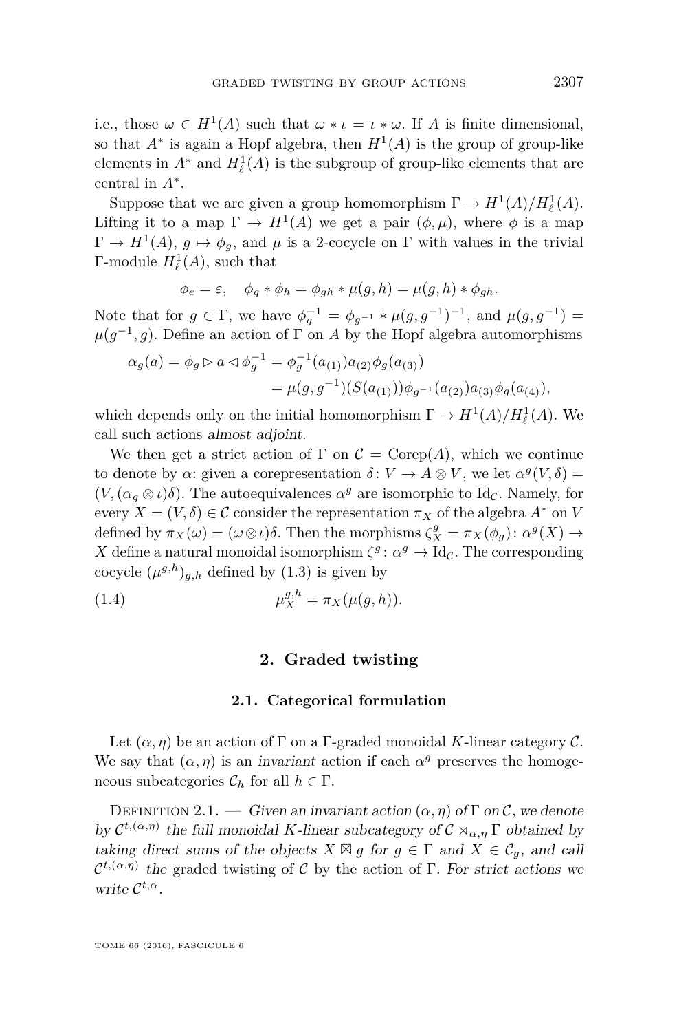i.e., those $\omega \in H^1(A)$ such that $\omega * \iota = \iota * \omega$. If $A$ is finite dimensional, so that $A^*$ is again a Hopf algebra, then $H^1(A)$ is the group of group-like elements in $A^*$ and $H^1_\ell(A)$ is the subgroup of group-like elements that are central in $A^*$.

Suppose that we are given a group homomorphism $\Gamma \to H^1(A)/H^1_\ell(A)$. Lifting it to a map $\Gamma \to H^1(A)$ we get a pair $(\phi, \mu)$, where $\phi$ is a map $\Gamma \to H^1(A)$, $g \mapsto \phi_g$, and $\mu$ is a 2-cocycle on $\Gamma$ with values in the trivial $\Gamma$-module $H^1_\ell(A)$, such that

$$\phi_e = \varepsilon, \quad \phi_g * \phi_h = \phi_{gh} * \mu(g,h) = \mu(g,h) * \phi_{gh}.$$

Note that for $g \in \Gamma$, we have $\phi_g^{-1} = \phi_{g^{-1}} * \mu(g, g^{-1})^{-1}$, and $\mu(g, g^{-1}) = \mu(g^{-1}, g)$. Define an action of $\Gamma$ on $A$ by the Hopf algebra automorphisms

$$\begin{aligned}\alpha_g(a) = \phi_g \triangleright a \triangleleft \phi_g^{-1} &= \phi_g^{-1}(a_{(1)}) a_{(2)} \phi_g(a_{(3)}) \\ &= \mu(g, g^{-1})(S(a_{(1)})) \phi_{g^{-1}}(a_{(2)}) a_{(3)} \phi_g(a_{(4)}),\end{aligned}$$

which depends only on the initial homomorphism $\Gamma \to H^1(A)/H^1_\ell(A)$. We call such actions *almost adjoint*.

We then get a strict action of $\Gamma$ on $\mathcal{C} = \mathrm{Corep}(A)$, which we continue to denote by $\alpha$: given a corepresentation $\delta\colon V \to A \otimes V$, we let $\alpha^g(V, \delta) = (V, (\alpha_g \otimes \iota)\delta)$. The autoequivalences $\alpha^g$ are isomorphic to $\mathrm{Id}_\mathcal{C}$. Namely, for every $X = (V, \delta) \in \mathcal{C}$ consider the representation $\pi_X$ of the algebra $A^*$ on $V$ defined by $\pi_X(\omega) = (\omega \otimes \iota)\delta$. Then the morphisms $\zeta^g_X = \pi_X(\phi_g)\colon \alpha^g(X) \to X$ define a natural monoidal isomorphism $\zeta^g\colon \alpha^g \to \mathrm{Id}_\mathcal{C}$. The corresponding cocycle $(\mu^{g,h})_{g,h}$ defined by (1.3) is given by

$$\mu^{g,h}_X = \pi_X(\mu(g,h)). \tag{1.4}$$

## 2. Graded twisting

### 2.1. Categorical formulation

Let $(\alpha, \eta)$ be an action of $\Gamma$ on a $\Gamma$-graded monoidal $K$-linear category $\mathcal{C}$. We say that $(\alpha, \eta)$ is an *invariant* action if each $\alpha^g$ preserves the homogeneous subcategories $\mathcal{C}_h$ for all $h \in \Gamma$.

Definition 2.1. — *Given an invariant action $(\alpha, \eta)$ of $\Gamma$ on $\mathcal{C}$, we denote by $\mathcal{C}^{t,(\alpha,\eta)}$ the full monoidal $K$-linear subcategory of $\mathcal{C} \rtimes_{\alpha,\eta} \Gamma$ obtained by taking direct sums of the objects $X \boxtimes g$ for $g \in \Gamma$ and $X \in \mathcal{C}_g$, and call $\mathcal{C}^{t,(\alpha,\eta)}$* the graded twisting *of $\mathcal{C}$ by the action of $\Gamma$. For strict actions we write $\mathcal{C}^{t,\alpha}$.*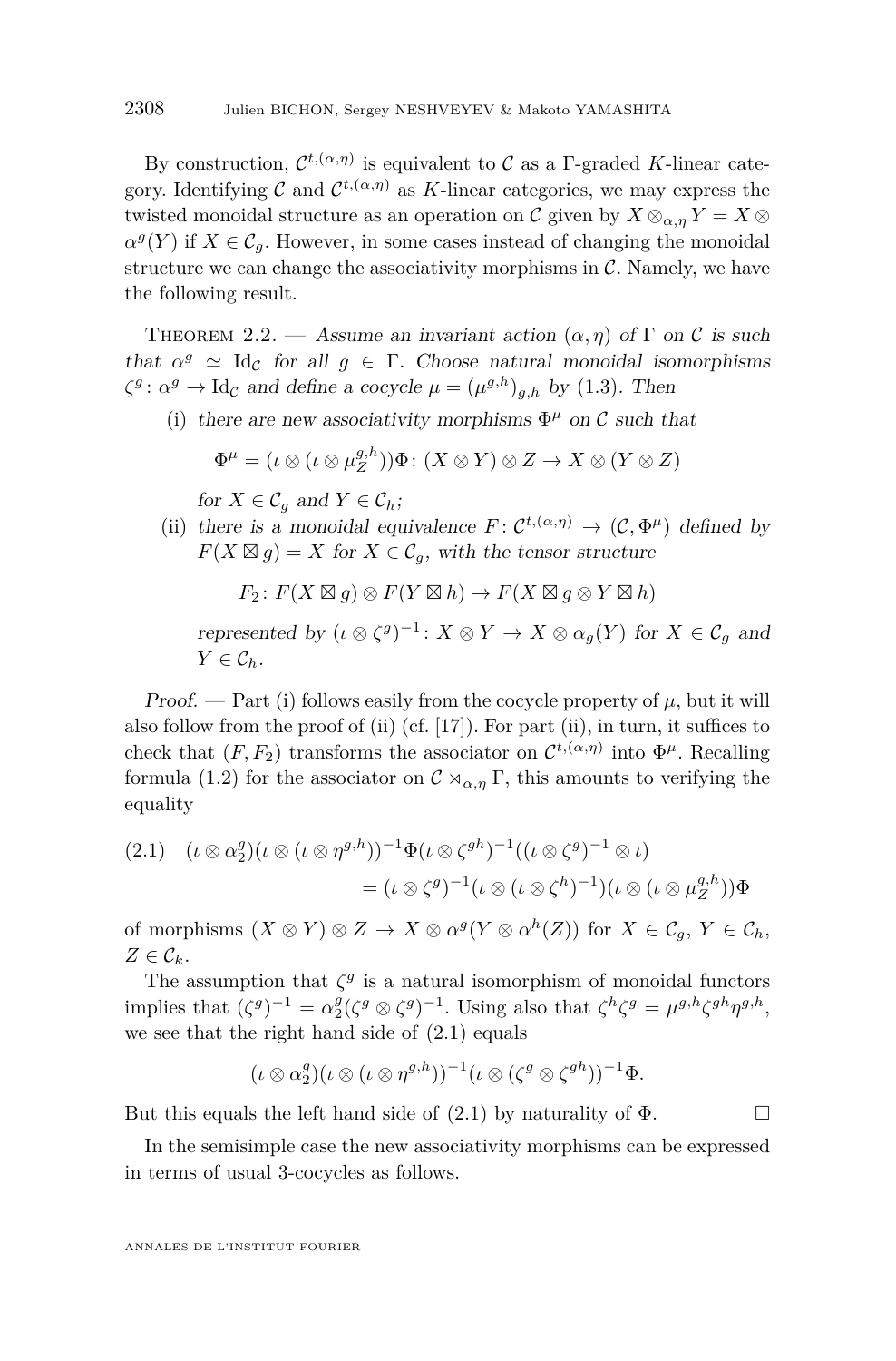By construction, $\mathcal{C}^{t,(\alpha,\eta)}$ is equivalent to $\mathcal{C}$ as a $\Gamma$-graded $K$-linear category. Identifying $\mathcal{C}$ and $\mathcal{C}^{t,(\alpha,\eta)}$ as $K$-linear categories, we may express the twisted monoidal structure as an operation on $\mathcal{C}$ given by $X \otimes_{\alpha,\eta} Y = X \otimes \alpha^g(Y)$ if $X \in \mathcal{C}_g$. However, in some cases instead of changing the monoidal structure we can change the associativity morphisms in $\mathcal{C}$. Namely, we have the following result.

Theorem 2.2. — *Assume an invariant action $(\alpha, \eta)$ of $\Gamma$ on $\mathcal{C}$ is such that $\alpha^g \simeq \mathrm{Id}_{\mathcal{C}}$ for all $g \in \Gamma$. Choose natural monoidal isomorphisms $\zeta^g \colon \alpha^g \to \mathrm{Id}_{\mathcal{C}}$ and define a cocycle $\mu = (\mu^{g,h})_{g,h}$ by (1.3). Then*

(i) *there are new associativity morphisms $\Phi^\mu$ on $\mathcal{C}$ such that*

$$\Phi^\mu = (\iota \otimes (\iota \otimes \mu_Z^{g,h}))\Phi \colon (X \otimes Y) \otimes Z \to X \otimes (Y \otimes Z)$$

*for $X \in \mathcal{C}_g$ and $Y \in \mathcal{C}_h$;*

(ii) *there is a monoidal equivalence $F \colon \mathcal{C}^{t,(\alpha,\eta)} \to (\mathcal{C}, \Phi^\mu)$ defined by $F(X \boxtimes g) = X$ for $X \in \mathcal{C}_g$, with the tensor structure*

$$F_2 \colon F(X \boxtimes g) \otimes F(Y \boxtimes h) \to F(X \boxtimes g \otimes Y \boxtimes h)$$

*represented by $(\iota \otimes \zeta^g)^{-1} \colon X \otimes Y \to X \otimes \alpha_g(Y)$ for $X \in \mathcal{C}_g$ and $Y \in \mathcal{C}_h$.*

*Proof.* — Part (i) follows easily from the cocycle property of $\mu$, but it will also follow from the proof of (ii) (cf. [17]). For part (ii), in turn, it suffices to check that $(F, F_2)$ transforms the associator on $\mathcal{C}^{t,(\alpha,\eta)}$ into $\Phi^\mu$. Recalling formula (1.2) for the associator on $\mathcal{C} \rtimes_{\alpha,\eta} \Gamma$, this amounts to verifying the equality

$$\begin{aligned}(2.1)\quad (\iota \otimes \alpha_2^g)(\iota \otimes (\iota \otimes \eta^{g,h}))^{-1}\Phi(\iota \otimes \zeta^{gh})^{-1}((\iota \otimes \zeta^g)^{-1} \otimes \iota)\\ = (\iota \otimes \zeta^g)^{-1}(\iota \otimes (\iota \otimes \zeta^h)^{-1})(\iota \otimes (\iota \otimes \mu_Z^{g,h}))\Phi\end{aligned}$$

of morphisms $(X \otimes Y) \otimes Z \to X \otimes \alpha^g(Y \otimes \alpha^h(Z))$ for $X \in \mathcal{C}_g$, $Y \in \mathcal{C}_h$, $Z \in \mathcal{C}_k$.

The assumption that $\zeta^g$ is a natural isomorphism of monoidal functors implies that $(\zeta^g)^{-1} = \alpha_2^g(\zeta^g \otimes \zeta^g)^{-1}$. Using also that $\zeta^h\zeta^g = \mu^{g,h}\zeta^{gh}\eta^{g,h}$, we see that the right hand side of (2.1) equals

$$(\iota \otimes \alpha_2^g)(\iota \otimes (\iota \otimes \eta^{g,h}))^{-1}(\iota \otimes (\zeta^g \otimes \zeta^{gh}))^{-1}\Phi.$$

But this equals the left hand side of (2.1) by naturality of $\Phi$. $\square$

In the semisimple case the new associativity morphisms can be expressed in terms of usual 3-cocycles as follows.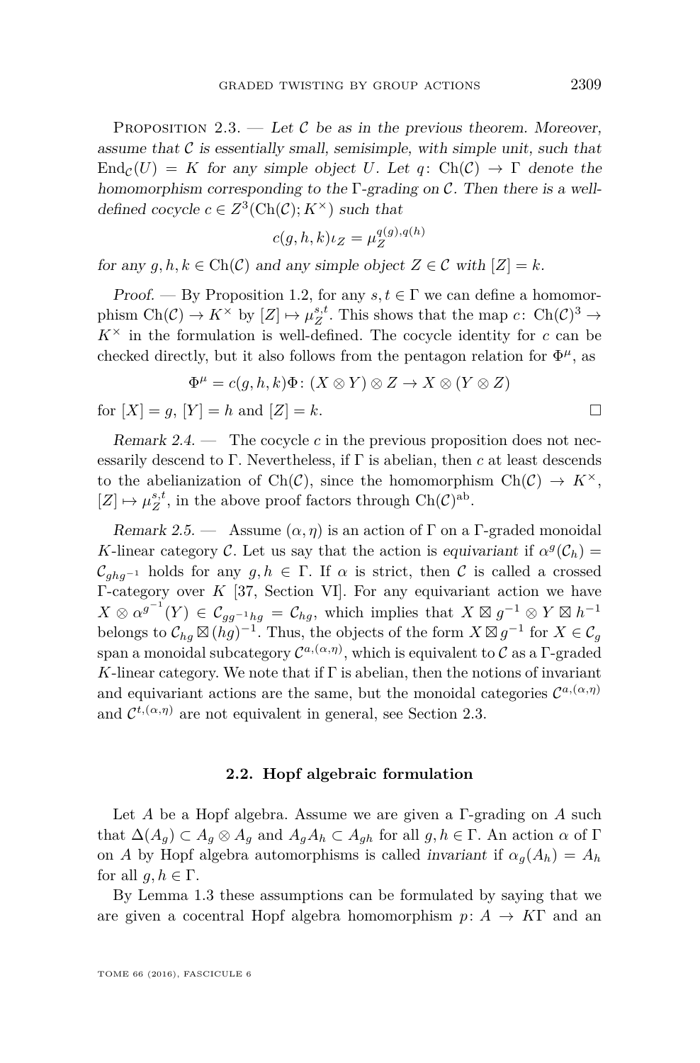Proposition 2.3. — *Let $\mathcal{C}$ be as in the previous theorem. Moreover, assume that $\mathcal{C}$ is essentially small, semisimple, with simple unit, such that $\operatorname{End}_{\mathcal{C}}(U) = K$ for any simple object $U$. Let $q\colon \operatorname{Ch}(\mathcal{C}) \to \Gamma$ denote the homomorphism corresponding to the $\Gamma$-grading on $\mathcal{C}$. Then there is a well-defined cocycle $c \in Z^3(\operatorname{Ch}(\mathcal{C}); K^\times)$ such that*

$$c(g,h,k)\iota_Z = \mu_Z^{q(g),q(h)}$$

*for any $g, h, k \in \operatorname{Ch}(\mathcal{C})$ and any simple object $Z \in \mathcal{C}$ with $[Z] = k$.*

*Proof.* — By Proposition 1.2, for any $s, t \in \Gamma$ we can define a homomorphism $\operatorname{Ch}(\mathcal{C}) \to K^\times$ by $[Z] \mapsto \mu_Z^{s,t}$. This shows that the map $c\colon \operatorname{Ch}(\mathcal{C})^3 \to K^\times$ in the formulation is well-defined. The cocycle identity for $c$ can be checked directly, but it also follows from the pentagon relation for $\Phi^\mu$, as

$$\Phi^\mu = c(g,h,k)\Phi\colon (X \otimes Y) \otimes Z \to X \otimes (Y \otimes Z)$$

for $[X] = g$, $[Y] = h$ and $[Z] = k$. □

*Remark 2.4.* — The cocycle $c$ in the previous proposition does not necessarily descend to $\Gamma$. Nevertheless, if $\Gamma$ is abelian, then $c$ at least descends to the abelianization of $\operatorname{Ch}(\mathcal{C})$, since the homomorphism $\operatorname{Ch}(\mathcal{C}) \to K^\times$, $[Z] \mapsto \mu_Z^{s,t}$, in the above proof factors through $\operatorname{Ch}(\mathcal{C})^{\mathrm{ab}}$.

*Remark 2.5.* — Assume $(\alpha, \eta)$ is an action of $\Gamma$ on a $\Gamma$-graded monoidal $K$-linear category $\mathcal{C}$. Let us say that the action is *equivariant* if $\alpha^g(\mathcal{C}_h) = \mathcal{C}_{ghg^{-1}}$ holds for any $g, h \in \Gamma$. If $\alpha$ is strict, then $\mathcal{C}$ is called a crossed $\Gamma$-category over $K$ [37, Section VI]. For any equivariant action we have $X \otimes \alpha^{g^{-1}}(Y) \in \mathcal{C}_{gg^{-1}hg} = \mathcal{C}_{hg}$, which implies that $X \boxtimes g^{-1} \otimes Y \boxtimes h^{-1}$ belongs to $\mathcal{C}_{hg} \boxtimes (hg)^{-1}$. Thus, the objects of the form $X \boxtimes g^{-1}$ for $X \in \mathcal{C}_g$ span a monoidal subcategory $\mathcal{C}^{a,(\alpha,\eta)}$, which is equivalent to $\mathcal{C}$ as a $\Gamma$-graded $K$-linear category. We note that if $\Gamma$ is abelian, then the notions of invariant and equivariant actions are the same, but the monoidal categories $\mathcal{C}^{a,(\alpha,\eta)}$ and $\mathcal{C}^{t,(\alpha,\eta)}$ are not equivalent in general, see Section 2.3.

### 2.2. Hopf algebraic formulation

Let $A$ be a Hopf algebra. Assume we are given a $\Gamma$-grading on $A$ such that $\Delta(A_g) \subset A_g \otimes A_g$ and $A_g A_h \subset A_{gh}$ for all $g, h \in \Gamma$. An action $\alpha$ of $\Gamma$ on $A$ by Hopf algebra automorphisms is called *invariant* if $\alpha_g(A_h) = A_h$ for all $g, h \in \Gamma$.

By Lemma 1.3 these assumptions can be formulated by saying that we are given a cocentral Hopf algebra homomorphism $p\colon A \to K\Gamma$ and an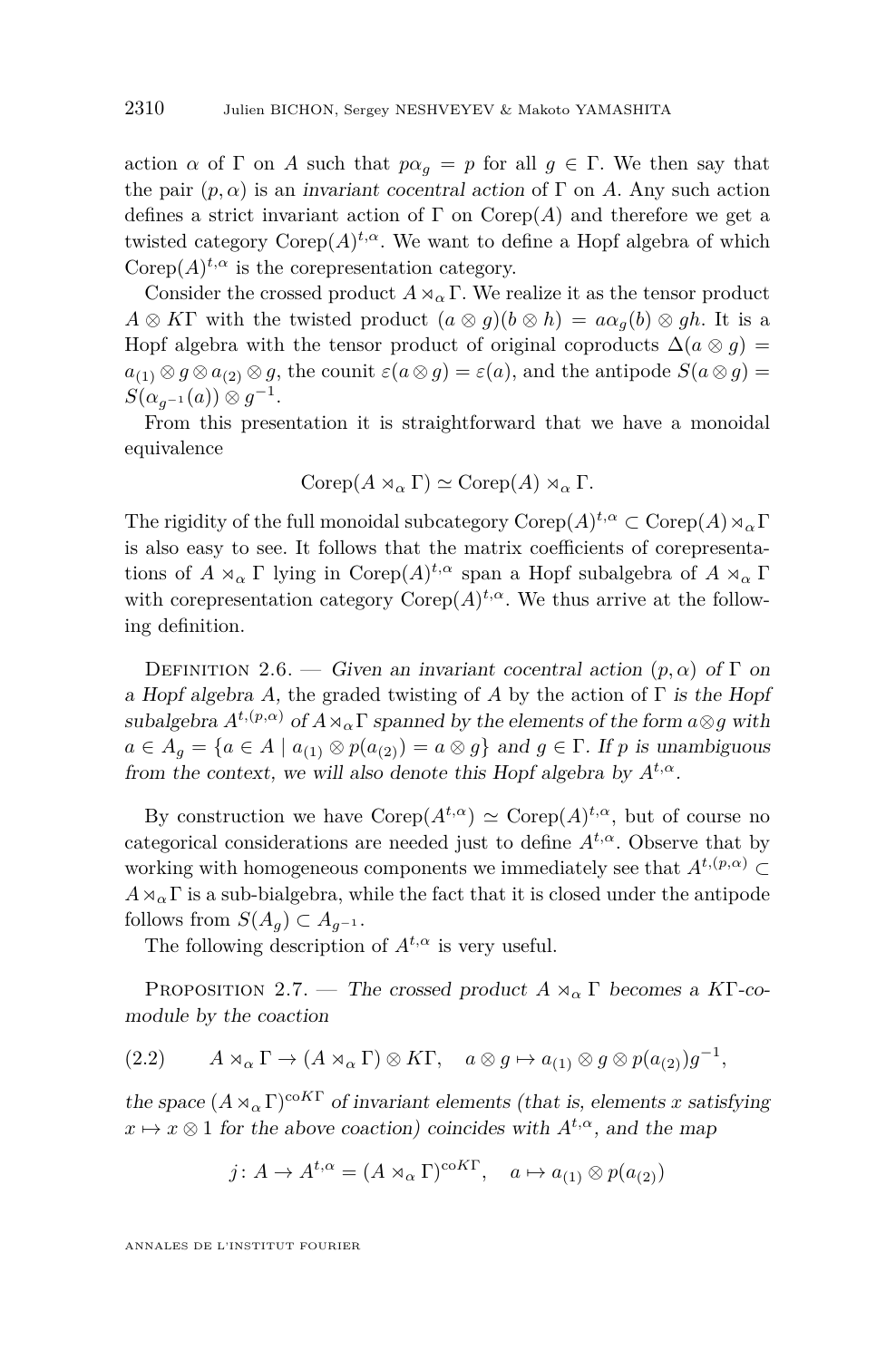action $\alpha$ of $\Gamma$ on $A$ such that $p\alpha_g = p$ for all $g \in \Gamma$. We then say that the pair $(p, \alpha)$ is an *invariant cocentral action* of $\Gamma$ on $A$. Any such action defines a strict invariant action of $\Gamma$ on $\mathrm{Corep}(A)$ and therefore we get a twisted category $\mathrm{Corep}(A)^{t,\alpha}$. We want to define a Hopf algebra of which $\mathrm{Corep}(A)^{t,\alpha}$ is the corepresentation category.

Consider the crossed product $A \rtimes_\alpha \Gamma$. We realize it as the tensor product $A \otimes K\Gamma$ with the twisted product $(a \otimes g)(b \otimes h) = a\alpha_g(b) \otimes gh$. It is a Hopf algebra with the tensor product of original coproducts $\Delta(a \otimes g) = a_{(1)} \otimes g \otimes a_{(2)} \otimes g$, the counit $\varepsilon(a \otimes g) = \varepsilon(a)$, and the antipode $S(a \otimes g) = S(\alpha_{g^{-1}}(a)) \otimes g^{-1}$.

From this presentation it is straightforward that we have a monoidal equivalence

$$\mathrm{Corep}(A \rtimes_\alpha \Gamma) \simeq \mathrm{Corep}(A) \rtimes_\alpha \Gamma.$$

The rigidity of the full monoidal subcategory $\mathrm{Corep}(A)^{t,\alpha} \subset \mathrm{Corep}(A) \rtimes_\alpha \Gamma$ is also easy to see. It follows that the matrix coefficients of corepresentations of $A \rtimes_\alpha \Gamma$ lying in $\mathrm{Corep}(A)^{t,\alpha}$ span a Hopf subalgebra of $A \rtimes_\alpha \Gamma$ with corepresentation category $\mathrm{Corep}(A)^{t,\alpha}$. We thus arrive at the following definition.

Definition 2.6. — *Given an invariant cocentral action $(p, \alpha)$ of $\Gamma$ on a Hopf algebra $A$,* the graded twisting of $A$ by the action of $\Gamma$ *is the Hopf subalgebra $A^{t,(p,\alpha)}$ of $A \rtimes_\alpha \Gamma$ spanned by the elements of the form $a \otimes g$ with $a \in A_g = \{a \in A \mid a_{(1)} \otimes p(a_{(2)}) = a \otimes g\}$ and $g \in \Gamma$. If $p$ is unambiguous from the context, we will also denote this Hopf algebra by $A^{t,\alpha}$.*

By construction we have $\mathrm{Corep}(A^{t,\alpha}) \simeq \mathrm{Corep}(A)^{t,\alpha}$, but of course no categorical considerations are needed just to define $A^{t,\alpha}$. Observe that by working with homogeneous components we immediately see that $A^{t,(p,\alpha)} \subset A \rtimes_\alpha \Gamma$ is a sub-bialgebra, while the fact that it is closed under the antipode follows from $S(A_g) \subset A_{g^{-1}}$.

The following description of $A^{t,\alpha}$ is very useful.

Proposition 2.7. — *The crossed product $A \rtimes_\alpha \Gamma$ becomes a $K\Gamma$-comodule by the coaction*

$$A \rtimes_\alpha \Gamma \to (A \rtimes_\alpha \Gamma) \otimes K\Gamma, \quad a \otimes g \mapsto a_{(1)} \otimes g \otimes p(a_{(2)})g^{-1}, \tag{2.2}$$

*the space $(A \rtimes_\alpha \Gamma)^{\mathrm{co}K\Gamma}$ of invariant elements (that is, elements $x$ satisfying $x \mapsto x \otimes 1$ for the above coaction) coincides with $A^{t,\alpha}$, and the map*

$$j \colon A \to A^{t,\alpha} = (A \rtimes_\alpha \Gamma)^{\mathrm{co}K\Gamma}, \quad a \mapsto a_{(1)} \otimes p(a_{(2)})$$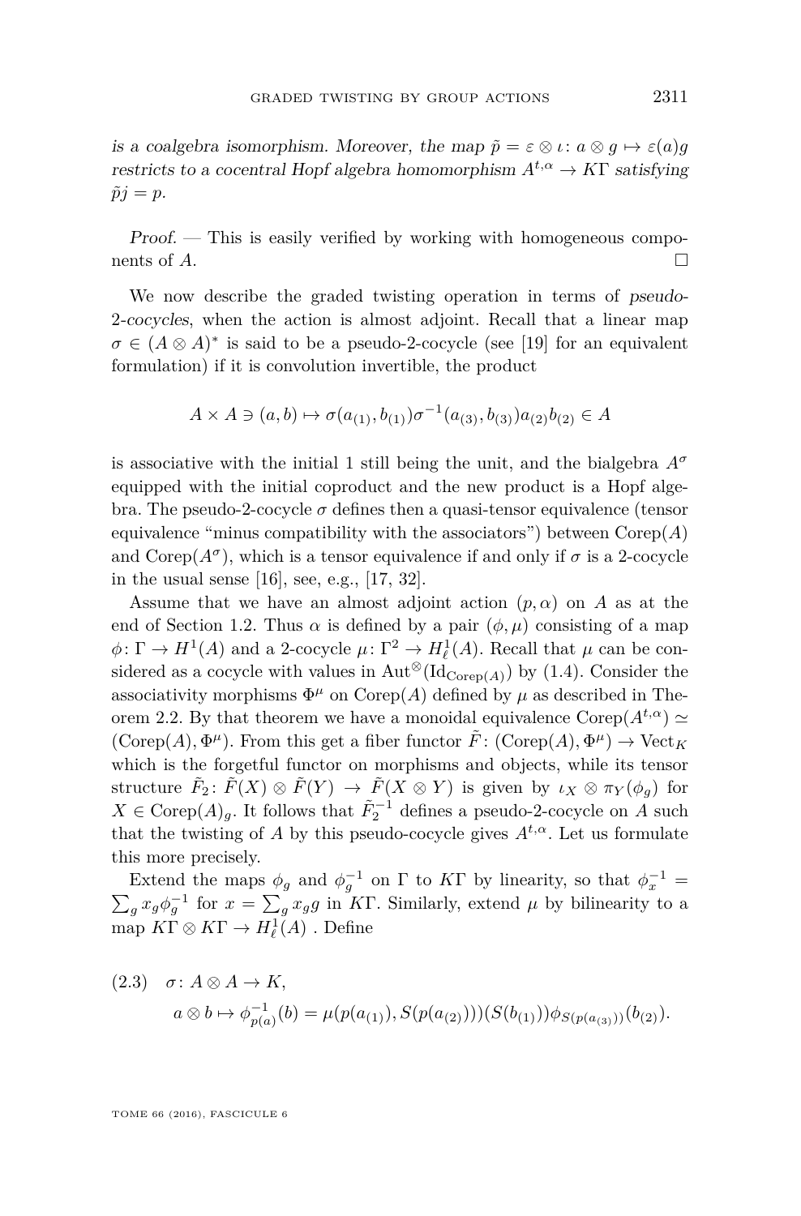*is a coalgebra isomorphism. Moreover, the map $\tilde{p} = \varepsilon \otimes \iota\colon a \otimes g \mapsto \varepsilon(a)g$ restricts to a cocentral Hopf algebra homomorphism $A^{t,\alpha} \to K\Gamma$ satisfying $\tilde{p}j = p$.*

*Proof.* — This is easily verified by working with homogeneous components of $A$. $\square$

We now describe the graded twisting operation in terms of *pseudo-2-cocycles*, when the action is almost adjoint. Recall that a linear map $\sigma \in (A \otimes A)^*$ is said to be a pseudo-2-cocycle (see [19] for an equivalent formulation) if it is convolution invertible, the product

$$A \times A \ni (a, b) \mapsto \sigma(a_{(1)}, b_{(1)})\sigma^{-1}(a_{(3)}, b_{(3)})a_{(2)}b_{(2)} \in A$$

is associative with the initial 1 still being the unit, and the bialgebra $A^\sigma$ equipped with the initial coproduct and the new product is a Hopf algebra. The pseudo-2-cocycle $\sigma$ defines then a quasi-tensor equivalence (tensor equivalence "minus compatibility with the associators") between $\mathrm{Corep}(A)$ and $\mathrm{Corep}(A^\sigma)$, which is a tensor equivalence if and only if $\sigma$ is a 2-cocycle in the usual sense [16], see, e.g., [17, 32].

Assume that we have an almost adjoint action $(p, \alpha)$ on $A$ as at the end of Section 1.2. Thus $\alpha$ is defined by a pair $(\phi, \mu)$ consisting of a map $\phi\colon \Gamma \to H^1(A)$ and a 2-cocycle $\mu\colon \Gamma^2 \to H^1_\ell(A)$. Recall that $\mu$ can be considered as a cocycle with values in $\mathrm{Aut}^\otimes(\mathrm{Id}_{\mathrm{Corep}(A)})$ by (1.4). Consider the associativity morphisms $\Phi^\mu$ on $\mathrm{Corep}(A)$ defined by $\mu$ as described in Theorem 2.2. By that theorem we have a monoidal equivalence $\mathrm{Corep}(A^{t,\alpha}) \simeq (\mathrm{Corep}(A), \Phi^\mu)$. From this get a fiber functor $\tilde{F}\colon (\mathrm{Corep}(A), \Phi^\mu) \to \mathrm{Vect}_K$ which is the forgetful functor on morphisms and objects, while its tensor structure $\tilde{F}_2\colon \tilde{F}(X) \otimes \tilde{F}(Y) \to \tilde{F}(X \otimes Y)$ is given by $\iota_X \otimes \pi_Y(\phi_g)$ for $X \in \mathrm{Corep}(A)_g$. It follows that $\tilde{F}_2^{-1}$ defines a pseudo-2-cocycle on $A$ such that the twisting of $A$ by this pseudo-cocycle gives $A^{t,\alpha}$. Let us formulate this more precisely.

Extend the maps $\phi_g$ and $\phi_g^{-1}$ on $\Gamma$ to $K\Gamma$ by linearity, so that $\phi_x^{-1} = \sum_g x_g \phi_g^{-1}$ for $x = \sum_g x_g g$ in $K\Gamma$. Similarly, extend $\mu$ by bilinearity to a map $K\Gamma \otimes K\Gamma \to H^1_\ell(A)$ . Define

$$\begin{aligned}(2.3)\quad & \sigma\colon A \otimes A \to K,\\ & a \otimes b \mapsto \phi^{-1}_{p(a)}(b) = \mu(p(a_{(1)}), S(p(a_{(2)})))(S(b_{(1)}))\phi_{S(p(a_{(3)}))}(b_{(2)}).\end{aligned}$$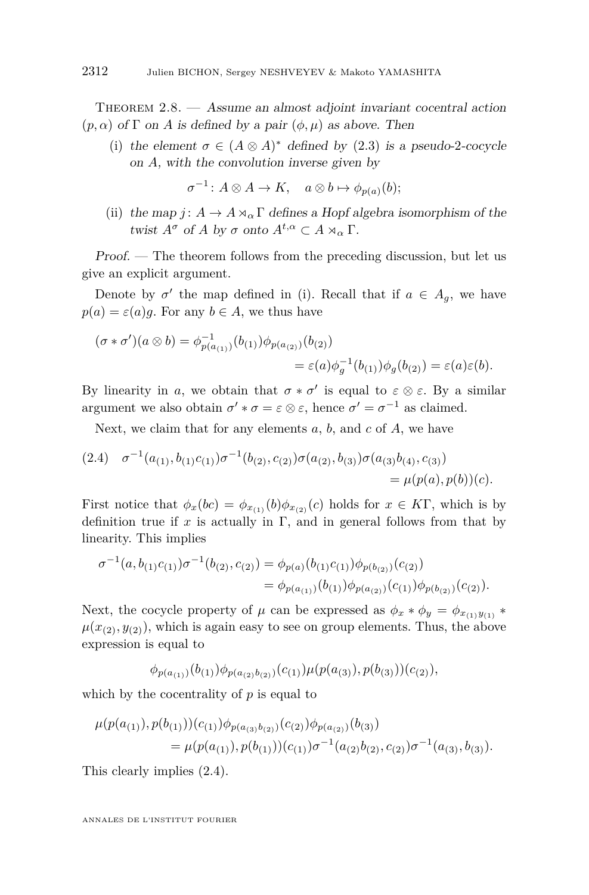Theorem 2.8. — *Assume an almost adjoint invariant cocentral action $(p,\alpha)$ of $\Gamma$ on $A$ is defined by a pair $(\phi,\mu)$ as above. Then*

(i) *the element $\sigma \in (A\otimes A)^*$ defined by (2.3) is a pseudo-2-cocycle on $A$, with the convolution inverse given by*

$$\sigma^{-1}\colon A\otimes A\to K,\quad a\otimes b\mapsto \phi_{p(a)}(b);$$

(ii) *the map $j\colon A\to A\rtimes_\alpha\Gamma$ defines a Hopf algebra isomorphism of the twist $A^\sigma$ of $A$ by $\sigma$ onto $A^{t,\alpha}\subset A\rtimes_\alpha\Gamma$.*

*Proof.* — The theorem follows from the preceding discussion, but let us give an explicit argument.

Denote by $\sigma'$ the map defined in (i). Recall that if $a\in A_g$, we have $p(a)=\varepsilon(a)g$. For any $b\in A$, we thus have

$$\begin{aligned}(\sigma*\sigma')(a\otimes b)&=\phi^{-1}_{p(a_{(1)})}(b_{(1)})\phi_{p(a_{(2)})}(b_{(2)})\\&=\varepsilon(a)\phi_g^{-1}(b_{(1)})\phi_g(b_{(2)})=\varepsilon(a)\varepsilon(b).\end{aligned}$$

By linearity in $a$, we obtain that $\sigma*\sigma'$ is equal to $\varepsilon\otimes\varepsilon$. By a similar argument we also obtain $\sigma'*\sigma=\varepsilon\otimes\varepsilon$, hence $\sigma'=\sigma^{-1}$ as claimed.

Next, we claim that for any elements $a$, $b$, and $c$ of $A$, we have

$$\begin{aligned}(2.4)\quad \sigma^{-1}(a_{(1)},b_{(1)}c_{(1)})\sigma^{-1}(b_{(2)},c_{(2)})\sigma(a_{(2)},b_{(3)})\sigma(a_{(3)}b_{(4)},c_{(3)})\\=\mu(p(a),p(b))(c).\end{aligned}$$

First notice that $\phi_x(bc)=\phi_{x_{(1)}}(b)\phi_{x_{(2)}}(c)$ holds for $x\in K\Gamma$, which is by definition true if $x$ is actually in $\Gamma$, and in general follows from that by linearity. This implies

$$\begin{aligned}\sigma^{-1}(a,b_{(1)}c_{(1)})\sigma^{-1}(b_{(2)},c_{(2)})&=\phi_{p(a)}(b_{(1)}c_{(1)})\phi_{p(b_{(2)})}(c_{(2)})\\&=\phi_{p(a_{(1)})}(b_{(1)})\phi_{p(a_{(2)})}(c_{(1)})\phi_{p(b_{(2)})}(c_{(2)}).\end{aligned}$$

Next, the cocycle property of $\mu$ can be expressed as $\phi_x*\phi_y=\phi_{x_{(1)}y_{(1)}}*\mu(x_{(2)},y_{(2)})$, which is again easy to see on group elements. Thus, the above expression is equal to

$$\phi_{p(a_{(1)})}(b_{(1)})\phi_{p(a_{(2)}b_{(2)})}(c_{(1)})\mu(p(a_{(3)}),p(b_{(3)}))(c_{(2)}),$$

which by the cocentrality of $p$ is equal to

$$\begin{aligned}\mu(p(a_{(1)}),p(b_{(1)}))(c_{(1)})\phi_{p(a_{(3)}b_{(2)})}(c_{(2)})\phi_{p(a_{(2)})}(b_{(3)})\\=\mu(p(a_{(1)}),p(b_{(1)}))(c_{(1)})\sigma^{-1}(a_{(2)}b_{(2)},c_{(2)})\sigma^{-1}(a_{(3)},b_{(3)}).\end{aligned}$$

This clearly implies (2.4).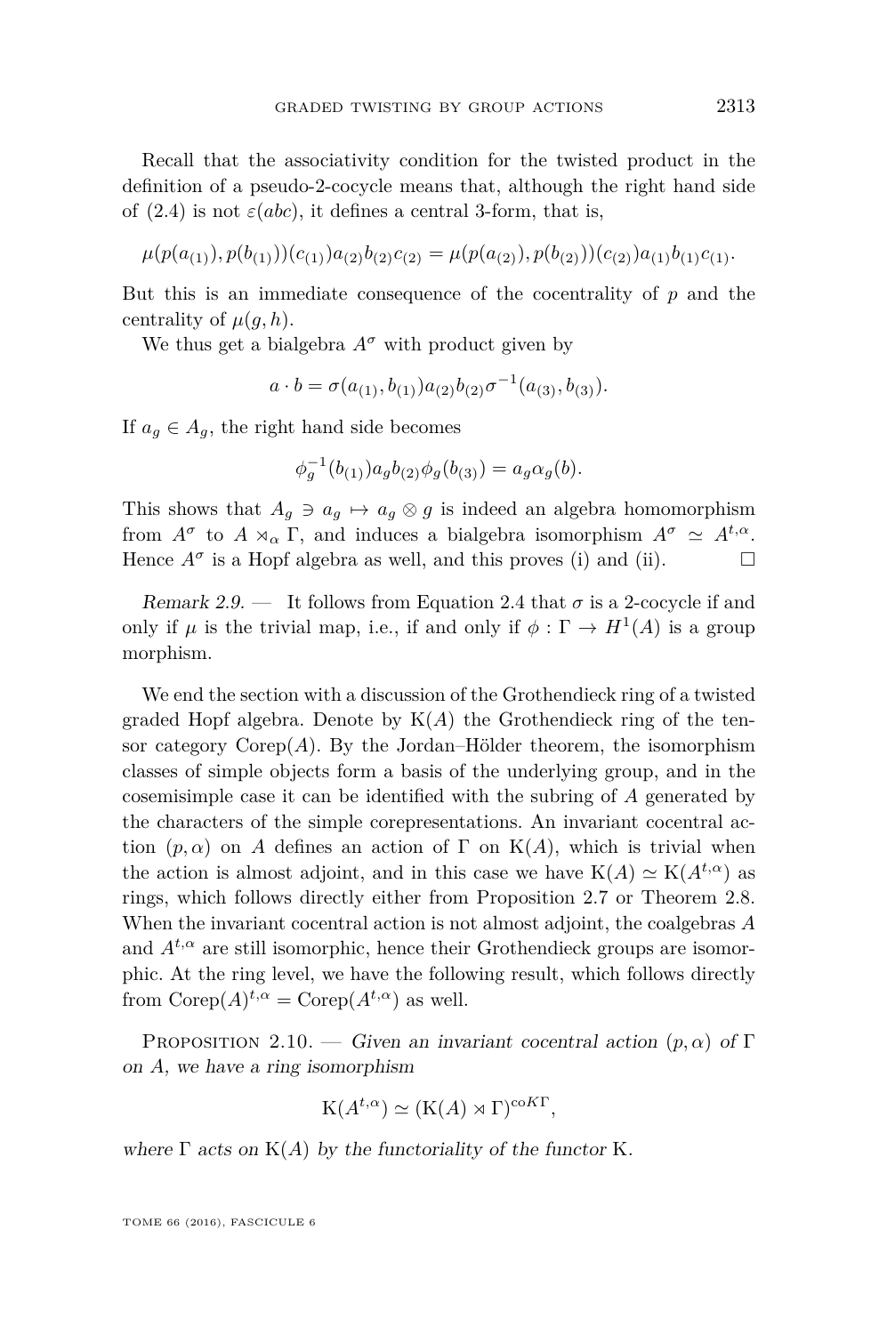Recall that the associativity condition for the twisted product in the definition of a pseudo-2-cocycle means that, although the right hand side of (2.4) is not $\varepsilon(abc)$, it defines a central 3-form, that is,

$$\mu(p(a_{(1)}), p(b_{(1)}))(c_{(1)})a_{(2)}b_{(2)}c_{(2)} = \mu(p(a_{(2)}), p(b_{(2)}))(c_{(2)})a_{(1)}b_{(1)}c_{(1)}.$$

But this is an immediate consequence of the cocentrality of $p$ and the centrality of $\mu(g,h)$.

We thus get a bialgebra $A^\sigma$ with product given by

$$a \cdot b = \sigma(a_{(1)}, b_{(1)})a_{(2)}b_{(2)}\sigma^{-1}(a_{(3)}, b_{(3)}).$$

If $a_g \in A_g$, the right hand side becomes

$$\phi_g^{-1}(b_{(1)})a_g b_{(2)}\phi_g(b_{(3)}) = a_g\alpha_g(b).$$

This shows that $A_g \ni a_g \mapsto a_g \otimes g$ is indeed an algebra homomorphism from $A^\sigma$ to $A \rtimes_\alpha \Gamma$, and induces a bialgebra isomorphism $A^\sigma \simeq A^{t,\alpha}$. Hence $A^\sigma$ is a Hopf algebra as well, and this proves (i) and (ii). □

*Remark 2.9.* — It follows from Equation 2.4 that $\sigma$ is a 2-cocycle if and only if $\mu$ is the trivial map, i.e., if and only if $\phi : \Gamma \to H^1(A)$ is a group morphism.

We end the section with a discussion of the Grothendieck ring of a twisted graded Hopf algebra. Denote by $\mathrm{K}(A)$ the Grothendieck ring of the tensor category $\mathrm{Corep}(A)$. By the Jordan–Hölder theorem, the isomorphism classes of simple objects form a basis of the underlying group, and in the cosemisimple case it can be identified with the subring of $A$ generated by the characters of the simple corepresentations. An invariant cocentral action $(p, \alpha)$ on $A$ defines an action of $\Gamma$ on $\mathrm{K}(A)$, which is trivial when the action is almost adjoint, and in this case we have $\mathrm{K}(A) \simeq \mathrm{K}(A^{t,\alpha})$ as rings, which follows directly either from Proposition 2.7 or Theorem 2.8. When the invariant cocentral action is not almost adjoint, the coalgebras $A$ and $A^{t,\alpha}$ are still isomorphic, hence their Grothendieck groups are isomorphic. At the ring level, we have the following result, which follows directly from $\mathrm{Corep}(A)^{t,\alpha} = \mathrm{Corep}(A^{t,\alpha})$ as well.

Proposition 2.10. — *Given an invariant cocentral action $(p, \alpha)$ of $\Gamma$ on $A$, we have a ring isomorphism*

$$\mathrm{K}(A^{t,\alpha}) \simeq (\mathrm{K}(A) \rtimes \Gamma)^{\mathrm{co}K\Gamma},$$

*where $\Gamma$ acts on $\mathrm{K}(A)$ by the functoriality of the functor $\mathrm{K}$.*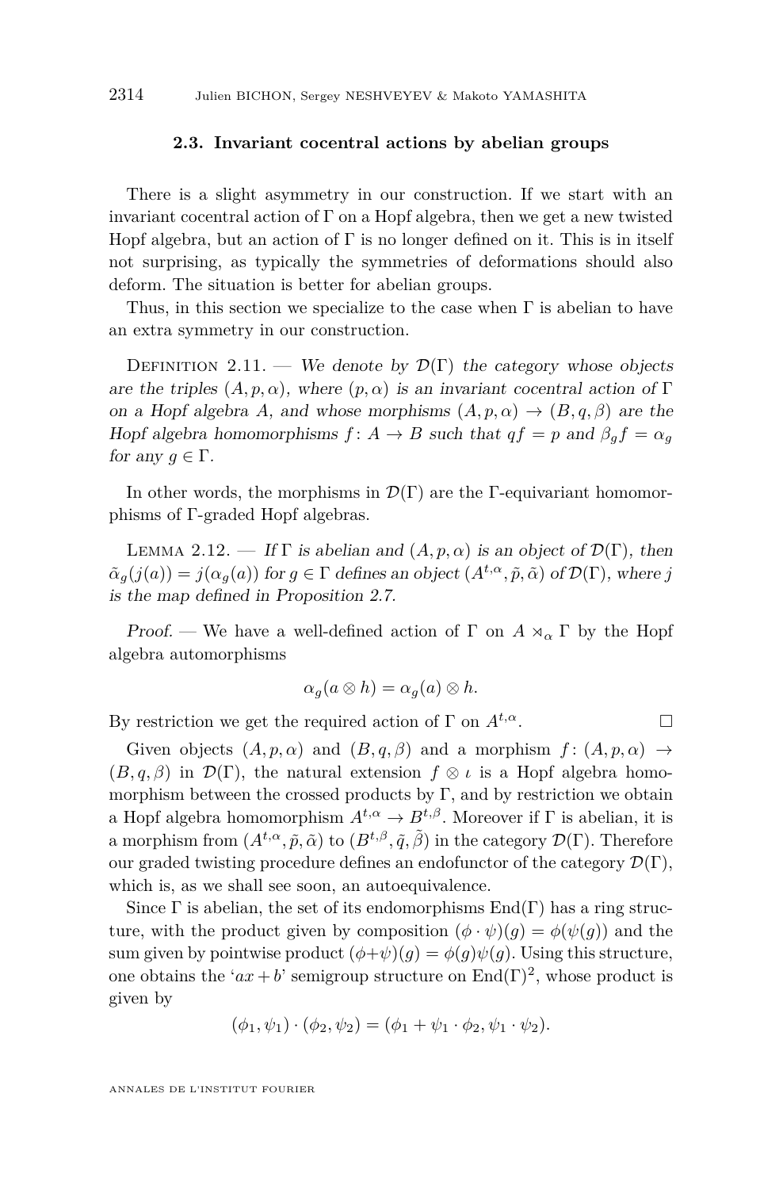### 2.3. Invariant cocentral actions by abelian groups

There is a slight asymmetry in our construction. If we start with an invariant cocentral action of $\Gamma$ on a Hopf algebra, then we get a new twisted Hopf algebra, but an action of $\Gamma$ is no longer defined on it. This is in itself not surprising, as typically the symmetries of deformations should also deform. The situation is better for abelian groups.

Thus, in this section we specialize to the case when $\Gamma$ is abelian to have an extra symmetry in our construction.

Definition 2.11. — *We denote by $\mathcal{D}(\Gamma)$ the category whose objects are the triples $(A, p, \alpha)$, where $(p, \alpha)$ is an invariant cocentral action of $\Gamma$ on a Hopf algebra $A$, and whose morphisms $(A, p, \alpha) \to (B, q, \beta)$ are the Hopf algebra homomorphisms $f\colon A \to B$ such that $qf = p$ and $\beta_g f = \alpha_g$ for any $g \in \Gamma$.*

In other words, the morphisms in $\mathcal{D}(\Gamma)$ are the $\Gamma$-equivariant homomorphisms of $\Gamma$-graded Hopf algebras.

Lemma 2.12. — *If $\Gamma$ is abelian and $(A, p, \alpha)$ is an object of $\mathcal{D}(\Gamma)$, then $\tilde{\alpha}_g(j(a)) = j(\alpha_g(a))$ for $g \in \Gamma$ defines an object $(A^{t,\alpha}, \tilde{p}, \tilde{\alpha})$ of $\mathcal{D}(\Gamma)$, where $j$ is the map defined in Proposition 2.7.*

*Proof.* — We have a well-defined action of $\Gamma$ on $A \rtimes_\alpha \Gamma$ by the Hopf algebra automorphisms

$$\alpha_g(a \otimes h) = \alpha_g(a) \otimes h.$$

By restriction we get the required action of $\Gamma$ on $A^{t,\alpha}$. □

Given objects $(A, p, \alpha)$ and $(B, q, \beta)$ and a morphism $f\colon (A, p, \alpha) \to (B, q, \beta)$ in $\mathcal{D}(\Gamma)$, the natural extension $f \otimes \iota$ is a Hopf algebra homomorphism between the crossed products by $\Gamma$, and by restriction we obtain a Hopf algebra homomorphism $A^{t,\alpha} \to B^{t,\beta}$. Moreover if $\Gamma$ is abelian, it is a morphism from $(A^{t,\alpha}, \tilde{p}, \tilde{\alpha})$ to $(B^{t,\beta}, \tilde{q}, \tilde{\beta})$ in the category $\mathcal{D}(\Gamma)$. Therefore our graded twisting procedure defines an endofunctor of the category $\mathcal{D}(\Gamma)$, which is, as we shall see soon, an autoequivalence.

Since $\Gamma$ is abelian, the set of its endomorphisms $\mathrm{End}(\Gamma)$ has a ring structure, with the product given by composition $(\phi \cdot \psi)(g) = \phi(\psi(g))$ and the sum given by pointwise product $(\phi + \psi)(g) = \phi(g)\psi(g)$. Using this structure, one obtains the '$ax + b$' semigroup structure on $\mathrm{End}(\Gamma)^2$, whose product is given by

$$(\phi_1, \psi_1) \cdot (\phi_2, \psi_2) = (\phi_1 + \psi_1 \cdot \phi_2, \psi_1 \cdot \psi_2).$$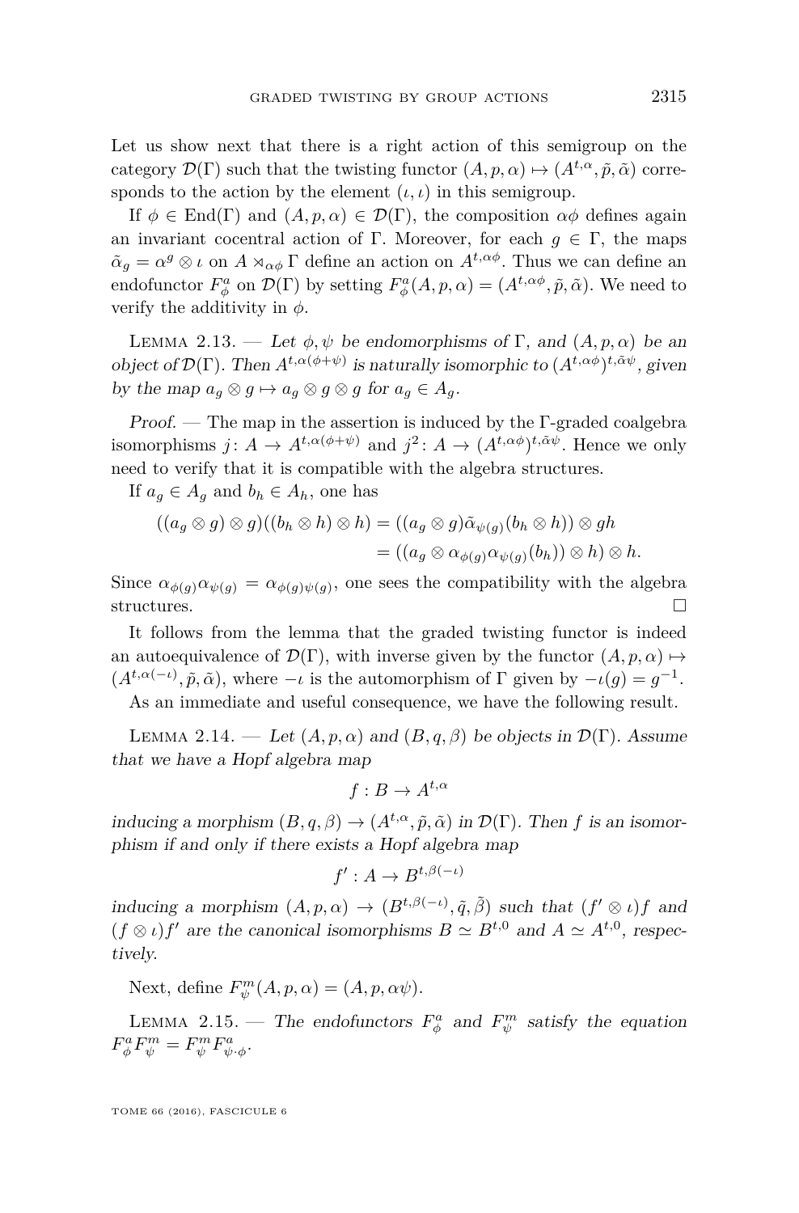Let us show next that there is a right action of this semigroup on the category $\mathcal{D}(\Gamma)$ such that the twisting functor $(A, p, \alpha) \mapsto (A^{t,\alpha}, \tilde{p}, \tilde{\alpha})$ corresponds to the action by the element $(\iota, \iota)$ in this semigroup.

If $\phi \in \operatorname{End}(\Gamma)$ and $(A, p, \alpha) \in \mathcal{D}(\Gamma)$, the composition $\alpha\phi$ defines again an invariant cocentral action of $\Gamma$. Moreover, for each $g \in \Gamma$, the maps $\tilde{\alpha}_g = \alpha^g \otimes \iota$ on $A \rtimes_{\alpha\phi} \Gamma$ define an action on $A^{t,\alpha\phi}$. Thus we can define an endofunctor $F^a_\phi$ on $\mathcal{D}(\Gamma)$ by setting $F^a_\phi(A, p, \alpha) = (A^{t,\alpha\phi}, \tilde{p}, \tilde{\alpha})$. We need to verify the additivity in $\phi$.

Lemma 2.13. — *Let $\phi, \psi$ be endomorphisms of $\Gamma$, and $(A, p, \alpha)$ be an object of $\mathcal{D}(\Gamma)$. Then $A^{t,\alpha(\phi+\psi)}$ is naturally isomorphic to $(A^{t,\alpha\phi})^{t,\tilde{\alpha}\psi}$, given by the map $a_g \otimes g \mapsto a_g \otimes g \otimes g$ for $a_g \in A_g$.*

*Proof.* — The map in the assertion is induced by the $\Gamma$-graded coalgebra isomorphisms $j\colon A \to A^{t,\alpha(\phi+\psi)}$ and $j^2\colon A \to (A^{t,\alpha\phi})^{t,\tilde{\alpha}\psi}$. Hence we only need to verify that it is compatible with the algebra structures.

If $a_g \in A_g$ and $b_h \in A_h$, one has

$$
\begin{aligned}
((a_g \otimes g) \otimes g)((b_h \otimes h) \otimes h) &= ((a_g \otimes g)\tilde{\alpha}_{\psi(g)}(b_h \otimes h)) \otimes gh \\
&= ((a_g \otimes \alpha_{\phi(g)}\alpha_{\psi(g)}(b_h)) \otimes h) \otimes h.
\end{aligned}
$$

Since $\alpha_{\phi(g)}\alpha_{\psi(g)} = \alpha_{\phi(g)\psi(g)}$, one sees the compatibility with the algebra structures. □

It follows from the lemma that the graded twisting functor is indeed an autoequivalence of $\mathcal{D}(\Gamma)$, with inverse given by the functor $(A, p, \alpha) \mapsto (A^{t,\alpha(-\iota)}, \tilde{p}, \tilde{\alpha})$, where $-\iota$ is the automorphism of $\Gamma$ given by $-\iota(g) = g^{-1}$.

As an immediate and useful consequence, we have the following result.

Lemma 2.14. — *Let $(A, p, \alpha)$ and $(B, q, \beta)$ be objects in $\mathcal{D}(\Gamma)$. Assume that we have a Hopf algebra map*

$$f : B \to A^{t,\alpha}$$

*inducing a morphism $(B, q, \beta) \to (A^{t,\alpha}, \tilde{p}, \tilde{\alpha})$ in $\mathcal{D}(\Gamma)$. Then $f$ is an isomorphism if and only if there exists a Hopf algebra map*

$$f' : A \to B^{t,\beta(-\iota)}$$

*inducing a morphism $(A, p, \alpha) \to (B^{t,\beta(-\iota)}, \tilde{q}, \tilde{\beta})$ such that $(f' \otimes \iota)f$ and $(f \otimes \iota)f'$ are the canonical isomorphisms $B \simeq B^{t,0}$ and $A \simeq A^{t,0}$, respectively.*

Next, define $F^m_\psi(A, p, \alpha) = (A, p, \alpha\psi)$.

Lemma 2.15. — *The endofunctors $F^a_\phi$ and $F^m_\psi$ satisfy the equation $F^a_\phi F^m_\psi = F^m_\psi F^a_{\psi\cdot\phi}$.*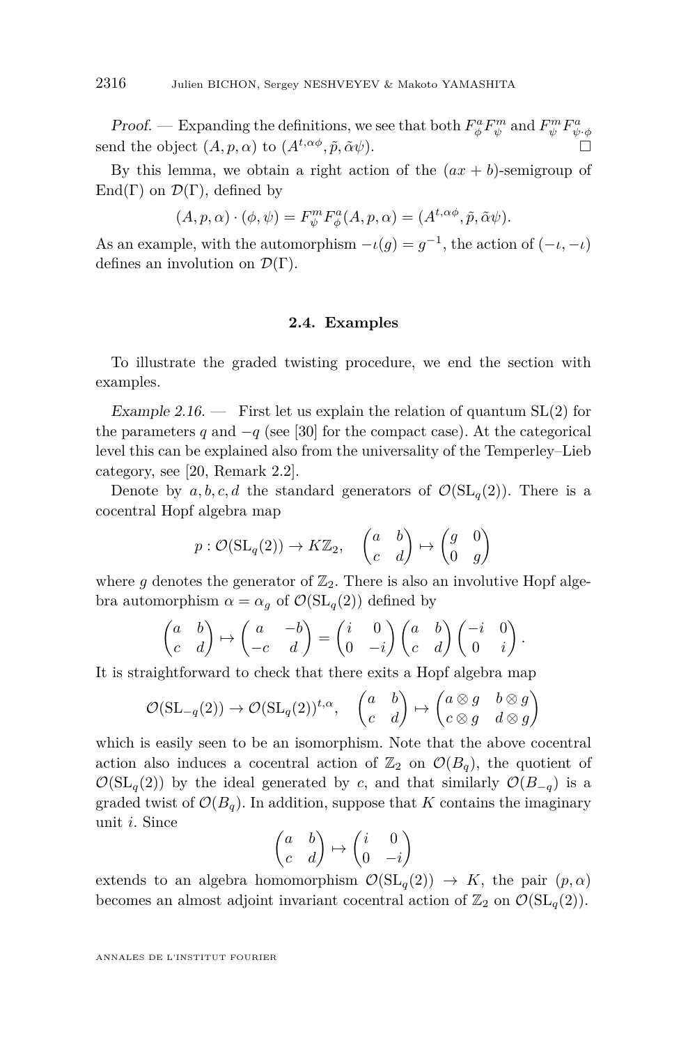*Proof.* — Expanding the definitions, we see that both $F^a_\phi F^m_\psi$ and $F^m_\psi F^a_{\psi\cdot\phi}$ send the object $(A,p,\alpha)$ to $(A^{t,\alpha\phi},\tilde{p},\tilde{\alpha}\psi)$. □

By this lemma, we obtain a right action of the $(ax+b)$-semigroup of $\mathrm{End}(\Gamma)$ on $\mathcal{D}(\Gamma)$, defined by

$$(A,p,\alpha)\cdot(\phi,\psi) = F^m_\psi F^a_\phi(A,p,\alpha) = (A^{t,\alpha\phi},\tilde{p},\tilde{\alpha}\psi).$$

As an example, with the automorphism $-\iota(g)=g^{-1}$, the action of $(-\iota,-\iota)$ defines an involution on $\mathcal{D}(\Gamma)$.

## 2.4. Examples

To illustrate the graded twisting procedure, we end the section with examples.

*Example 2.16.* — First let us explain the relation of quantum SL(2) for the parameters $q$ and $-q$ (see [30] for the compact case). At the categorical level this can be explained also from the universality of the Temperley–Lieb category, see [20, Remark 2.2].

Denote by $a,b,c,d$ the standard generators of $\mathcal{O}(\mathrm{SL}_q(2))$. There is a cocentral Hopf algebra map

$$p\colon \mathcal{O}(\mathrm{SL}_q(2)) \to K\mathbb{Z}_2, \quad \begin{pmatrix} a & b\\ c & d\end{pmatrix} \mapsto \begin{pmatrix} g & 0\\ 0 & g\end{pmatrix}$$

where $g$ denotes the generator of $\mathbb{Z}_2$. There is also an involutive Hopf algebra automorphism $\alpha=\alpha_g$ of $\mathcal{O}(\mathrm{SL}_q(2))$ defined by

$$\begin{pmatrix} a & b\\ c & d\end{pmatrix} \mapsto \begin{pmatrix} a & -b\\ -c & d\end{pmatrix} = \begin{pmatrix} i & 0\\ 0 & -i\end{pmatrix}\begin{pmatrix} a & b\\ c & d\end{pmatrix}\begin{pmatrix} -i & 0\\ 0 & i\end{pmatrix}.$$

It is straightforward to check that there exits a Hopf algebra map

$$\mathcal{O}(\mathrm{SL}_{-q}(2)) \to \mathcal{O}(\mathrm{SL}_q(2))^{t,\alpha}, \quad \begin{pmatrix} a & b\\ c & d\end{pmatrix} \mapsto \begin{pmatrix} a\otimes g & b\otimes g\\ c\otimes g & d\otimes g\end{pmatrix}$$

which is easily seen to be an isomorphism. Note that the above cocentral action also induces a cocentral action of $\mathbb{Z}_2$ on $\mathcal{O}(B_q)$, the quotient of $\mathcal{O}(\mathrm{SL}_q(2))$ by the ideal generated by $c$, and that similarly $\mathcal{O}(B_{-q})$ is a graded twist of $\mathcal{O}(B_q)$. In addition, suppose that $K$ contains the imaginary unit $i$. Since

$$\begin{pmatrix} a & b\\ c & d\end{pmatrix} \mapsto \begin{pmatrix} i & 0\\ 0 & -i\end{pmatrix}$$

extends to an algebra homomorphism $\mathcal{O}(\mathrm{SL}_q(2)) \to K$, the pair $(p,\alpha)$ becomes an almost adjoint invariant cocentral action of $\mathbb{Z}_2$ on $\mathcal{O}(\mathrm{SL}_q(2))$.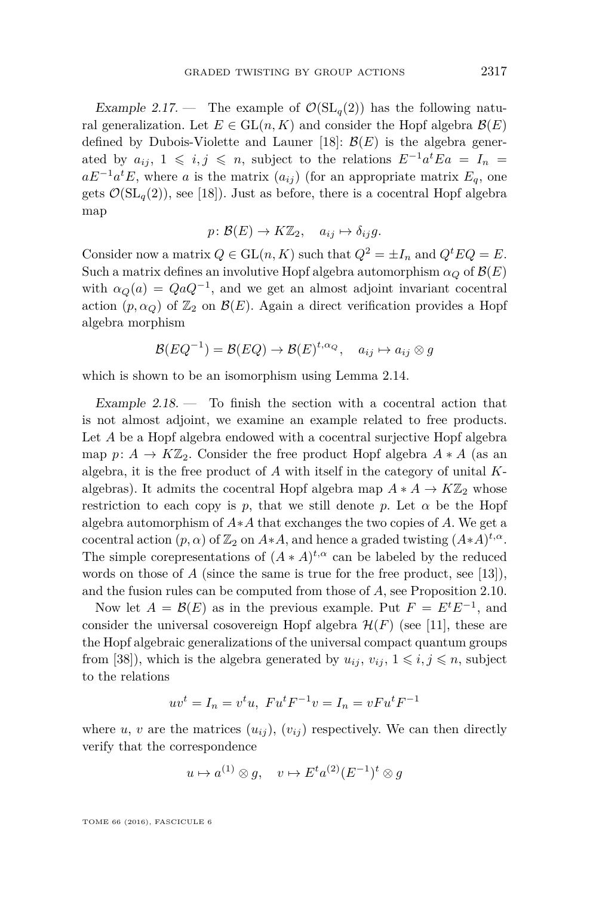*Example 2.17.* — The example of $\mathcal{O}(\mathrm{SL}_q(2))$ has the following natural generalization. Let $E \in \mathrm{GL}(n, K)$ and consider the Hopf algebra $\mathcal{B}(E)$ defined by Dubois-Violette and Launer [18]: $\mathcal{B}(E)$ is the algebra generated by $a_{ij}$, $1 \leqslant i,j \leqslant n$, subject to the relations $E^{-1}a^tEa = I_n = aE^{-1}a^tE$, where $a$ is the matrix $(a_{ij})$ (for an appropriate matrix $E_q$, one gets $\mathcal{O}(\mathrm{SL}_q(2))$, see [18]). Just as before, there is a cocentral Hopf algebra map

$$p\colon \mathcal{B}(E) \to K\mathbb{Z}_2, \quad a_{ij} \mapsto \delta_{ij}g.$$

Consider now a matrix $Q \in \mathrm{GL}(n, K)$ such that $Q^2 = \pm I_n$ and $Q^tEQ = E$. Such a matrix defines an involutive Hopf algebra automorphism $\alpha_Q$ of $\mathcal{B}(E)$ with $\alpha_Q(a) = QaQ^{-1}$, and we get an almost adjoint invariant cocentral action $(p, \alpha_Q)$ of $\mathbb{Z}_2$ on $\mathcal{B}(E)$. Again a direct verification provides a Hopf algebra morphism

$$\mathcal{B}(EQ^{-1}) = \mathcal{B}(EQ) \to \mathcal{B}(E)^{t,\alpha_Q}, \quad a_{ij} \mapsto a_{ij} \otimes g$$

which is shown to be an isomorphism using Lemma 2.14.

*Example 2.18.* — To finish the section with a cocentral action that is not almost adjoint, we examine an example related to free products. Let $A$ be a Hopf algebra endowed with a cocentral surjective Hopf algebra map $p\colon A \to K\mathbb{Z}_2$. Consider the free product Hopf algebra $A * A$ (as an algebra, it is the free product of $A$ with itself in the category of unital $K$-algebras). It admits the cocentral Hopf algebra map $A * A \to K\mathbb{Z}_2$ whose restriction to each copy is $p$, that we still denote $p$. Let $\alpha$ be the Hopf algebra automorphism of $A*A$ that exchanges the two copies of $A$. We get a cocentral action $(p, \alpha)$ of $\mathbb{Z}_2$ on $A*A$, and hence a graded twisting $(A*A)^{t,\alpha}$. The simple corepresentations of $(A * A)^{t,\alpha}$ can be labeled by the reduced words on those of $A$ (since the same is true for the free product, see [13]), and the fusion rules can be computed from those of $A$, see Proposition 2.10.

Now let $A = \mathcal{B}(E)$ as in the previous example. Put $F = E^tE^{-1}$, and consider the universal cosovereign Hopf algebra $\mathcal{H}(F)$ (see [11], these are the Hopf algebraic generalizations of the universal compact quantum groups from [38]), which is the algebra generated by $u_{ij}$, $v_{ij}$, $1 \leqslant i,j \leqslant n$, subject to the relations

$$uv^t = I_n = v^tu, \; Fu^tF^{-1}v = I_n = vFu^tF^{-1}$$

where $u$, $v$ are the matrices $(u_{ij})$, $(v_{ij})$ respectively. We can then directly verify that the correspondence

$$u \mapsto a^{(1)} \otimes g, \quad v \mapsto E^ta^{(2)}(E^{-1})^t \otimes g$$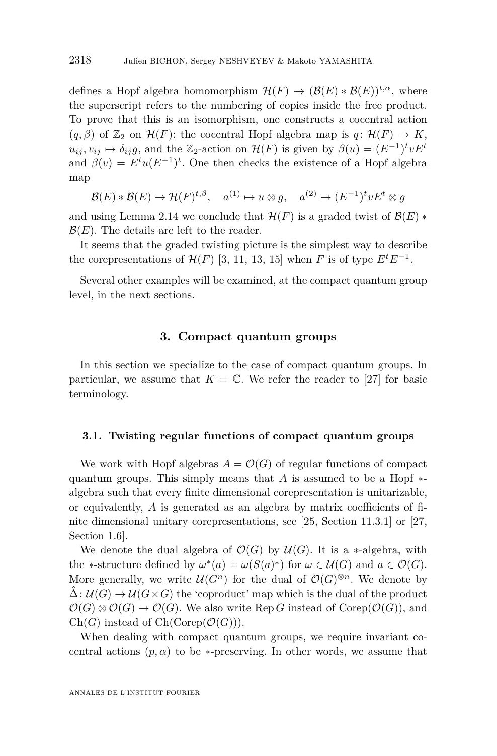defines a Hopf algebra homomorphism $\mathcal{H}(F) \to (\mathcal{B}(E) * \mathcal{B}(E))^{t,\alpha}$, where the superscript refers to the numbering of copies inside the free product. To prove that this is an isomorphism, one constructs a cocentral action $(q, \beta)$ of $\mathbb{Z}_2$ on $\mathcal{H}(F)$: the cocentral Hopf algebra map is $q\colon \mathcal{H}(F) \to K$, $u_{ij}, v_{ij} \mapsto \delta_{ij} g$, and the $\mathbb{Z}_2$-action on $\mathcal{H}(F)$ is given by $\beta(u) = (E^{-1})^t v E^t$ and $\beta(v) = E^t u (E^{-1})^t$. One then checks the existence of a Hopf algebra map

$$\mathcal{B}(E) * \mathcal{B}(E) \to \mathcal{H}(F)^{t,\beta}, \quad a^{(1)} \mapsto u \otimes g, \quad a^{(2)} \mapsto (E^{-1})^t v E^t \otimes g$$

and using Lemma 2.14 we conclude that $\mathcal{H}(F)$ is a graded twist of $\mathcal{B}(E) * \mathcal{B}(E)$. The details are left to the reader.

It seems that the graded twisting picture is the simplest way to describe the corepresentations of $\mathcal{H}(F)$ [3, 11, 13, 15] when $F$ is of type $E^t E^{-1}$.

Several other examples will be examined, at the compact quantum group level, in the next sections.

## 3. Compact quantum groups

In this section we specialize to the case of compact quantum groups. In particular, we assume that $K = \mathbb{C}$. We refer the reader to [27] for basic terminology.

### 3.1. Twisting regular functions of compact quantum groups

We work with Hopf algebras $A = \mathcal{O}(G)$ of regular functions of compact quantum groups. This simply means that $A$ is assumed to be a Hopf $*$-algebra such that every finite dimensional corepresentation is unitarizable, or equivalently, $A$ is generated as an algebra by matrix coefficients of finite dimensional unitary corepresentations, see [25, Section 11.3.1] or [27, Section 1.6].

We denote the dual algebra of $\mathcal{O}(G)$ by $\mathcal{U}(G)$. It is a $*$-algebra, with the $*$-structure defined by $\omega^*(a) = \overline{\omega(S(a)^*)}$ for $\omega \in \mathcal{U}(G)$ and $a \in \mathcal{O}(G)$. More generally, we write $\mathcal{U}(G^n)$ for the dual of $\mathcal{O}(G)^{\otimes n}$. We denote by $\hat{\Delta}\colon \mathcal{U}(G) \to \mathcal{U}(G \times G)$ the 'coproduct' map which is the dual of the product $\mathcal{O}(G) \otimes \mathcal{O}(G) \to \mathcal{O}(G)$. We also write $\operatorname{Rep} G$ instead of $\operatorname{Corep}(\mathcal{O}(G))$, and $\operatorname{Ch}(G)$ instead of $\operatorname{Ch}(\operatorname{Corep}(\mathcal{O}(G)))$.

When dealing with compact quantum groups, we require invariant cocentral actions $(p, \alpha)$ to be $*$-preserving. In other words, we assume that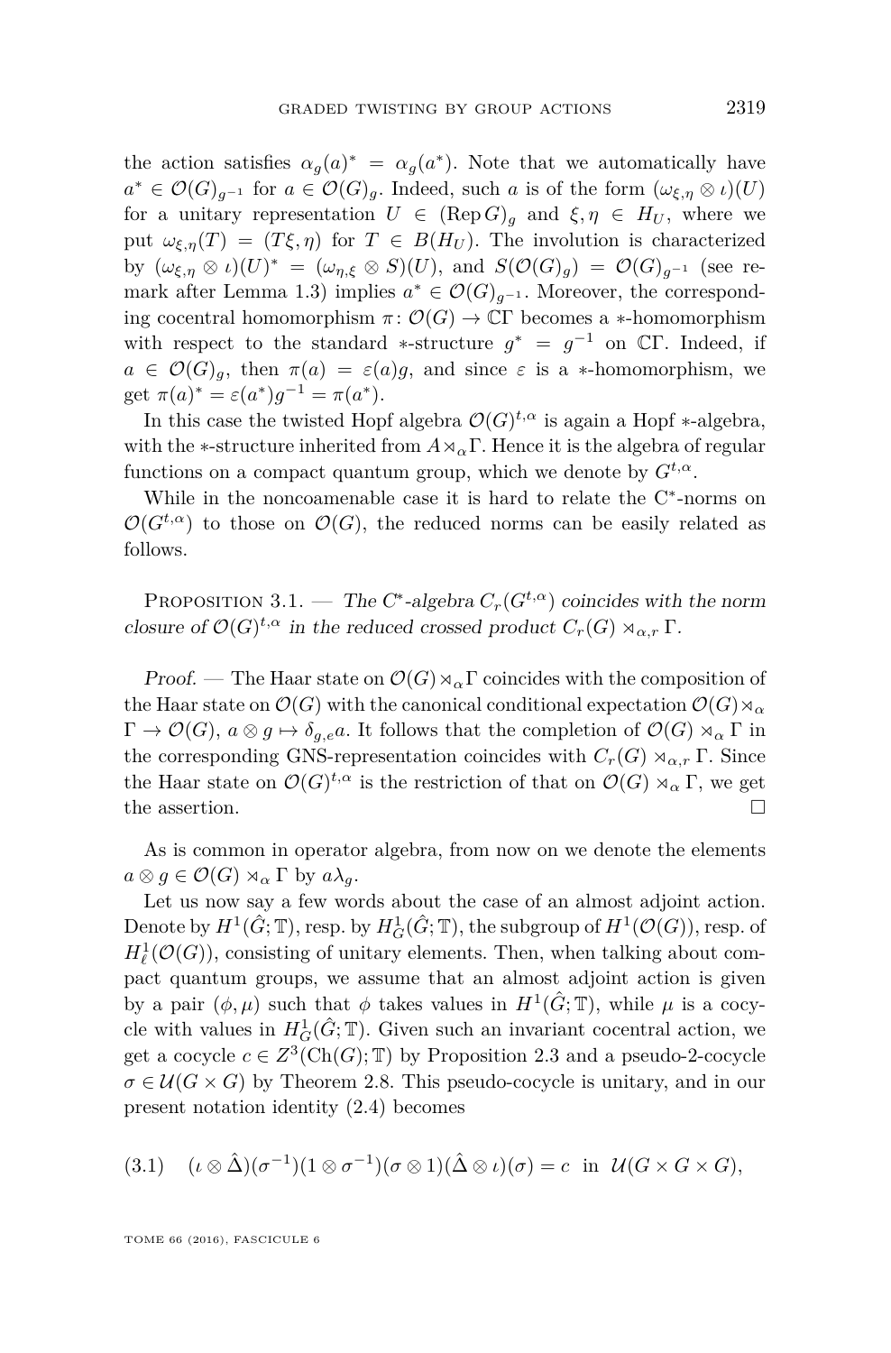the action satisfies $\alpha_g(a)^* = \alpha_g(a^*)$. Note that we automatically have $a^* \in \mathcal{O}(G)_{g^{-1}}$ for $a \in \mathcal{O}(G)_g$. Indeed, such $a$ is of the form $(\omega_{\xi,\eta} \otimes \iota)(U)$ for a unitary representation $U \in (\operatorname{Rep} G)_g$ and $\xi, \eta \in H_U$, where we put $\omega_{\xi,\eta}(T) = (T\xi, \eta)$ for $T \in B(H_U)$. The involution is characterized by $(\omega_{\xi,\eta} \otimes \iota)(U)^* = (\omega_{\eta,\xi} \otimes S)(U)$, and $S(\mathcal{O}(G)_g) = \mathcal{O}(G)_{g^{-1}}$ (see remark after Lemma 1.3) implies $a^* \in \mathcal{O}(G)_{g^{-1}}$. Moreover, the corresponding cocentral homomorphism $\pi\colon \mathcal{O}(G) \to \mathbb{C}\Gamma$ becomes a $*$-homomorphism with respect to the standard $*$-structure $g^* = g^{-1}$ on $\mathbb{C}\Gamma$. Indeed, if $a \in \mathcal{O}(G)_g$, then $\pi(a) = \varepsilon(a)g$, and since $\varepsilon$ is a $*$-homomorphism, we get $\pi(a)^* = \varepsilon(a^*)g^{-1} = \pi(a^*)$.

In this case the twisted Hopf algebra $\mathcal{O}(G)^{t,\alpha}$ is again a Hopf $*$-algebra, with the $*$-structure inherited from $A \rtimes_\alpha \Gamma$. Hence it is the algebra of regular functions on a compact quantum group, which we denote by $G^{t,\alpha}$.

While in the noncoamenable case it is hard to relate the C$^*$-norms on $\mathcal{O}(G^{t,\alpha})$ to those on $\mathcal{O}(G)$, the reduced norms can be easily related as follows.

Proposition 3.1. — *The C$^*$-algebra $C_r(G^{t,\alpha})$ coincides with the norm closure of $\mathcal{O}(G)^{t,\alpha}$ in the reduced crossed product $C_r(G) \rtimes_{\alpha,r} \Gamma$.*

*Proof.* — The Haar state on $\mathcal{O}(G) \rtimes_\alpha \Gamma$ coincides with the composition of the Haar state on $\mathcal{O}(G)$ with the canonical conditional expectation $\mathcal{O}(G) \rtimes_\alpha \Gamma \to \mathcal{O}(G)$, $a \otimes g \mapsto \delta_{g,e} a$. It follows that the completion of $\mathcal{O}(G) \rtimes_\alpha \Gamma$ in the corresponding GNS-representation coincides with $C_r(G) \rtimes_{\alpha,r} \Gamma$. Since the Haar state on $\mathcal{O}(G)^{t,\alpha}$ is the restriction of that on $\mathcal{O}(G) \rtimes_\alpha \Gamma$, we get the assertion. □

As is common in operator algebra, from now on we denote the elements $a \otimes g \in \mathcal{O}(G) \rtimes_\alpha \Gamma$ by $a\lambda_g$.

Let us now say a few words about the case of an almost adjoint action. Denote by $H^1(\hat{G}; \mathbb{T})$, resp. by $H^1_G(\hat{G}; \mathbb{T})$, the subgroup of $H^1(\mathcal{O}(G))$, resp. of $H^1_\ell(\mathcal{O}(G))$, consisting of unitary elements. Then, when talking about compact quantum groups, we assume that an almost adjoint action is given by a pair $(\phi, \mu)$ such that $\phi$ takes values in $H^1(\hat{G}; \mathbb{T})$, while $\mu$ is a cocycle with values in $H^1_G(\hat{G}; \mathbb{T})$. Given such an invariant cocentral action, we get a cocycle $c \in Z^3(\operatorname{Ch}(G); \mathbb{T})$ by Proposition 2.3 and a pseudo-2-cocycle $\sigma \in \mathcal{U}(G \times G)$ by Theorem 2.8. This pseudo-cocycle is unitary, and in our present notation identity (2.4) becomes

$$(\iota \otimes \hat{\Delta})(\sigma^{-1})(1 \otimes \sigma^{-1})(\sigma \otimes 1)(\hat{\Delta} \otimes \iota)(\sigma) = c \quad \text{in} \quad \mathcal{U}(G \times G \times G), \tag{3.1}$$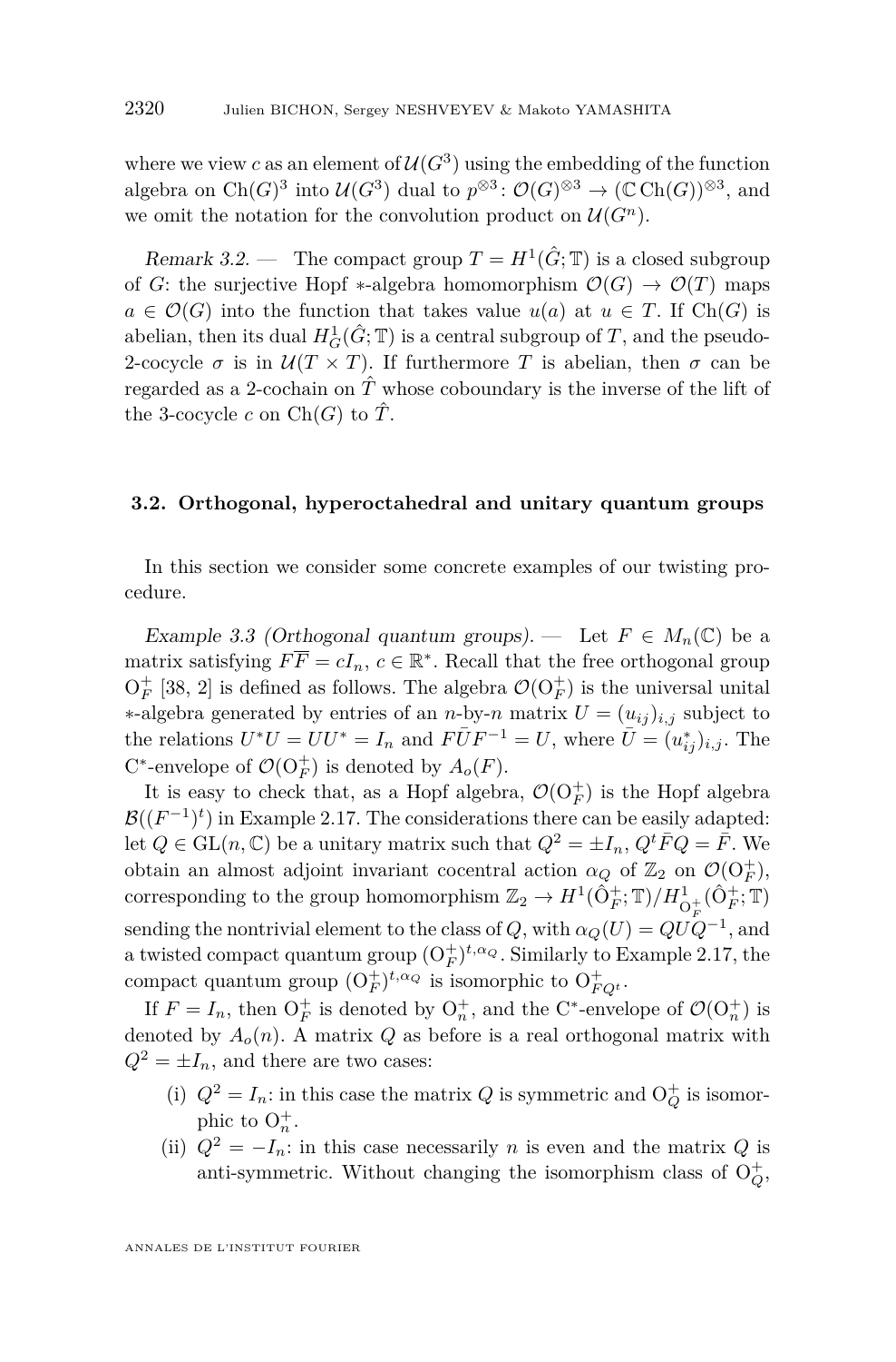where we view $c$ as an element of $\mathcal{U}(G^3)$ using the embedding of the function algebra on $\mathrm{Ch}(G)^3$ into $\mathcal{U}(G^3)$ dual to $p^{\otimes 3}\colon \mathcal{O}(G)^{\otimes 3} \to (\mathbb{C}\,\mathrm{Ch}(G))^{\otimes 3}$, and we omit the notation for the convolution product on $\mathcal{U}(G^n)$.

*Remark 3.2.* — The compact group $T = H^1(\hat{G}; \mathbb{T})$ is a closed subgroup of $G$: the surjective Hopf $*$-algebra homomorphism $\mathcal{O}(G) \to \mathcal{O}(T)$ maps $a \in \mathcal{O}(G)$ into the function that takes value $u(a)$ at $u \in T$. If $\mathrm{Ch}(G)$ is abelian, then its dual $H^1_G(\hat{G}; \mathbb{T})$ is a central subgroup of $T$, and the pseudo-2-cocycle $\sigma$ is in $\mathcal{U}(T \times T)$. If furthermore $T$ is abelian, then $\sigma$ can be regarded as a 2-cochain on $\hat{T}$ whose coboundary is the inverse of the lift of the 3-cocycle $c$ on $\mathrm{Ch}(G)$ to $\hat{T}$.

### 3.2. Orthogonal, hyperoctahedral and unitary quantum groups

In this section we consider some concrete examples of our twisting procedure.

*Example 3.3 (Orthogonal quantum groups).* — Let $F \in M_n(\mathbb{C})$ be a matrix satisfying $F\overline{F} = cI_n$, $c \in \mathbb{R}^*$. Recall that the free orthogonal group $\mathrm{O}^+_F$ [38, 2] is defined as follows. The algebra $\mathcal{O}(\mathrm{O}^+_F)$ is the universal unital $*$-algebra generated by entries of an $n$-by-$n$ matrix $U = (u_{ij})_{i,j}$ subject to the relations $U^*U = UU^* = I_n$ and $F\bar{U}F^{-1} = U$, where $\bar{U} = (u^*_{ij})_{i,j}$. The C$^*$-envelope of $\mathcal{O}(\mathrm{O}^+_F)$ is denoted by $A_o(F)$.

It is easy to check that, as a Hopf algebra, $\mathcal{O}(\mathrm{O}^+_F)$ is the Hopf algebra $\mathcal{B}((F^{-1})^t)$ in Example 2.17. The considerations there can be easily adapted: let $Q \in \mathrm{GL}(n, \mathbb{C})$ be a unitary matrix such that $Q^2 = \pm I_n$, $Q^t\bar{F}Q = \bar{F}$. We obtain an almost adjoint invariant cocentral action $\alpha_Q$ of $\mathbb{Z}_2$ on $\mathcal{O}(\mathrm{O}^+_F)$, corresponding to the group homomorphism $\mathbb{Z}_2 \to H^1(\hat{\mathrm{O}}^+_F; \mathbb{T})/H^1_{\mathrm{O}^+_F}(\hat{\mathrm{O}}^+_F; \mathbb{T})$ sending the nontrivial element to the class of $Q$, with $\alpha_Q(U) = QUQ^{-1}$, and a twisted compact quantum group $(\mathrm{O}^+_F)^{t,\alpha_Q}$. Similarly to Example 2.17, the compact quantum group $(\mathrm{O}^+_F)^{t,\alpha_Q}$ is isomorphic to $\mathrm{O}^+_{FQ^t}$.

If $F = I_n$, then $\mathrm{O}^+_F$ is denoted by $\mathrm{O}^+_n$, and the C$^*$-envelope of $\mathcal{O}(\mathrm{O}^+_n)$ is denoted by $A_o(n)$. A matrix $Q$ as before is a real orthogonal matrix with $Q^2 = \pm I_n$, and there are two cases:

(i) $Q^2 = I_n$: in this case the matrix $Q$ is symmetric and $\mathrm{O}^+_Q$ is isomorphic to $\mathrm{O}^+_n$.

(ii) $Q^2 = -I_n$: in this case necessarily $n$ is even and the matrix $Q$ is anti-symmetric. Without changing the isomorphism class of $\mathrm{O}^+_Q$,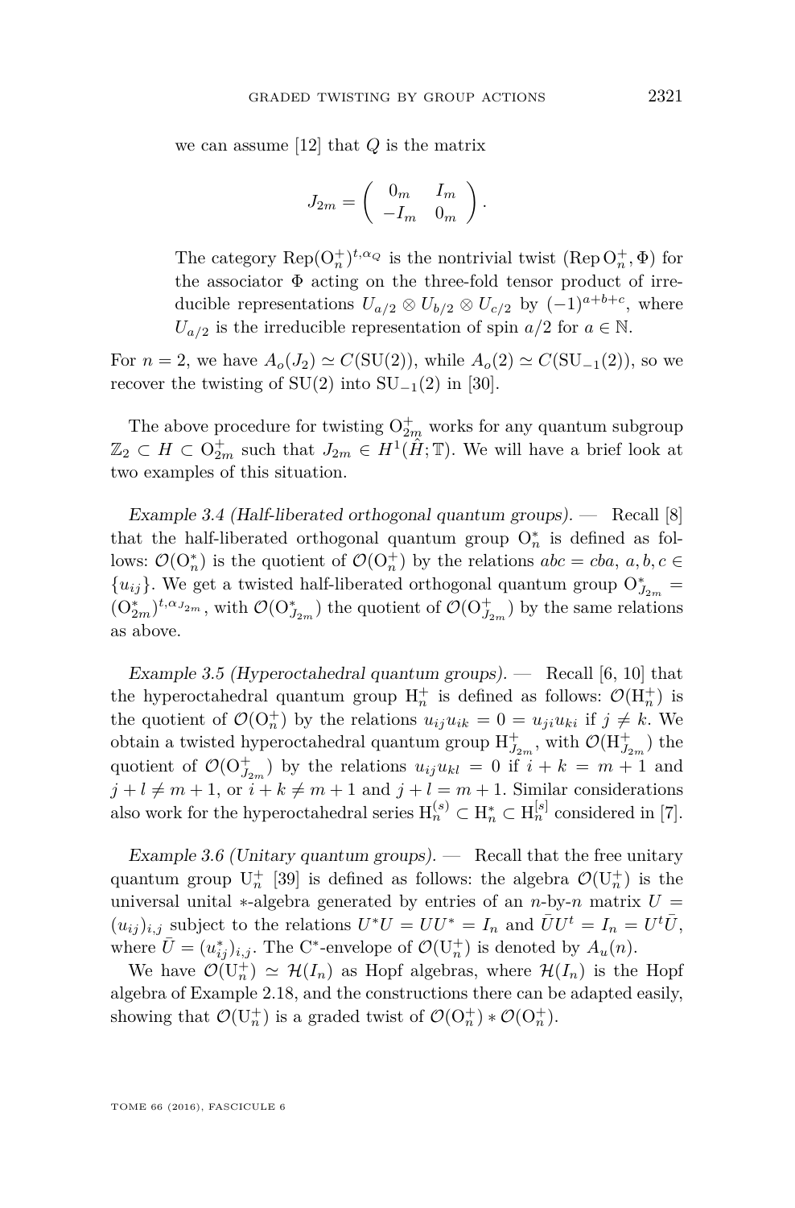we can assume [12] that $Q$ is the matrix

$$J_{2m} = \begin{pmatrix} 0_m & I_m \\ -I_m & 0_m \end{pmatrix}.$$

The category $\mathrm{Rep}(\mathrm{O}_n^+)^{t,\alpha_Q}$ is the nontrivial twist $(\mathrm{Rep}\,\mathrm{O}_n^+, \Phi)$ for the associator $\Phi$ acting on the three-fold tensor product of irreducible representations $U_{a/2} \otimes U_{b/2} \otimes U_{c/2}$ by $(-1)^{a+b+c}$, where $U_{a/2}$ is the irreducible representation of spin $a/2$ for $a \in \mathbb{N}$.

For $n = 2$, we have $A_o(J_2) \simeq C(\mathrm{SU}(2))$, while $A_o(2) \simeq C(\mathrm{SU}_{-1}(2))$, so we recover the twisting of $\mathrm{SU}(2)$ into $\mathrm{SU}_{-1}(2)$ in [30].

The above procedure for twisting $\mathrm{O}_{2m}^+$ works for any quantum subgroup $\mathbb{Z}_2 \subset H \subset \mathrm{O}_{2m}^+$ such that $J_{2m} \in H^1(\hat{H}; \mathbb{T})$. We will have a brief look at two examples of this situation.

*Example 3.4 (Half-liberated orthogonal quantum groups).* — Recall [8] that the half-liberated orthogonal quantum group $\mathrm{O}_n^*$ is defined as follows: $\mathcal{O}(\mathrm{O}_n^*)$ is the quotient of $\mathcal{O}(\mathrm{O}_n^+)$ by the relations $abc = cba$, $a, b, c \in \{u_{ij}\}$. We get a twisted half-liberated orthogonal quantum group $\mathrm{O}_{J_{2m}}^* = (\mathrm{O}_{2m}^*)^{t,\alpha_{J_{2m}}}$, with $\mathcal{O}(\mathrm{O}_{J_{2m}}^*)$ the quotient of $\mathcal{O}(\mathrm{O}_{J_{2m}}^+)$ by the same relations as above.

*Example 3.5 (Hyperoctahedral quantum groups).* — Recall [6, 10] that the hyperoctahedral quantum group $\mathrm{H}_n^+$ is defined as follows: $\mathcal{O}(\mathrm{H}_n^+)$ is the quotient of $\mathcal{O}(\mathrm{O}_n^+)$ by the relations $u_{ij}u_{ik} = 0 = u_{ji}u_{ki}$ if $j \neq k$. We obtain a twisted hyperoctahedral quantum group $\mathrm{H}_{J_{2m}}^+$, with $\mathcal{O}(\mathrm{H}_{J_{2m}}^+)$ the quotient of $\mathcal{O}(\mathrm{O}_{J_{2m}}^+)$ by the relations $u_{ij}u_{kl} = 0$ if $i + k = m + 1$ and $j + l \neq m + 1$, or $i + k \neq m + 1$ and $j + l = m + 1$. Similar considerations also work for the hyperoctahedral series $\mathrm{H}_n^{(s)} \subset \mathrm{H}_n^* \subset \mathrm{H}_n^{[s]}$ considered in [7].

*Example 3.6 (Unitary quantum groups).* — Recall that the free unitary quantum group $\mathrm{U}_n^+$ [39] is defined as follows: the algebra $\mathcal{O}(\mathrm{U}_n^+)$ is the universal unital $*$-algebra generated by entries of an $n$-by-$n$ matrix $U = (u_{ij})_{i,j}$ subject to the relations $U^*U = UU^* = I_n$ and $\bar{U}U^t = I_n = U^t\bar{U}$, where $\bar{U} = (u_{ij}^*)_{i,j}$. The C$^*$-envelope of $\mathcal{O}(\mathrm{U}_n^+)$ is denoted by $A_u(n)$.

We have $\mathcal{O}(\mathrm{U}_n^+) \simeq \mathcal{H}(I_n)$ as Hopf algebras, where $\mathcal{H}(I_n)$ is the Hopf algebra of Example 2.18, and the constructions there can be adapted easily, showing that $\mathcal{O}(\mathrm{U}_n^+)$ is a graded twist of $\mathcal{O}(\mathrm{O}_n^+) * \mathcal{O}(\mathrm{O}_n^+)$.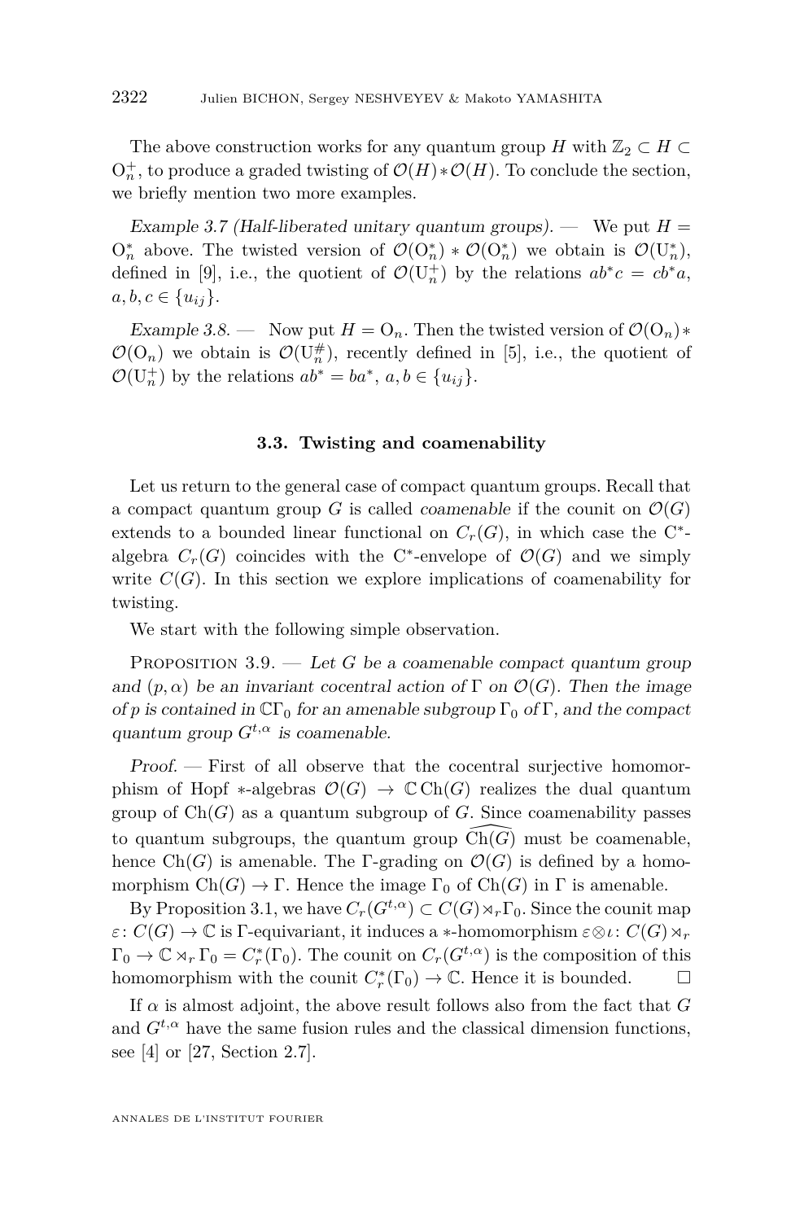The above construction works for any quantum group $H$ with $\mathbb{Z}_2 \subset H \subset \mathrm{O}_n^+$, to produce a graded twisting of $\mathcal{O}(H) * \mathcal{O}(H)$. To conclude the section, we briefly mention two more examples.

*Example 3.7 (Half-liberated unitary quantum groups).* — We put $H = \mathrm{O}_n^*$ above. The twisted version of $\mathcal{O}(\mathrm{O}_n^*) * \mathcal{O}(\mathrm{O}_n^*)$ we obtain is $\mathcal{O}(\mathrm{U}_n^*)$, defined in [9], i.e., the quotient of $\mathcal{O}(\mathrm{U}_n^+)$ by the relations $ab^*c = cb^*a$, $a, b, c \in \{u_{ij}\}$.

*Example 3.8.* — Now put $H = \mathrm{O}_n$. Then the twisted version of $\mathcal{O}(\mathrm{O}_n) * \mathcal{O}(\mathrm{O}_n)$ we obtain is $\mathcal{O}(\mathrm{U}_n^\#)$, recently defined in [5], i.e., the quotient of $\mathcal{O}(\mathrm{U}_n^+)$ by the relations $ab^* = ba^*$, $a, b \in \{u_{ij}\}$.

### 3.3. Twisting and coamenability

Let us return to the general case of compact quantum groups. Recall that a compact quantum group $G$ is called *coamenable* if the counit on $\mathcal{O}(G)$ extends to a bounded linear functional on $C_r(G)$, in which case the C$^*$-algebra $C_r(G)$ coincides with the C$^*$-envelope of $\mathcal{O}(G)$ and we simply write $C(G)$. In this section we explore implications of coamenability for twisting.

We start with the following simple observation.

Proposition 3.9. — *Let $G$ be a coamenable compact quantum group and $(p, \alpha)$ be an invariant cocentral action of $\Gamma$ on $\mathcal{O}(G)$. Then the image of $p$ is contained in $\mathbb{C}\Gamma_0$ for an amenable subgroup $\Gamma_0$ of $\Gamma$, and the compact quantum group $G^{t,\alpha}$ is coamenable.*

*Proof.* — First of all observe that the cocentral surjective homomorphism of Hopf $*$-algebras $\mathcal{O}(G) \to \mathbb{C}\,\mathrm{Ch}(G)$ realizes the dual quantum group of $\mathrm{Ch}(G)$ as a quantum subgroup of $G$. Since coamenability passes to quantum subgroups, the quantum group $\widehat{\mathrm{Ch}(G)}$ must be coamenable, hence $\mathrm{Ch}(G)$ is amenable. The $\Gamma$-grading on $\mathcal{O}(G)$ is defined by a homomorphism $\mathrm{Ch}(G) \to \Gamma$. Hence the image $\Gamma_0$ of $\mathrm{Ch}(G)$ in $\Gamma$ is amenable.

By Proposition 3.1, we have $C_r(G^{t,\alpha}) \subset C(G) \rtimes_r \Gamma_0$. Since the counit map $\varepsilon \colon C(G) \to \mathbb{C}$ is $\Gamma$-equivariant, it induces a $*$-homomorphism $\varepsilon \otimes \iota \colon C(G) \rtimes_r \Gamma_0 \to \mathbb{C} \rtimes_r \Gamma_0 = C_r^*(\Gamma_0)$. The counit on $C_r(G^{t,\alpha})$ is the composition of this homomorphism with the counit $C_r^*(\Gamma_0) \to \mathbb{C}$. Hence it is bounded. $\square$

If $\alpha$ is almost adjoint, the above result follows also from the fact that $G$ and $G^{t,\alpha}$ have the same fusion rules and the classical dimension functions, see [4] or [27, Section 2.7].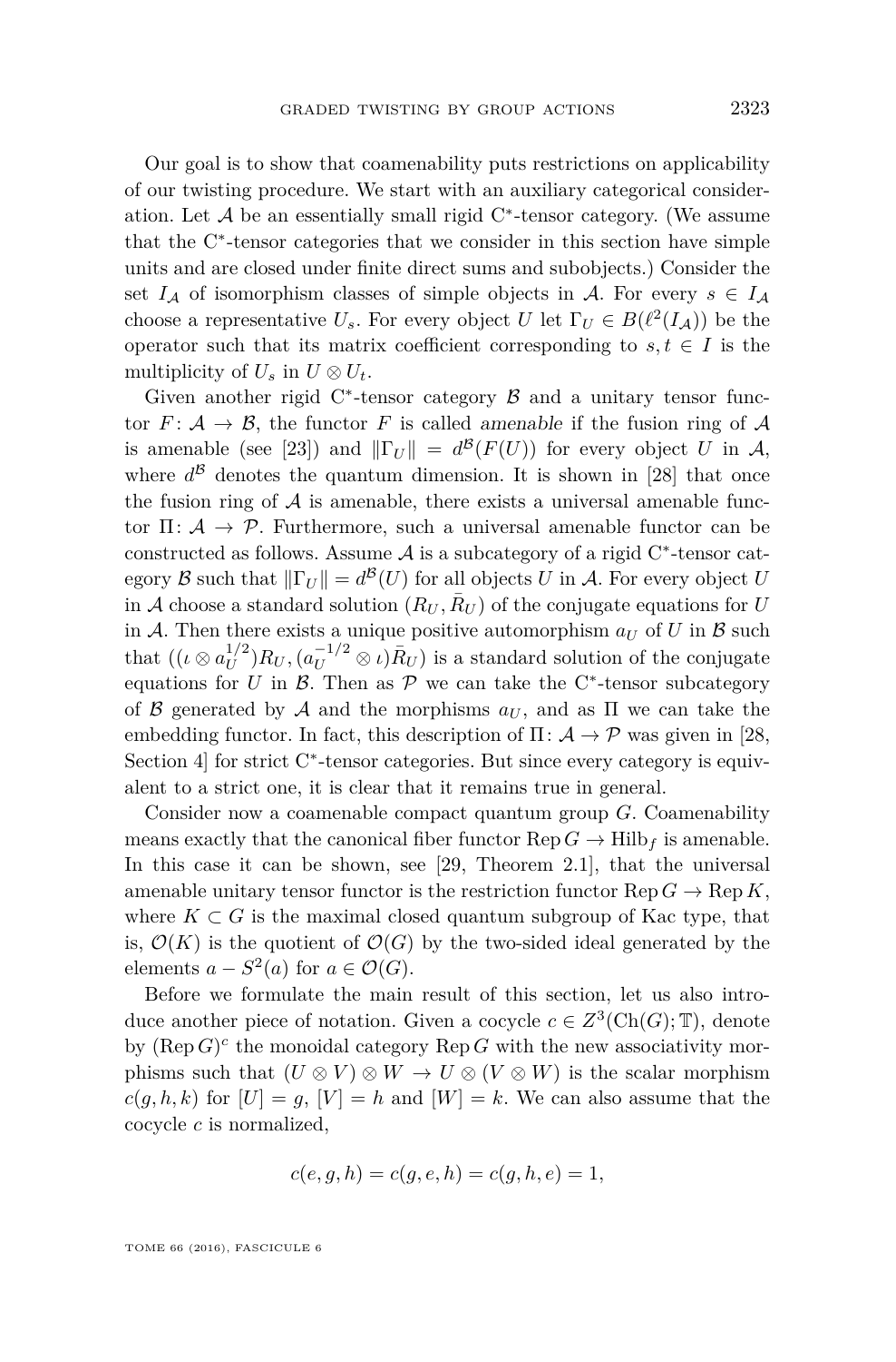Our goal is to show that coamenability puts restrictions on applicability of our twisting procedure. We start with an auxiliary categorical consideration. Let $\mathcal{A}$ be an essentially small rigid C$^*$-tensor category. (We assume that the C$^*$-tensor categories that we consider in this section have simple units and are closed under finite direct sums and subobjects.) Consider the set $I_\mathcal{A}$ of isomorphism classes of simple objects in $\mathcal{A}$. For every $s \in I_\mathcal{A}$ choose a representative $U_s$. For every object $U$ let $\Gamma_U \in B(\ell^2(I_\mathcal{A}))$ be the operator such that its matrix coefficient corresponding to $s, t \in I$ is the multiplicity of $U_s$ in $U \otimes U_t$.

Given another rigid C$^*$-tensor category $\mathcal{B}$ and a unitary tensor functor $F\colon \mathcal{A} \to \mathcal{B}$, the functor $F$ is called *amenable* if the fusion ring of $\mathcal{A}$ is amenable (see [23]) and $\|\Gamma_U\| = d^\mathcal{B}(F(U))$ for every object $U$ in $\mathcal{A}$, where $d^\mathcal{B}$ denotes the quantum dimension. It is shown in [28] that once the fusion ring of $\mathcal{A}$ is amenable, there exists a universal amenable functor $\Pi\colon \mathcal{A} \to \mathcal{P}$. Furthermore, such a universal amenable functor can be constructed as follows. Assume $\mathcal{A}$ is a subcategory of a rigid C$^*$-tensor category $\mathcal{B}$ such that $\|\Gamma_U\| = d^\mathcal{B}(U)$ for all objects $U$ in $\mathcal{A}$. For every object $U$ in $\mathcal{A}$ choose a standard solution $(R_U, \bar{R}_U)$ of the conjugate equations for $U$ in $\mathcal{A}$. Then there exists a unique positive automorphism $a_U$ of $U$ in $\mathcal{B}$ such that $((\iota \otimes a_U^{1/2})R_U, (a_U^{-1/2} \otimes \iota)\bar{R}_U)$ is a standard solution of the conjugate equations for $U$ in $\mathcal{B}$. Then as $\mathcal{P}$ we can take the C$^*$-tensor subcategory of $\mathcal{B}$ generated by $\mathcal{A}$ and the morphisms $a_U$, and as $\Pi$ we can take the embedding functor. In fact, this description of $\Pi\colon \mathcal{A} \to \mathcal{P}$ was given in [28, Section 4] for strict C$^*$-tensor categories. But since every category is equivalent to a strict one, it is clear that it remains true in general.

Consider now a coamenable compact quantum group $G$. Coamenability means exactly that the canonical fiber functor $\operatorname{Rep} G \to \mathrm{Hilb}_f$ is amenable. In this case it can be shown, see [29, Theorem 2.1], that the universal amenable unitary tensor functor is the restriction functor $\operatorname{Rep} G \to \operatorname{Rep} K$, where $K \subset G$ is the maximal closed quantum subgroup of Kac type, that is, $\mathcal{O}(K)$ is the quotient of $\mathcal{O}(G)$ by the two-sided ideal generated by the elements $a - S^2(a)$ for $a \in \mathcal{O}(G)$.

Before we formulate the main result of this section, let us also introduce another piece of notation. Given a cocycle $c \in Z^3(\mathrm{Ch}(G); \mathbb{T})$, denote by $(\operatorname{Rep} G)^c$ the monoidal category $\operatorname{Rep} G$ with the new associativity morphisms such that $(U \otimes V) \otimes W \to U \otimes (V \otimes W)$ is the scalar morphism $c(g, h, k)$ for $[U] = g$, $[V] = h$ and $[W] = k$. We can also assume that the cocycle $c$ is normalized,

$$c(e, g, h) = c(g, e, h) = c(g, h, e) = 1,$$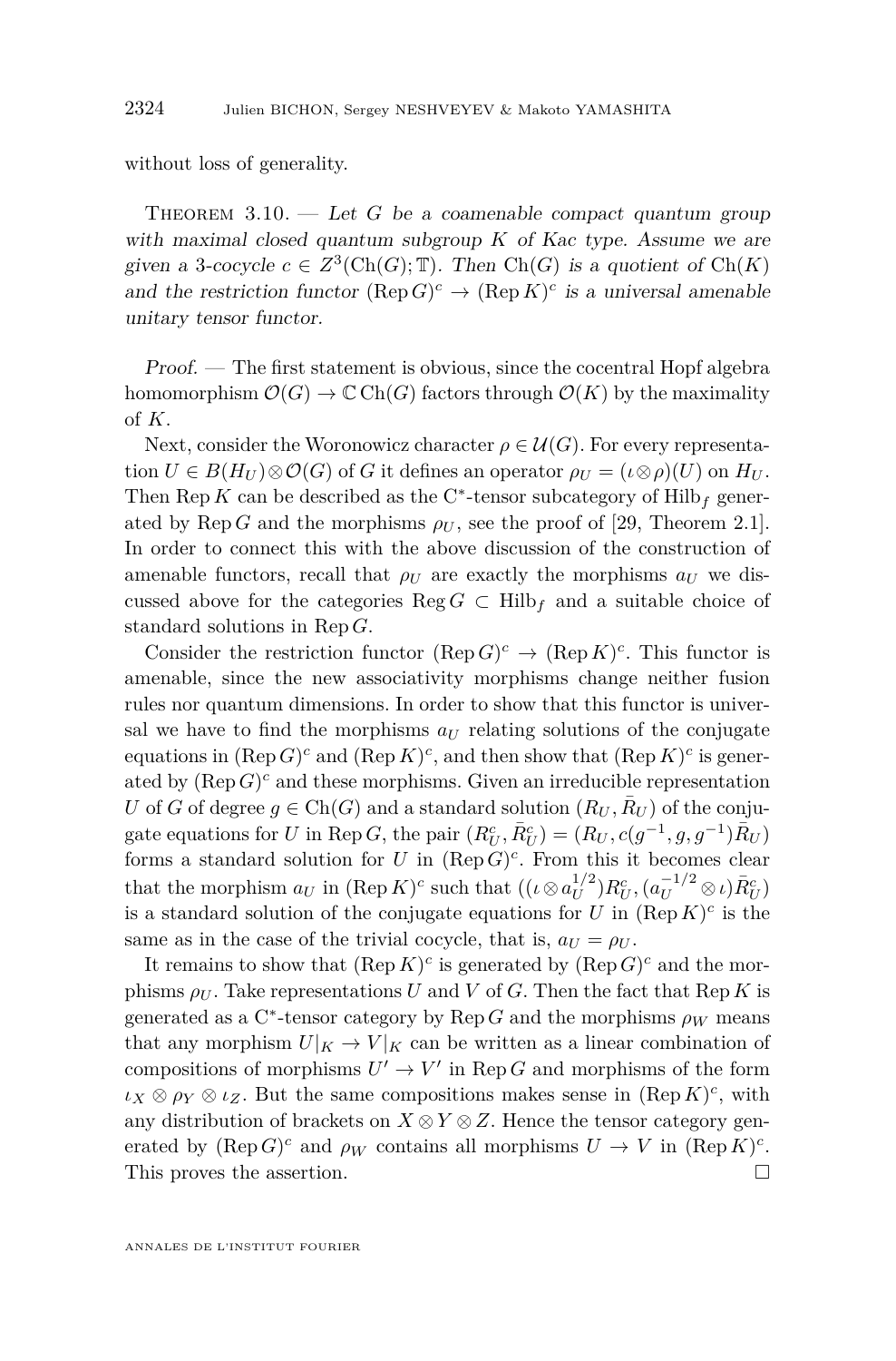without loss of generality.

Theorem 3.10. — *Let $G$ be a coamenable compact quantum group with maximal closed quantum subgroup $K$ of Kac type. Assume we are given a 3-cocycle $c \in Z^3(\mathrm{Ch}(G); \mathbb{T})$. Then $\mathrm{Ch}(G)$ is a quotient of $\mathrm{Ch}(K)$ and the restriction functor $(\operatorname{Rep} G)^c \to (\operatorname{Rep} K)^c$ is a universal amenable unitary tensor functor.*

*Proof.* — The first statement is obvious, since the cocentral Hopf algebra homomorphism $\mathcal{O}(G) \to \mathbb{C}\,\mathrm{Ch}(G)$ factors through $\mathcal{O}(K)$ by the maximality of $K$.

Next, consider the Woronowicz character $\rho \in \mathcal{U}(G)$. For every representation $U \in B(H_U) \otimes \mathcal{O}(G)$ of $G$ it defines an operator $\rho_U = (\iota \otimes \rho)(U)$ on $H_U$. Then $\operatorname{Rep} K$ can be described as the C$^*$-tensor subcategory of $\mathrm{Hilb}_f$ generated by $\operatorname{Rep} G$ and the morphisms $\rho_U$, see the proof of [29, Theorem 2.1]. In order to connect this with the above discussion of the construction of amenable functors, recall that $\rho_U$ are exactly the morphisms $a_U$ we discussed above for the categories $\operatorname{Reg} G \subset \mathrm{Hilb}_f$ and a suitable choice of standard solutions in $\operatorname{Rep} G$.

Consider the restriction functor $(\operatorname{Rep} G)^c \to (\operatorname{Rep} K)^c$. This functor is amenable, since the new associativity morphisms change neither fusion rules nor quantum dimensions. In order to show that this functor is universal we have to find the morphisms $a_U$ relating solutions of the conjugate equations in $(\operatorname{Rep} G)^c$ and $(\operatorname{Rep} K)^c$, and then show that $(\operatorname{Rep} K)^c$ is generated by $(\operatorname{Rep} G)^c$ and these morphisms. Given an irreducible representation $U$ of $G$ of degree $g \in \mathrm{Ch}(G)$ and a standard solution $(R_U, \bar{R}_U)$ of the conjugate equations for $U$ in $\operatorname{Rep} G$, the pair $(R^c_U, \bar{R}^c_U) = (R_U, c(g^{-1}, g, g^{-1})\bar{R}_U)$ forms a standard solution for $U$ in $(\operatorname{Rep} G)^c$. From this it becomes clear that the morphism $a_U$ in $(\operatorname{Rep} K)^c$ such that $((\iota \otimes a_U^{1/2})R^c_U, (a_U^{-1/2} \otimes \iota)\bar{R}^c_U)$ is a standard solution of the conjugate equations for $U$ in $(\operatorname{Rep} K)^c$ is the same as in the case of the trivial cocycle, that is, $a_U = \rho_U$.

It remains to show that $(\operatorname{Rep} K)^c$ is generated by $(\operatorname{Rep} G)^c$ and the morphisms $\rho_U$. Take representations $U$ and $V$ of $G$. Then the fact that $\operatorname{Rep} K$ is generated as a C$^*$-tensor category by $\operatorname{Rep} G$ and the morphisms $\rho_W$ means that any morphism $U|_K \to V|_K$ can be written as a linear combination of compositions of morphisms $U' \to V'$ in $\operatorname{Rep} G$ and morphisms of the form $\iota_X \otimes \rho_Y \otimes \iota_Z$. But the same compositions makes sense in $(\operatorname{Rep} K)^c$, with any distribution of brackets on $X \otimes Y \otimes Z$. Hence the tensor category generated by $(\operatorname{Rep} G)^c$ and $\rho_W$ contains all morphisms $U \to V$ in $(\operatorname{Rep} K)^c$. This proves the assertion. $\square$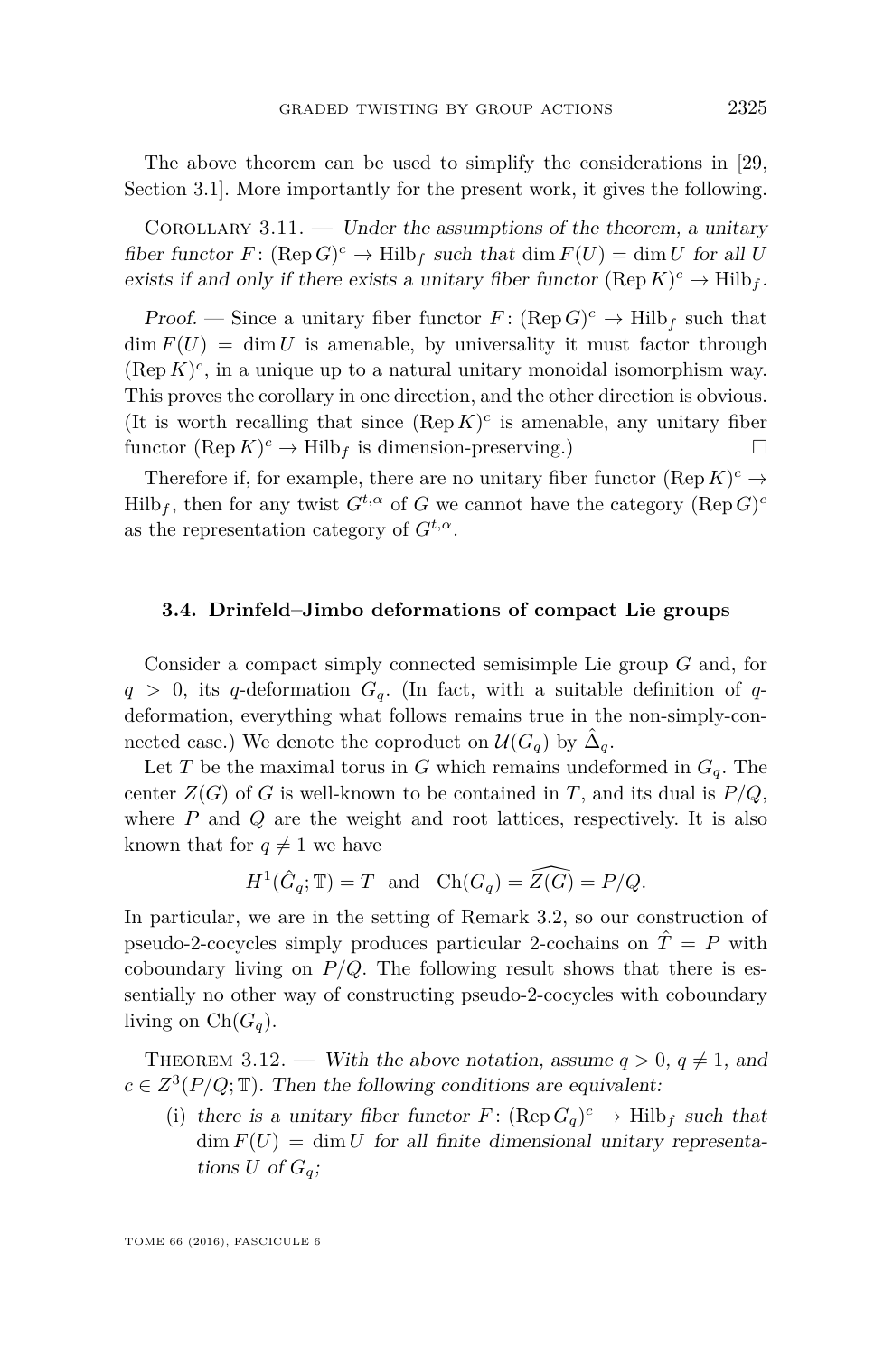The above theorem can be used to simplify the considerations in [29, Section 3.1]. More importantly for the present work, it gives the following.

Corollary 3.11. — *Under the assumptions of the theorem, a unitary fiber functor $F\colon (\operatorname{Rep} G)^c \to \mathrm{Hilb}_f$ such that $\dim F(U) = \dim U$ for all $U$ exists if and only if there exists a unitary fiber functor $(\operatorname{Rep} K)^c \to \mathrm{Hilb}_f$.*

*Proof.* — Since a unitary fiber functor $F\colon (\operatorname{Rep} G)^c \to \mathrm{Hilb}_f$ such that $\dim F(U) = \dim U$ is amenable, by universality it must factor through $(\operatorname{Rep} K)^c$, in a unique up to a natural unitary monoidal isomorphism way. This proves the corollary in one direction, and the other direction is obvious. (It is worth recalling that since $(\operatorname{Rep} K)^c$ is amenable, any unitary fiber functor $(\operatorname{Rep} K)^c \to \mathrm{Hilb}_f$ is dimension-preserving.) □

Therefore if, for example, there are no unitary fiber functor $(\operatorname{Rep} K)^c \to \mathrm{Hilb}_f$, then for any twist $G^{t,\alpha}$ of $G$ we cannot have the category $(\operatorname{Rep} G)^c$ as the representation category of $G^{t,\alpha}$.

### 3.4. Drinfeld–Jimbo deformations of compact Lie groups

Consider a compact simply connected semisimple Lie group $G$ and, for $q > 0$, its $q$-deformation $G_q$. (In fact, with a suitable definition of $q$-deformation, everything what follows remains true in the non-simply-connected case.) We denote the coproduct on $\mathcal{U}(G_q)$ by $\hat{\Delta}_q$.

Let $T$ be the maximal torus in $G$ which remains undeformed in $G_q$. The center $Z(G)$ of $G$ is well-known to be contained in $T$, and its dual is $P/Q$, where $P$ and $Q$ are the weight and root lattices, respectively. It is also known that for $q \neq 1$ we have

$$H^1(\hat{G}_q; \mathbb{T}) = T \quad \text{and} \quad \mathrm{Ch}(G_q) = \widehat{Z(G)} = P/Q.$$

In particular, we are in the setting of Remark 3.2, so our construction of pseudo-2-cocycles simply produces particular 2-cochains on $\hat{T} = P$ with coboundary living on $P/Q$. The following result shows that there is essentially no other way of constructing pseudo-2-cocycles with coboundary living on $\mathrm{Ch}(G_q)$.

Theorem 3.12. — *With the above notation, assume $q > 0$, $q \neq 1$, and $c \in Z^3(P/Q; \mathbb{T})$. Then the following conditions are equivalent:*

(i) *there is a unitary fiber functor $F\colon (\operatorname{Rep} G_q)^c \to \mathrm{Hilb}_f$ such that $\dim F(U) = \dim U$ for all finite dimensional unitary representations $U$ of $G_q$;*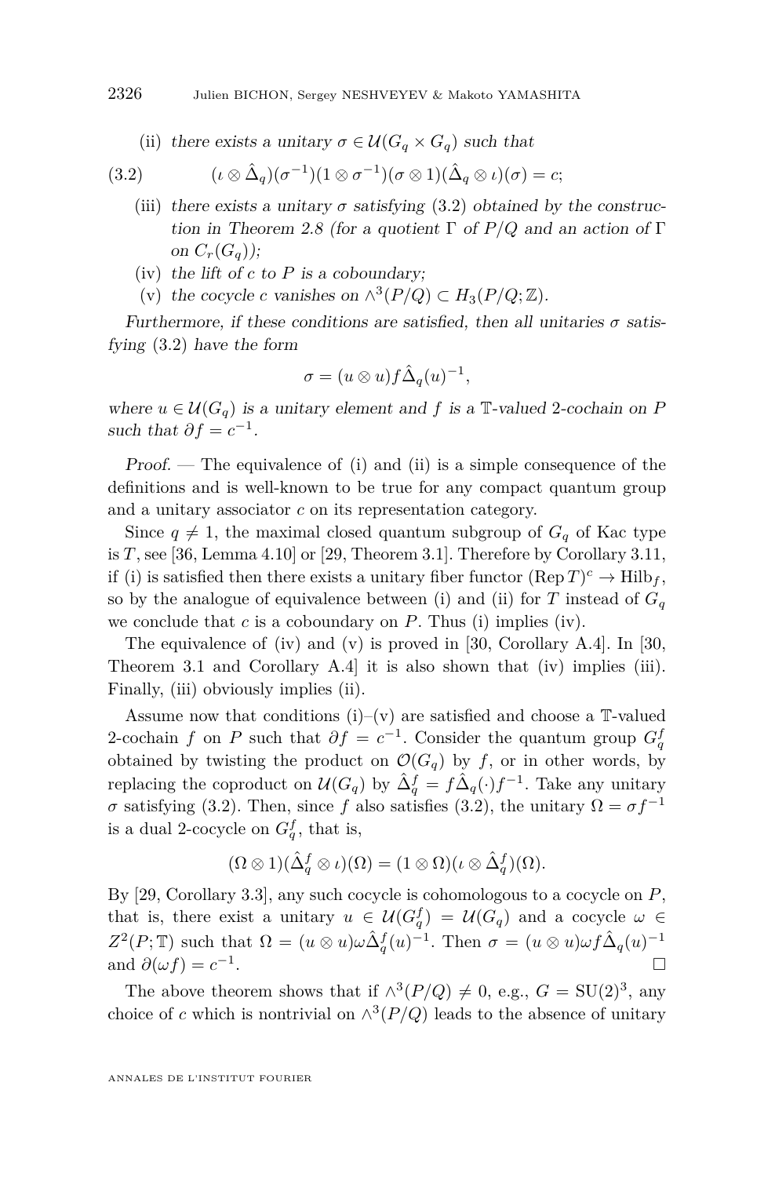(ii) *there exists a unitary $\sigma \in \mathcal{U}(G_q \times G_q)$ such that*

$$(\iota \otimes \hat{\Delta}_q)(\sigma^{-1})(1 \otimes \sigma^{-1})(\sigma \otimes 1)(\hat{\Delta}_q \otimes \iota)(\sigma) = c; \tag{3.2}$$

(iii) *there exists a unitary $\sigma$ satisfying* (3.2) *obtained by the construction in Theorem 2.8 (for a quotient $\Gamma$ of $P/Q$ and an action of $\Gamma$ on $C_r(G_q)$);*

(iv) *the lift of $c$ to $P$ is a coboundary;*

(v) *the cocycle $c$ vanishes on $\wedge^3(P/Q) \subset H_3(P/Q; \mathbb{Z})$.*

*Furthermore, if these conditions are satisfied, then all unitaries $\sigma$ satisfying* (3.2) *have the form*

$$\sigma = (u \otimes u) f \hat{\Delta}_q(u)^{-1},$$

*where $u \in \mathcal{U}(G_q)$ is a unitary element and $f$ is a $\mathbb{T}$-valued 2-cochain on $P$ such that $\partial f = c^{-1}$.*

*Proof.* — The equivalence of (i) and (ii) is a simple consequence of the definitions and is well-known to be true for any compact quantum group and a unitary associator $c$ on its representation category.

Since $q \neq 1$, the maximal closed quantum subgroup of $G_q$ of Kac type is $T$, see [36, Lemma 4.10] or [29, Theorem 3.1]. Therefore by Corollary 3.11, if (i) is satisfied then there exists a unitary fiber functor $(\operatorname{Rep} T)^c \to \operatorname{Hilb}_f$, so by the analogue of equivalence between (i) and (ii) for $T$ instead of $G_q$ we conclude that $c$ is a coboundary on $P$. Thus (i) implies (iv).

The equivalence of (iv) and (v) is proved in [30, Corollary A.4]. In [30, Theorem 3.1 and Corollary A.4] it is also shown that (iv) implies (iii). Finally, (iii) obviously implies (ii).

Assume now that conditions (i)–(v) are satisfied and choose a $\mathbb{T}$-valued 2-cochain $f$ on $P$ such that $\partial f = c^{-1}$. Consider the quantum group $G_q^f$ obtained by twisting the product on $\mathcal{O}(G_q)$ by $f$, or in other words, by replacing the coproduct on $\mathcal{U}(G_q)$ by $\hat{\Delta}_q^f = f\hat{\Delta}_q(\cdot)f^{-1}$. Take any unitary $\sigma$ satisfying (3.2). Then, since $f$ also satisfies (3.2), the unitary $\Omega = \sigma f^{-1}$ is a dual 2-cocycle on $G_q^f$, that is,

$$(\Omega \otimes 1)(\hat{\Delta}_q^f \otimes \iota)(\Omega) = (1 \otimes \Omega)(\iota \otimes \hat{\Delta}_q^f)(\Omega).$$

By [29, Corollary 3.3], any such cocycle is cohomologous to a cocycle on $P$, that is, there exist a unitary $u \in \mathcal{U}(G_q^f) = \mathcal{U}(G_q)$ and a cocycle $\omega \in Z^2(P; \mathbb{T})$ such that $\Omega = (u \otimes u)\omega\hat{\Delta}_q^f(u)^{-1}$. Then $\sigma = (u \otimes u)\omega f \hat{\Delta}_q(u)^{-1}$ and $\partial(\omega f) = c^{-1}$. $\square$

The above theorem shows that if $\wedge^3(P/Q) \neq 0$, e.g., $G = \mathrm{SU}(2)^3$, any choice of $c$ which is nontrivial on $\wedge^3(P/Q)$ leads to the absence of unitary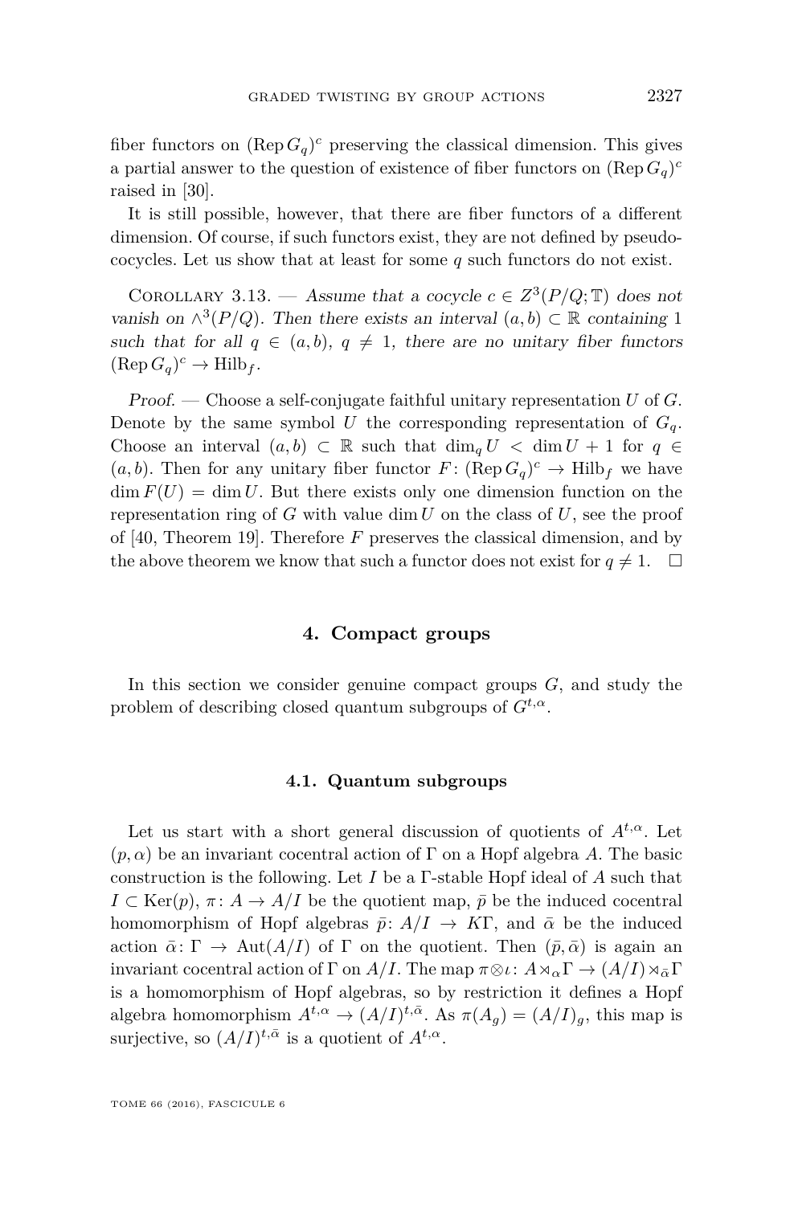fiber functors on $(\operatorname{Rep} G_q)^c$ preserving the classical dimension. This gives a partial answer to the question of existence of fiber functors on $(\operatorname{Rep} G_q)^c$ raised in [30].

It is still possible, however, that there are fiber functors of a different dimension. Of course, if such functors exist, they are not defined by pseudo-cocycles. Let us show that at least for some $q$ such functors do not exist.

Corollary 3.13. — *Assume that a cocycle $c \in Z^3(P/Q; \mathbb{T})$ does not vanish on $\wedge^3(P/Q)$. Then there exists an interval $(a, b) \subset \mathbb{R}$ containing 1 such that for all $q \in (a, b)$, $q \neq 1$, there are no unitary fiber functors $(\operatorname{Rep} G_q)^c \to \mathrm{Hilb}_f$.*

*Proof.* — Choose a self-conjugate faithful unitary representation $U$ of $G$. Denote by the same symbol $U$ the corresponding representation of $G_q$. Choose an interval $(a, b) \subset \mathbb{R}$ such that $\dim_q U < \dim U + 1$ for $q \in (a, b)$. Then for any unitary fiber functor $F\colon (\operatorname{Rep} G_q)^c \to \mathrm{Hilb}_f$ we have $\dim F(U) = \dim U$. But there exists only one dimension function on the representation ring of $G$ with value $\dim U$ on the class of $U$, see the proof of [40, Theorem 19]. Therefore $F$ preserves the classical dimension, and by the above theorem we know that such a functor does not exist for $q \neq 1$. $\square$

## 4. Compact groups

In this section we consider genuine compact groups $G$, and study the problem of describing closed quantum subgroups of $G^{t,\alpha}$.

### 4.1. Quantum subgroups

Let us start with a short general discussion of quotients of $A^{t,\alpha}$. Let $(p, \alpha)$ be an invariant cocentral action of $\Gamma$ on a Hopf algebra $A$. The basic construction is the following. Let $I$ be a $\Gamma$-stable Hopf ideal of $A$ such that $I \subset \operatorname{Ker}(p)$, $\pi\colon A \to A/I$ be the quotient map, $\bar{p}$ be the induced cocentral homomorphism of Hopf algebras $\bar{p}\colon A/I \to K\Gamma$, and $\bar{\alpha}$ be the induced action $\bar{\alpha}\colon \Gamma \to \operatorname{Aut}(A/I)$ of $\Gamma$ on the quotient. Then $(\bar{p}, \bar{\alpha})$ is again an invariant cocentral action of $\Gamma$ on $A/I$. The map $\pi \otimes \iota\colon A \rtimes_\alpha \Gamma \to (A/I) \rtimes_{\bar{\alpha}} \Gamma$ is a homomorphism of Hopf algebras, so by restriction it defines a Hopf algebra homomorphism $A^{t,\alpha} \to (A/I)^{t,\bar{\alpha}}$. As $\pi(A_g) = (A/I)_g$, this map is surjective, so $(A/I)^{t,\bar{\alpha}}$ is a quotient of $A^{t,\alpha}$.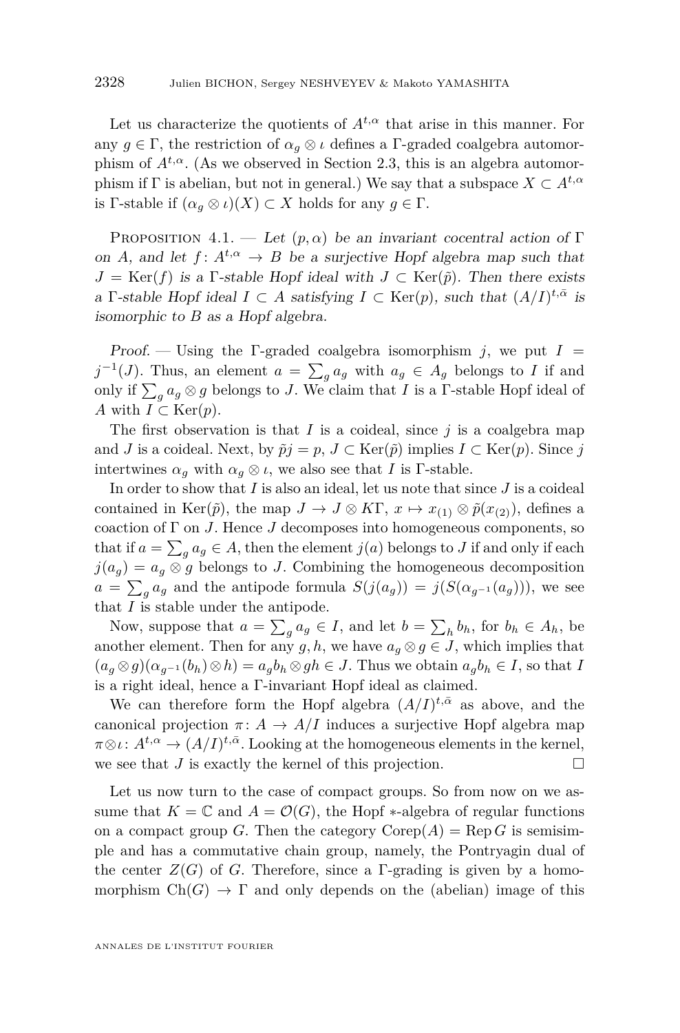Let us characterize the quotients of $A^{t,\alpha}$ that arise in this manner. For any $g \in \Gamma$, the restriction of $\alpha_g \otimes \iota$ defines a $\Gamma$-graded coalgebra automorphism of $A^{t,\alpha}$. (As we observed in Section 2.3, this is an algebra automorphism if $\Gamma$ is abelian, but not in general.) We say that a subspace $X \subset A^{t,\alpha}$ is $\Gamma$-stable if $(\alpha_g \otimes \iota)(X) \subset X$ holds for any $g \in \Gamma$.

Proposition 4.1. — *Let $(p, \alpha)$ be an invariant cocentral action of $\Gamma$ on $A$, and let $f\colon A^{t,\alpha} \to B$ be a surjective Hopf algebra map such that $J = \operatorname{Ker}(f)$ is a $\Gamma$-stable Hopf ideal with $J \subset \operatorname{Ker}(\tilde{p})$. Then there exists a $\Gamma$-stable Hopf ideal $I \subset A$ satisfying $I \subset \operatorname{Ker}(p)$, such that $(A/I)^{t,\bar{\alpha}}$ is isomorphic to $B$ as a Hopf algebra.*

*Proof.* — Using the $\Gamma$-graded coalgebra isomorphism $j$, we put $I = j^{-1}(J)$. Thus, an element $a = \sum_g a_g$ with $a_g \in A_g$ belongs to $I$ if and only if $\sum_g a_g \otimes g$ belongs to $J$. We claim that $I$ is a $\Gamma$-stable Hopf ideal of $A$ with $I \subset \operatorname{Ker}(p)$.

The first observation is that $I$ is a coideal, since $j$ is a coalgebra map and $J$ is a coideal. Next, by $\tilde{p}j = p$, $J \subset \operatorname{Ker}(\tilde{p})$ implies $I \subset \operatorname{Ker}(p)$. Since $j$ intertwines $\alpha_g$ with $\alpha_g \otimes \iota$, we also see that $I$ is $\Gamma$-stable.

In order to show that $I$ is also an ideal, let us note that since $J$ is a coideal contained in $\operatorname{Ker}(\tilde{p})$, the map $J \to J \otimes K\Gamma$, $x \mapsto x_{(1)} \otimes \tilde{p}(x_{(2)})$, defines a coaction of $\Gamma$ on $J$. Hence $J$ decomposes into homogeneous components, so that if $a = \sum_g a_g \in A$, then the element $j(a)$ belongs to $J$ if and only if each $j(a_g) = a_g \otimes g$ belongs to $J$. Combining the homogeneous decomposition $a = \sum_g a_g$ and the antipode formula $S(j(a_g)) = j(S(\alpha_{g^{-1}}(a_g)))$, we see that $I$ is stable under the antipode.

Now, suppose that $a = \sum_g a_g \in I$, and let $b = \sum_h b_h$, for $b_h \in A_h$, be another element. Then for any $g, h$, we have $a_g \otimes g \in J$, which implies that $(a_g \otimes g)(\alpha_{g^{-1}}(b_h) \otimes h) = a_g b_h \otimes gh \in J$. Thus we obtain $a_g b_h \in I$, so that $I$ is a right ideal, hence a $\Gamma$-invariant Hopf ideal as claimed.

We can therefore form the Hopf algebra $(A/I)^{t,\bar{\alpha}}$ as above, and the canonical projection $\pi\colon A \to A/I$ induces a surjective Hopf algebra map $\pi \otimes \iota\colon A^{t,\alpha} \to (A/I)^{t,\bar{\alpha}}$. Looking at the homogeneous elements in the kernel, we see that $J$ is exactly the kernel of this projection. $\square$

Let us now turn to the case of compact groups. So from now on we assume that $K = \mathbb{C}$ and $A = \mathcal{O}(G)$, the Hopf $*$-algebra of regular functions on a compact group $G$. Then the category $\operatorname{Corep}(A) = \operatorname{Rep} G$ is semisimple and has a commutative chain group, namely, the Pontryagin dual of the center $Z(G)$ of $G$. Therefore, since a $\Gamma$-grading is given by a homomorphism $\operatorname{Ch}(G) \to \Gamma$ and only depends on the (abelian) image of this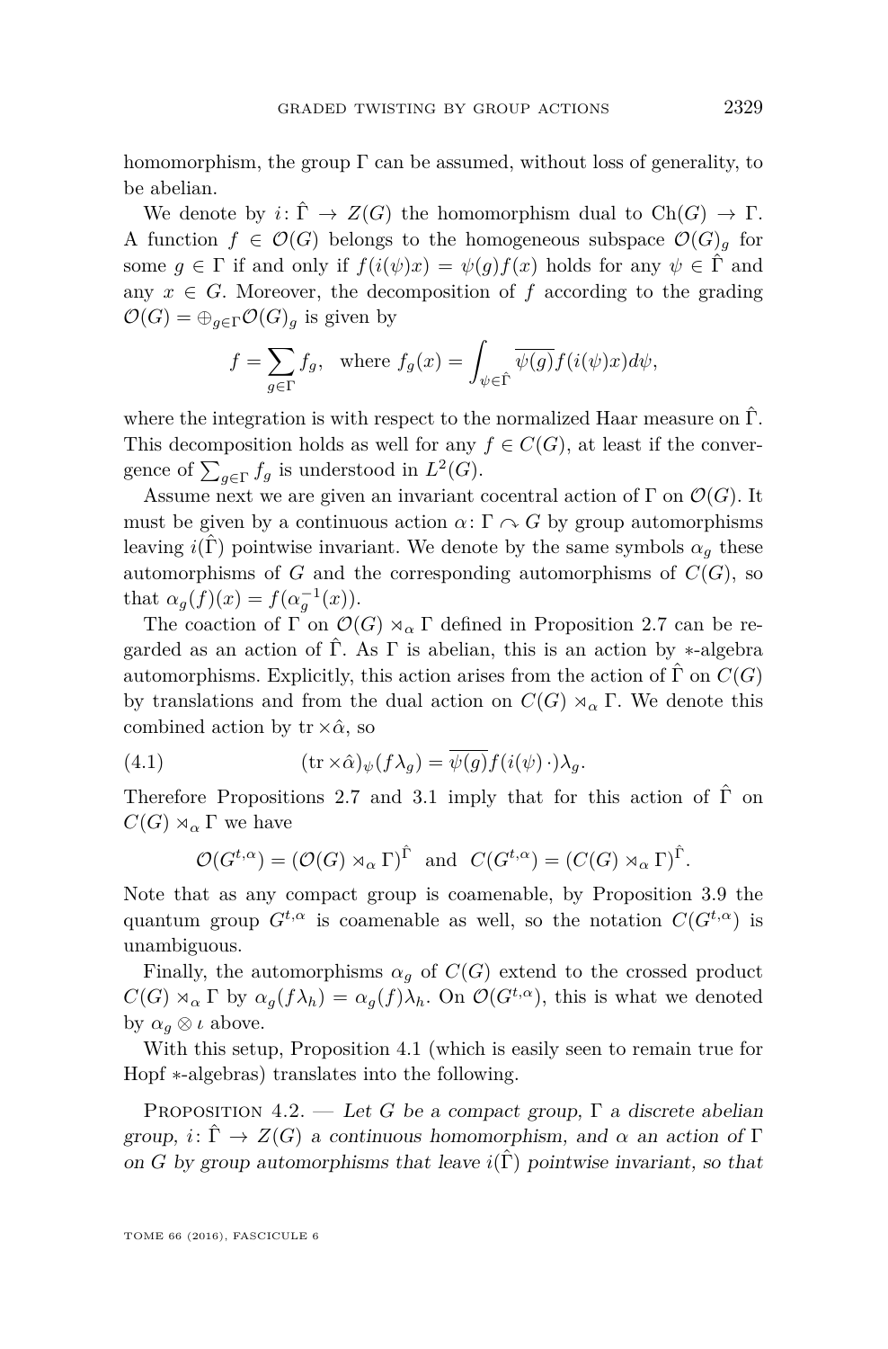homomorphism, the group $\Gamma$ can be assumed, without loss of generality, to be abelian.

We denote by $i\colon \hat{\Gamma} \to Z(G)$ the homomorphism dual to $\mathrm{Ch}(G) \to \Gamma$. A function $f \in \mathcal{O}(G)$ belongs to the homogeneous subspace $\mathcal{O}(G)_g$ for some $g \in \Gamma$ if and only if $f(i(\psi)x) = \psi(g)f(x)$ holds for any $\psi \in \hat{\Gamma}$ and any $x \in G$. Moreover, the decomposition of $f$ according to the grading $\mathcal{O}(G) = \oplus_{g\in\Gamma}\mathcal{O}(G)_g$ is given by

$$f = \sum_{g\in\Gamma} f_g, \quad \text{where } f_g(x) = \int_{\psi\in\hat{\Gamma}} \overline{\psi(g)} f(i(\psi)x)d\psi,$$

where the integration is with respect to the normalized Haar measure on $\hat{\Gamma}$. This decomposition holds as well for any $f \in C(G)$, at least if the convergence of $\sum_{g\in\Gamma} f_g$ is understood in $L^2(G)$.

Assume next we are given an invariant cocentral action of $\Gamma$ on $\mathcal{O}(G)$. It must be given by a continuous action $\alpha\colon \Gamma \curvearrowright G$ by group automorphisms leaving $i(\hat{\Gamma})$ pointwise invariant. We denote by the same symbols $\alpha_g$ these automorphisms of $G$ and the corresponding automorphisms of $C(G)$, so that $\alpha_g(f)(x) = f(\alpha_g^{-1}(x))$.

The coaction of $\Gamma$ on $\mathcal{O}(G) \rtimes_\alpha \Gamma$ defined in Proposition 2.7 can be regarded as an action of $\hat{\Gamma}$. As $\Gamma$ is abelian, this is an action by $*$-algebra automorphisms. Explicitly, this action arises from the action of $\hat{\Gamma}$ on $C(G)$ by translations and from the dual action on $C(G) \rtimes_\alpha \Gamma$. We denote this combined action by $\mathrm{tr} \times \hat{\alpha}$, so

$$(\mathrm{tr} \times \hat{\alpha})_\psi(f\lambda_g) = \overline{\psi(g)} f(i(\psi)\,\cdot)\lambda_g. \tag{4.1}$$

Therefore Propositions 2.7 and 3.1 imply that for this action of $\hat{\Gamma}$ on $C(G) \rtimes_\alpha \Gamma$ we have

$$\mathcal{O}(G^{t,\alpha}) = (\mathcal{O}(G) \rtimes_\alpha \Gamma)^{\hat{\Gamma}} \quad \text{and} \quad C(G^{t,\alpha}) = (C(G) \rtimes_\alpha \Gamma)^{\hat{\Gamma}}.$$

Note that as any compact group is coamenable, by Proposition 3.9 the quantum group $G^{t,\alpha}$ is coamenable as well, so the notation $C(G^{t,\alpha})$ is unambiguous.

Finally, the automorphisms $\alpha_g$ of $C(G)$ extend to the crossed product $C(G) \rtimes_\alpha \Gamma$ by $\alpha_g(f\lambda_h) = \alpha_g(f)\lambda_h$. On $\mathcal{O}(G^{t,\alpha})$, this is what we denoted by $\alpha_g \otimes \iota$ above.

With this setup, Proposition 4.1 (which is easily seen to remain true for Hopf $*$-algebras) translates into the following.

Proposition 4.2. — *Let $G$ be a compact group, $\Gamma$ a discrete abelian group, $i\colon \hat{\Gamma} \to Z(G)$ a continuous homomorphism, and $\alpha$ an action of $\Gamma$ on $G$ by group automorphisms that leave $i(\hat{\Gamma})$ pointwise invariant, so that*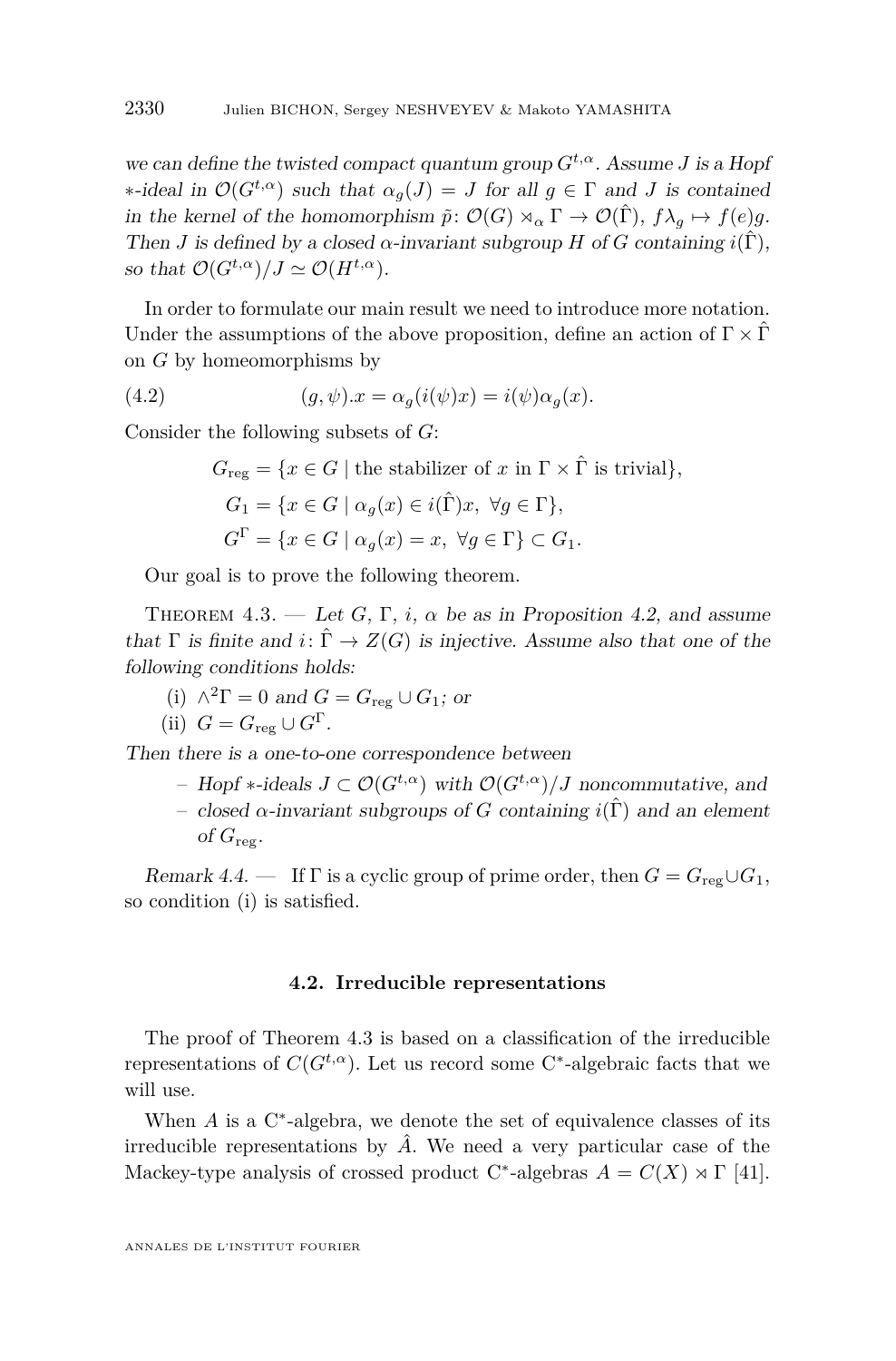*we can define the twisted compact quantum group $G^{t,\alpha}$. Assume $J$ is a Hopf $*$-ideal in $\mathcal{O}(G^{t,\alpha})$ such that $\alpha_g(J) = J$ for all $g \in \Gamma$ and $J$ is contained in the kernel of the homomorphism $\tilde{p}\colon \mathcal{O}(G) \rtimes_\alpha \Gamma \to \mathcal{O}(\hat{\Gamma})$, $f\lambda_g \mapsto f(e)g$. Then $J$ is defined by a closed $\alpha$-invariant subgroup $H$ of $G$ containing $i(\hat{\Gamma})$, so that $\mathcal{O}(G^{t,\alpha})/J \simeq \mathcal{O}(H^{t,\alpha})$.*

In order to formulate our main result we need to introduce more notation. Under the assumptions of the above proposition, define an action of $\Gamma \times \hat{\Gamma}$ on $G$ by homeomorphisms by

$$(g,\psi).x = \alpha_g(i(\psi)x) = i(\psi)\alpha_g(x). \tag{4.2}$$

Consider the following subsets of $G$:

$$G_{\mathrm{reg}} = \{x \in G \mid \text{the stabilizer of } x \text{ in } \Gamma \times \hat{\Gamma} \text{ is trivial}\},$$

$$G_1 = \{x \in G \mid \alpha_g(x) \in i(\hat{\Gamma})x,\ \forall g \in \Gamma\},$$

$$G^\Gamma = \{x \in G \mid \alpha_g(x) = x,\ \forall g \in \Gamma\} \subset G_1.$$

Our goal is to prove the following theorem.

Theorem 4.3. — *Let $G$, $\Gamma$, $i$, $\alpha$ be as in Proposition 4.2, and assume that $\Gamma$ is finite and $i\colon \hat{\Gamma} \to Z(G)$ is injective. Assume also that one of the following conditions holds:*

(i) $\wedge^2\Gamma = 0$ *and* $G = G_{\mathrm{reg}} \cup G_1$*; or*

(ii) $G = G_{\mathrm{reg}} \cup G^\Gamma$.

*Then there is a one-to-one correspondence between*

- *Hopf $*$-ideals $J \subset \mathcal{O}(G^{t,\alpha})$ with $\mathcal{O}(G^{t,\alpha})/J$ noncommutative, and*
- *closed $\alpha$-invariant subgroups of $G$ containing $i(\hat{\Gamma})$ and an element of $G_{\mathrm{reg}}$.*

*Remark 4.4.* — If $\Gamma$ is a cyclic group of prime order, then $G = G_{\mathrm{reg}} \cup G_1$, so condition (i) is satisfied.

### 4.2. Irreducible representations

The proof of Theorem 4.3 is based on a classification of the irreducible representations of $C(G^{t,\alpha})$. Let us record some C$^*$-algebraic facts that we will use.

When $A$ is a C$^*$-algebra, we denote the set of equivalence classes of its irreducible representations by $\hat{A}$. We need a very particular case of the Mackey-type analysis of crossed product C$^*$-algebras $A = C(X) \rtimes \Gamma$ [41].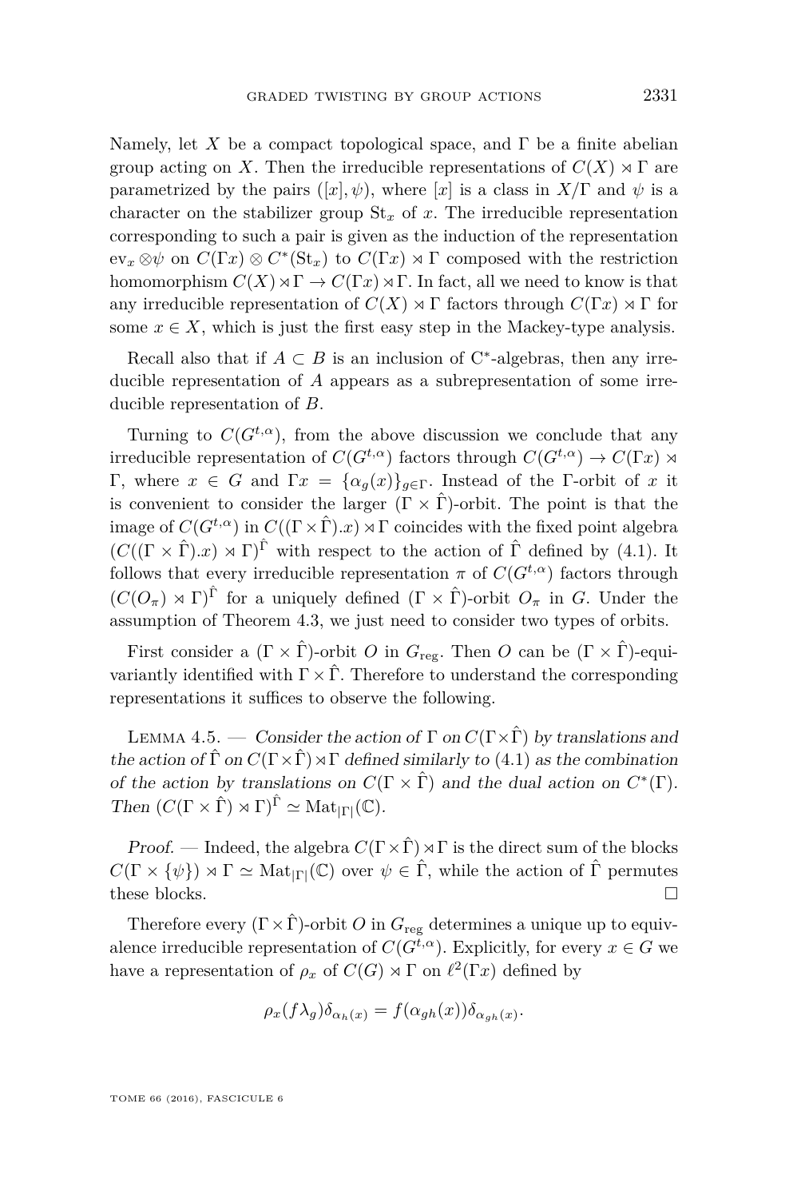Namely, let $X$ be a compact topological space, and $\Gamma$ be a finite abelian group acting on $X$. Then the irreducible representations of $C(X) \rtimes \Gamma$ are parametrized by the pairs $([x], \psi)$, where $[x]$ is a class in $X/\Gamma$ and $\psi$ is a character on the stabilizer group $\mathrm{St}_x$ of $x$. The irreducible representation corresponding to such a pair is given as the induction of the representation $\mathrm{ev}_x \otimes \psi$ on $C(\Gamma x) \otimes C^*(\mathrm{St}_x)$ to $C(\Gamma x) \rtimes \Gamma$ composed with the restriction homomorphism $C(X) \rtimes \Gamma \to C(\Gamma x) \rtimes \Gamma$. In fact, all we need to know is that any irreducible representation of $C(X) \rtimes \Gamma$ factors through $C(\Gamma x) \rtimes \Gamma$ for some $x \in X$, which is just the first easy step in the Mackey-type analysis.

Recall also that if $A \subset B$ is an inclusion of C$^*$-algebras, then any irreducible representation of $A$ appears as a subrepresentation of some irreducible representation of $B$.

Turning to $C(G^{t,\alpha})$, from the above discussion we conclude that any irreducible representation of $C(G^{t,\alpha})$ factors through $C(G^{t,\alpha}) \to C(\Gamma x) \rtimes \Gamma$, where $x \in G$ and $\Gamma x = \{\alpha_g(x)\}_{g \in \Gamma}$. Instead of the $\Gamma$-orbit of $x$ it is convenient to consider the larger $(\Gamma \times \hat{\Gamma})$-orbit. The point is that the image of $C(G^{t,\alpha})$ in $C((\Gamma \times \hat{\Gamma}).x) \rtimes \Gamma$ coincides with the fixed point algebra $(C((\Gamma \times \hat{\Gamma}).x) \rtimes \Gamma)^{\hat{\Gamma}}$ with respect to the action of $\hat{\Gamma}$ defined by (4.1). It follows that every irreducible representation $\pi$ of $C(G^{t,\alpha})$ factors through $(C(O_\pi) \rtimes \Gamma)^{\hat{\Gamma}}$ for a uniquely defined $(\Gamma \times \hat{\Gamma})$-orbit $O_\pi$ in $G$. Under the assumption of Theorem 4.3, we just need to consider two types of orbits.

First consider a $(\Gamma \times \hat{\Gamma})$-orbit $O$ in $G_{\mathrm{reg}}$. Then $O$ can be $(\Gamma \times \hat{\Gamma})$-equivariantly identified with $\Gamma \times \hat{\Gamma}$. Therefore to understand the corresponding representations it suffices to observe the following.

Lemma 4.5. — *Consider the action of $\Gamma$ on $C(\Gamma \times \hat{\Gamma})$ by translations and the action of $\hat{\Gamma}$ on $C(\Gamma \times \hat{\Gamma}) \rtimes \Gamma$ defined similarly to (4.1) as the combination of the action by translations on $C(\Gamma \times \hat{\Gamma})$ and the dual action on $C^*(\Gamma)$. Then $(C(\Gamma \times \hat{\Gamma}) \rtimes \Gamma)^{\hat{\Gamma}} \simeq \mathrm{Mat}_{|\Gamma|}(\mathbb{C})$.*

*Proof.* — Indeed, the algebra $C(\Gamma \times \hat{\Gamma}) \rtimes \Gamma$ is the direct sum of the blocks $C(\Gamma \times \{\psi\}) \rtimes \Gamma \simeq \mathrm{Mat}_{|\Gamma|}(\mathbb{C})$ over $\psi \in \hat{\Gamma}$, while the action of $\hat{\Gamma}$ permutes these blocks. $\square$

Therefore every $(\Gamma \times \hat{\Gamma})$-orbit $O$ in $G_{\mathrm{reg}}$ determines a unique up to equivalence irreducible representation of $C(G^{t,\alpha})$. Explicitly, for every $x \in G$ we have a representation of $\rho_x$ of $C(G) \rtimes \Gamma$ on $\ell^2(\Gamma x)$ defined by

$$\rho_x(f\lambda_g)\delta_{\alpha_h(x)} = f(\alpha_{gh}(x))\delta_{\alpha_{gh}(x)}.$$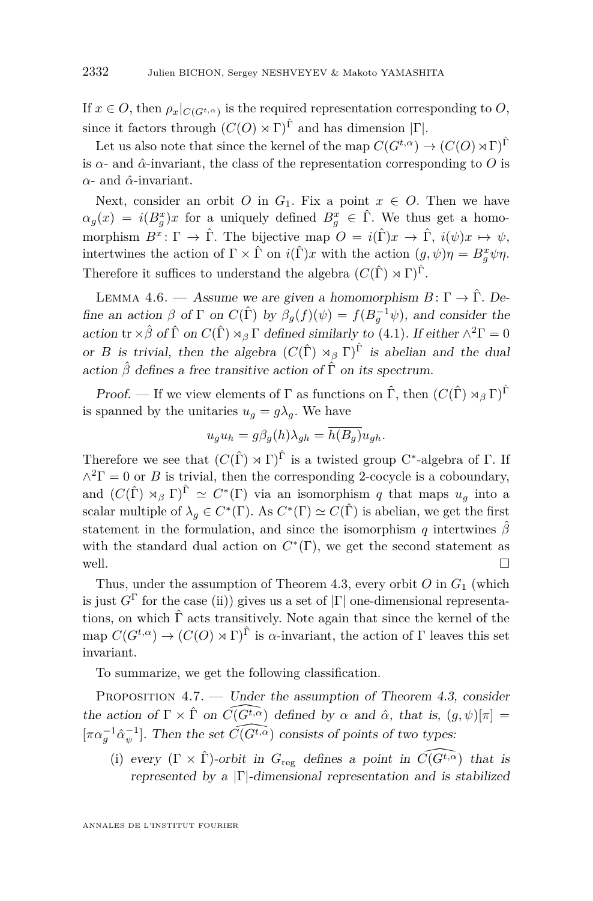If $x \in O$, then $\rho_x|_{C(G^{t,\alpha})}$ is the required representation corresponding to $O$, since it factors through $(C(O) \rtimes \Gamma)^{\hat{\Gamma}}$ and has dimension $|\Gamma|$.

Let us also note that since the kernel of the map $C(G^{t,\alpha}) \to (C(O) \rtimes \Gamma)^{\hat{\Gamma}}$ is $\alpha$- and $\hat{\alpha}$-invariant, the class of the representation corresponding to $O$ is $\alpha$- and $\hat{\alpha}$-invariant.

Next, consider an orbit $O$ in $G_1$. Fix a point $x \in O$. Then we have $\alpha_g(x) = i(B_g^x)x$ for a uniquely defined $B_g^x \in \hat{\Gamma}$. We thus get a homomorphism $B^x \colon \Gamma \to \hat{\Gamma}$. The bijective map $O = i(\hat{\Gamma})x \to \hat{\Gamma}$, $i(\psi)x \mapsto \psi$, intertwines the action of $\Gamma \times \hat{\Gamma}$ on $i(\hat{\Gamma})x$ with the action $(g, \psi)\eta = B_g^x \psi \eta$. Therefore it suffices to understand the algebra $(C(\hat{\Gamma}) \rtimes \Gamma)^{\hat{\Gamma}}$.

Lemma 4.6. — *Assume we are given a homomorphism $B \colon \Gamma \to \hat{\Gamma}$. Define an action $\beta$ of $\Gamma$ on $C(\hat{\Gamma})$ by $\beta_g(f)(\psi) = f(B_g^{-1}\psi)$, and consider the action $\mathrm{tr} \times \hat{\beta}$ of $\hat{\Gamma}$ on $C(\hat{\Gamma}) \rtimes_\beta \Gamma$ defined similarly to (4.1). If either $\wedge^2\Gamma = 0$ or $B$ is trivial, then the algebra $(C(\hat{\Gamma}) \rtimes_\beta \Gamma)^{\hat{\Gamma}}$ is abelian and the dual action $\hat{\beta}$ defines a free transitive action of $\hat{\Gamma}$ on its spectrum.*

*Proof.* — If we view elements of $\Gamma$ as functions on $\hat{\Gamma}$, then $(C(\hat{\Gamma}) \rtimes_\beta \Gamma)^{\hat{\Gamma}}$ is spanned by the unitaries $u_g = g\lambda_g$. We have

$$u_g u_h = g\beta_g(h)\lambda_{gh} = \overline{h(B_g)} u_{gh}.$$

Therefore we see that $(C(\hat{\Gamma}) \rtimes \Gamma)^{\hat{\Gamma}}$ is a twisted group C*-algebra of $\Gamma$. If $\wedge^2\Gamma = 0$ or $B$ is trivial, then the corresponding 2-cocycle is a coboundary, and $(C(\hat{\Gamma}) \rtimes_\beta \Gamma)^{\hat{\Gamma}} \simeq C^*(\Gamma)$ via an isomorphism $q$ that maps $u_g$ into a scalar multiple of $\lambda_g \in C^*(\Gamma)$. As $C^*(\Gamma) \simeq C(\hat{\Gamma})$ is abelian, we get the first statement in the formulation, and since the isomorphism $q$ intertwines $\hat{\beta}$ with the standard dual action on $C^*(\Gamma)$, we get the second statement as well. □

Thus, under the assumption of Theorem 4.3, every orbit $O$ in $G_1$ (which is just $G^\Gamma$ for the case (ii)) gives us a set of $|\Gamma|$ one-dimensional representations, on which $\hat{\Gamma}$ acts transitively. Note again that since the kernel of the map $C(G^{t,\alpha}) \to (C(O) \rtimes \Gamma)^{\hat{\Gamma}}$ is $\alpha$-invariant, the action of $\Gamma$ leaves this set invariant.

To summarize, we get the following classification.

Proposition 4.7. — *Under the assumption of Theorem 4.3, consider the action of $\Gamma \times \hat{\Gamma}$ on $\widehat{C(G^{t,\alpha})}$ defined by $\alpha$ and $\hat{\alpha}$, that is, $(g, \psi)[\pi] = [\pi\alpha_g^{-1}\hat{\alpha}_\psi^{-1}]$. Then the set $\widehat{C(G^{t,\alpha})}$ consists of points of two types:*

(i) *every $(\Gamma \times \hat{\Gamma})$-orbit in $G_{\mathrm{reg}}$ defines a point in $\widehat{C(G^{t,\alpha})}$ that is represented by a $|\Gamma|$-dimensional representation and is stabilized*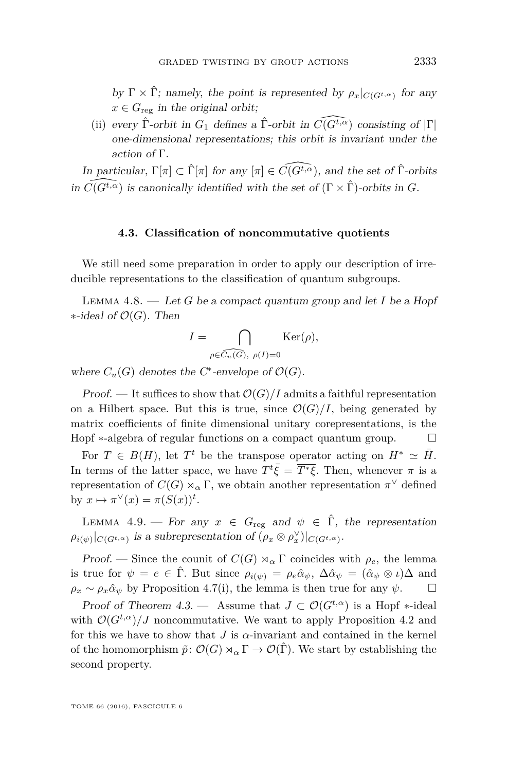*by $\Gamma \times \hat{\Gamma}$; namely, the point is represented by $\rho_x|_{C(G^{t,\alpha})}$ for any $x \in G_{\mathrm{reg}}$ in the original orbit;*

(ii) *every $\hat{\Gamma}$-orbit in $G_1$ defines a $\hat{\Gamma}$-orbit in $\widehat{C(G^{t,\alpha})}$ consisting of $|\Gamma|$ one-dimensional representations; this orbit is invariant under the action of $\Gamma$.*

*In particular, $\Gamma[\pi] \subset \hat{\Gamma}[\pi]$ for any $[\pi] \in \widehat{C(G^{t,\alpha})}$, and the set of $\hat{\Gamma}$-orbits in $\widehat{C(G^{t,\alpha})}$ is canonically identified with the set of $(\Gamma \times \hat{\Gamma})$-orbits in $G$.*

### 4.3. Classification of noncommutative quotients

We still need some preparation in order to apply our description of irreducible representations to the classification of quantum subgroups.

Lemma 4.8. — *Let $G$ be a compact quantum group and let $I$ be a Hopf $*$-ideal of $\mathcal{O}(G)$. Then*

$$I = \bigcap_{\rho \in \widehat{C_u(G)},\ \rho(I)=0} \mathrm{Ker}(\rho),$$

*where $C_u(G)$ denotes the C\*-envelope of $\mathcal{O}(G)$.*

*Proof.* — It suffices to show that $\mathcal{O}(G)/I$ admits a faithful representation on a Hilbert space. But this is true, since $\mathcal{O}(G)/I$, being generated by matrix coefficients of finite dimensional unitary corepresentations, is the Hopf $*$-algebra of regular functions on a compact quantum group. □

For $T \in B(H)$, let $T^t$ be the transpose operator acting on $H^* \simeq \bar{H}$. In terms of the latter space, we have $T^t\bar{\xi} = \overline{T^*\xi}$. Then, whenever $\pi$ is a representation of $C(G) \rtimes_\alpha \Gamma$, we obtain another representation $\pi^\vee$ defined by $x \mapsto \pi^\vee(x) = \pi(S(x))^t$.

Lemma 4.9. — *For any $x \in G_{\mathrm{reg}}$ and $\psi \in \hat{\Gamma}$, the representation $\rho_{i(\psi)}|_{C(G^{t,\alpha})}$ is a subrepresentation of $(\rho_x \otimes \rho_x^\vee)|_{C(G^{t,\alpha})}$.*

*Proof.* — Since the counit of $C(G) \rtimes_\alpha \Gamma$ coincides with $\rho_e$, the lemma is true for $\psi = e \in \hat{\Gamma}$. But since $\rho_{i(\psi)} = \rho_e\hat{\alpha}_\psi$, $\Delta\hat{\alpha}_\psi = (\hat{\alpha}_\psi \otimes \iota)\Delta$ and $\rho_x \sim \rho_x\hat{\alpha}_\psi$ by Proposition 4.7(i), the lemma is then true for any $\psi$. □

*Proof of Theorem 4.3.* — Assume that $J \subset \mathcal{O}(G^{t,\alpha})$ is a Hopf $*$-ideal with $\mathcal{O}(G^{t,\alpha})/J$ noncommutative. We want to apply Proposition 4.2 and for this we have to show that $J$ is $\alpha$-invariant and contained in the kernel of the homomorphism $\tilde{p}\colon \mathcal{O}(G) \rtimes_\alpha \Gamma \to \mathcal{O}(\hat{\Gamma})$. We start by establishing the second property.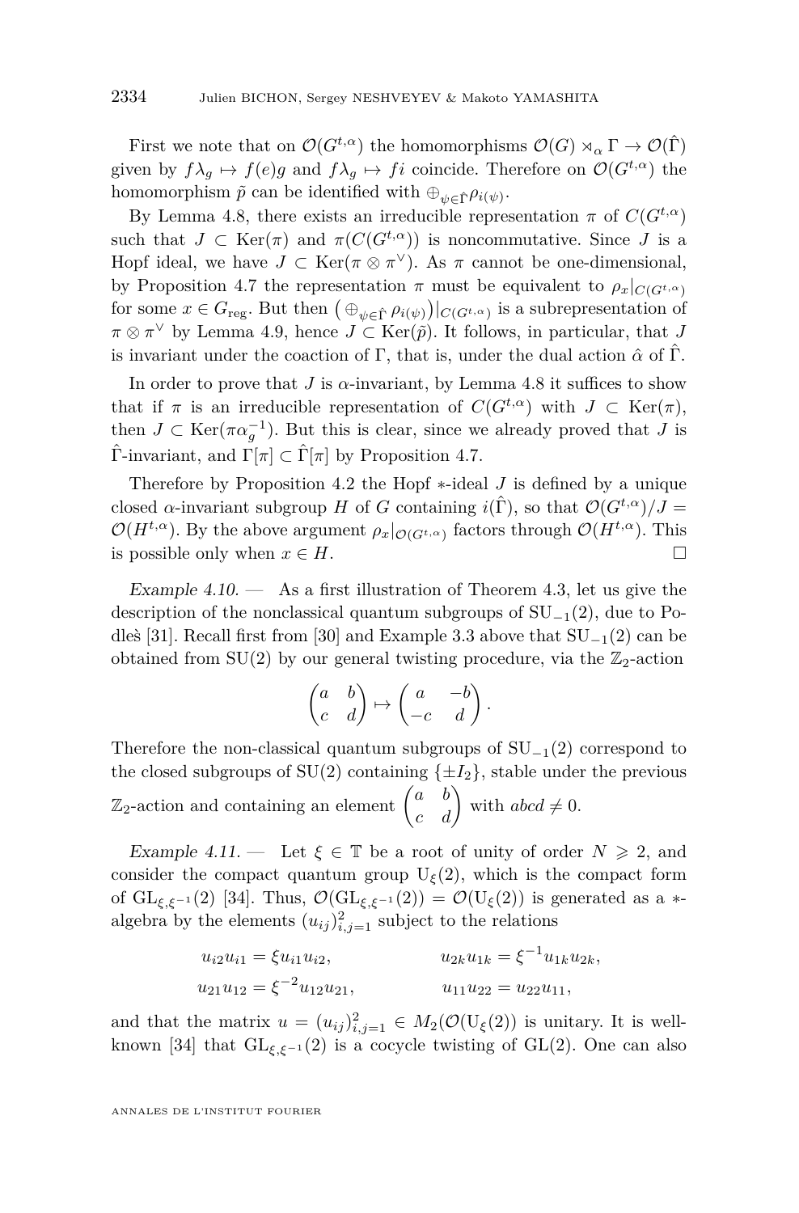First we note that on $\mathcal{O}(G^{t,\alpha})$ the homomorphisms $\mathcal{O}(G) \rtimes_\alpha \Gamma \to \mathcal{O}(\hat{\Gamma})$ given by $f\lambda_g \mapsto f(e)g$ and $f\lambda_g \mapsto fi$ coincide. Therefore on $\mathcal{O}(G^{t,\alpha})$ the homomorphism $\tilde{p}$ can be identified with $\oplus_{\psi\in\hat{\Gamma}}\rho_{i(\psi)}$.

By Lemma 4.8, there exists an irreducible representation $\pi$ of $C(G^{t,\alpha})$ such that $J \subset \mathrm{Ker}(\pi)$ and $\pi(C(G^{t,\alpha}))$ is noncommutative. Since $J$ is a Hopf ideal, we have $J \subset \mathrm{Ker}(\pi \otimes \pi^\vee)$. As $\pi$ cannot be one-dimensional, by Proposition 4.7 the representation $\pi$ must be equivalent to $\rho_x|_{C(G^{t,\alpha})}$ for some $x \in G_{\mathrm{reg}}$. But then $\big(\oplus_{\psi\in\hat{\Gamma}}\rho_{i(\psi)}\big)|_{C(G^{t,\alpha})}$ is a subrepresentation of $\pi\otimes\pi^\vee$ by Lemma 4.9, hence $J \subset \mathrm{Ker}(\tilde{p})$. It follows, in particular, that $J$ is invariant under the coaction of $\Gamma$, that is, under the dual action $\hat{\alpha}$ of $\hat{\Gamma}$.

In order to prove that $J$ is $\alpha$-invariant, by Lemma 4.8 it suffices to show that if $\pi$ is an irreducible representation of $C(G^{t,\alpha})$ with $J \subset \mathrm{Ker}(\pi)$, then $J \subset \mathrm{Ker}(\pi\alpha_g^{-1})$. But this is clear, since we already proved that $J$ is $\hat{\Gamma}$-invariant, and $\Gamma[\pi] \subset \hat{\Gamma}[\pi]$ by Proposition 4.7.

Therefore by Proposition 4.2 the Hopf $*$-ideal $J$ is defined by a unique closed $\alpha$-invariant subgroup $H$ of $G$ containing $i(\hat{\Gamma})$, so that $\mathcal{O}(G^{t,\alpha})/J = \mathcal{O}(H^{t,\alpha})$. By the above argument $\rho_x|_{\mathcal{O}(G^{t,\alpha})}$ factors through $\mathcal{O}(H^{t,\alpha})$. This is possible only when $x \in H$. □

*Example 4.10.* — As a first illustration of Theorem 4.3, let us give the description of the nonclassical quantum subgroups of $\mathrm{SU}_{-1}(2)$, due to Podleś [31]. Recall first from [30] and Example 3.3 above that $\mathrm{SU}_{-1}(2)$ can be obtained from $\mathrm{SU}(2)$ by our general twisting procedure, via the $\mathbb{Z}_2$-action

$$\begin{pmatrix} a & b \\ c & d \end{pmatrix} \mapsto \begin{pmatrix} a & -b \\ -c & d \end{pmatrix}.$$

Therefore the non-classical quantum subgroups of $\mathrm{SU}_{-1}(2)$ correspond to the closed subgroups of $\mathrm{SU}(2)$ containing $\{\pm I_2\}$, stable under the previous $\mathbb{Z}_2$-action and containing an element $\begin{pmatrix} a & b \\ c & d \end{pmatrix}$ with $abcd \neq 0$.

*Example 4.11.* — Let $\xi \in \mathbb{T}$ be a root of unity of order $N \geqslant 2$, and consider the compact quantum group $\mathrm{U}_\xi(2)$, which is the compact form of $\mathrm{GL}_{\xi,\xi^{-1}}(2)$ [34]. Thus, $\mathcal{O}(\mathrm{GL}_{\xi,\xi^{-1}}(2)) = \mathcal{O}(\mathrm{U}_\xi(2))$ is generated as a $*$-algebra by the elements $(u_{ij})_{i,j=1}^2$ subject to the relations

$$u_{i2}u_{i1} = \xi u_{i1}u_{i2}, \qquad u_{2k}u_{1k} = \xi^{-1}u_{1k}u_{2k},$$
$$u_{21}u_{12} = \xi^{-2}u_{12}u_{21}, \qquad u_{11}u_{22} = u_{22}u_{11},$$

and that the matrix $u = (u_{ij})_{i,j=1}^2 \in M_2(\mathcal{O}(\mathrm{U}_\xi(2))$ is unitary. It is well-known [34] that $\mathrm{GL}_{\xi,\xi^{-1}}(2)$ is a cocycle twisting of $\mathrm{GL}(2)$. One can also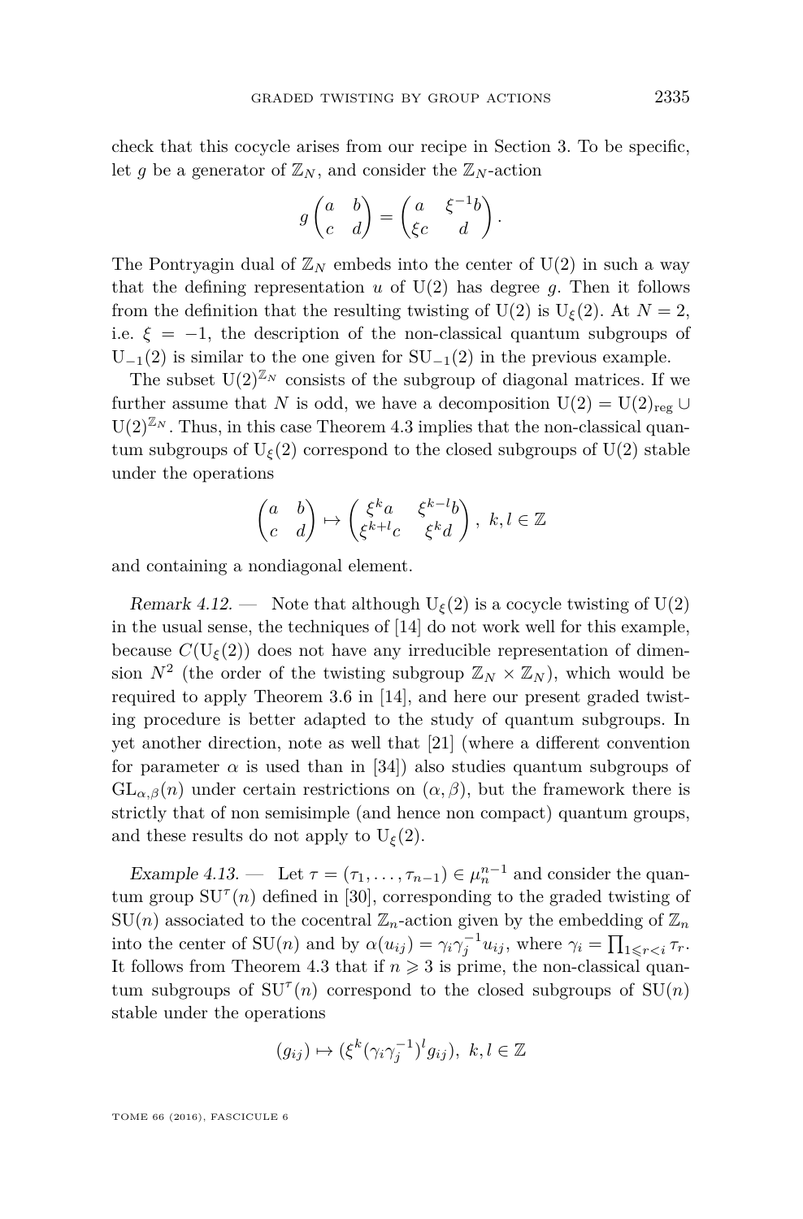check that this cocycle arises from our recipe in Section 3. To be specific, let $g$ be a generator of $\mathbb{Z}_N$, and consider the $\mathbb{Z}_N$-action

$$g\begin{pmatrix} a & b \\ c & d \end{pmatrix} = \begin{pmatrix} a & \xi^{-1}b \\ \xi c & d \end{pmatrix}.$$

The Pontryagin dual of $\mathbb{Z}_N$ embeds into the center of $\mathrm{U}(2)$ in such a way that the defining representation $u$ of $\mathrm{U}(2)$ has degree $g$. Then it follows from the definition that the resulting twisting of $\mathrm{U}(2)$ is $\mathrm{U}_\xi(2)$. At $N = 2$, i.e. $\xi = -1$, the description of the non-classical quantum subgroups of $\mathrm{U}_{-1}(2)$ is similar to the one given for $\mathrm{SU}_{-1}(2)$ in the previous example.

The subset $\mathrm{U}(2)^{\mathbb{Z}_N}$ consists of the subgroup of diagonal matrices. If we further assume that $N$ is odd, we have a decomposition $\mathrm{U}(2) = \mathrm{U}(2)_{\mathrm{reg}} \cup \mathrm{U}(2)^{\mathbb{Z}_N}$. Thus, in this case Theorem 4.3 implies that the non-classical quantum subgroups of $\mathrm{U}_\xi(2)$ correspond to the closed subgroups of $\mathrm{U}(2)$ stable under the operations

$$\begin{pmatrix} a & b \\ c & d \end{pmatrix} \mapsto \begin{pmatrix} \xi^k a & \xi^{k-l} b \\ \xi^{k+l} c & \xi^k d \end{pmatrix},\ k, l \in \mathbb{Z}$$

and containing a nondiagonal element.

*Remark 4.12.* — Note that although $\mathrm{U}_\xi(2)$ is a cocycle twisting of $\mathrm{U}(2)$ in the usual sense, the techniques of [14] do not work well for this example, because $C(\mathrm{U}_\xi(2))$ does not have any irreducible representation of dimension $N^2$ (the order of the twisting subgroup $\mathbb{Z}_N \times \mathbb{Z}_N$), which would be required to apply Theorem 3.6 in [14], and here our present graded twisting procedure is better adapted to the study of quantum subgroups. In yet another direction, note as well that [21] (where a different convention for parameter $\alpha$ is used than in [34]) also studies quantum subgroups of $\mathrm{GL}_{\alpha,\beta}(n)$ under certain restrictions on $(\alpha, \beta)$, but the framework there is strictly that of non semisimple (and hence non compact) quantum groups, and these results do not apply to $\mathrm{U}_\xi(2)$.

*Example 4.13.* — Let $\tau = (\tau_1, \dots, \tau_{n-1}) \in \mu_n^{n-1}$ and consider the quantum group $\mathrm{SU}^\tau(n)$ defined in [30], corresponding to the graded twisting of $\mathrm{SU}(n)$ associated to the cocentral $\mathbb{Z}_n$-action given by the embedding of $\mathbb{Z}_n$ into the center of $\mathrm{SU}(n)$ and by $\alpha(u_{ij}) = \gamma_i \gamma_j^{-1} u_{ij}$, where $\gamma_i = \prod_{1 \leqslant r < i} \tau_r$. It follows from Theorem 4.3 that if $n \geqslant 3$ is prime, the non-classical quantum subgroups of $\mathrm{SU}^\tau(n)$ correspond to the closed subgroups of $\mathrm{SU}(n)$ stable under the operations

$$(g_{ij}) \mapsto (\xi^k (\gamma_i \gamma_j^{-1})^l g_{ij}),\ k, l \in \mathbb{Z}$$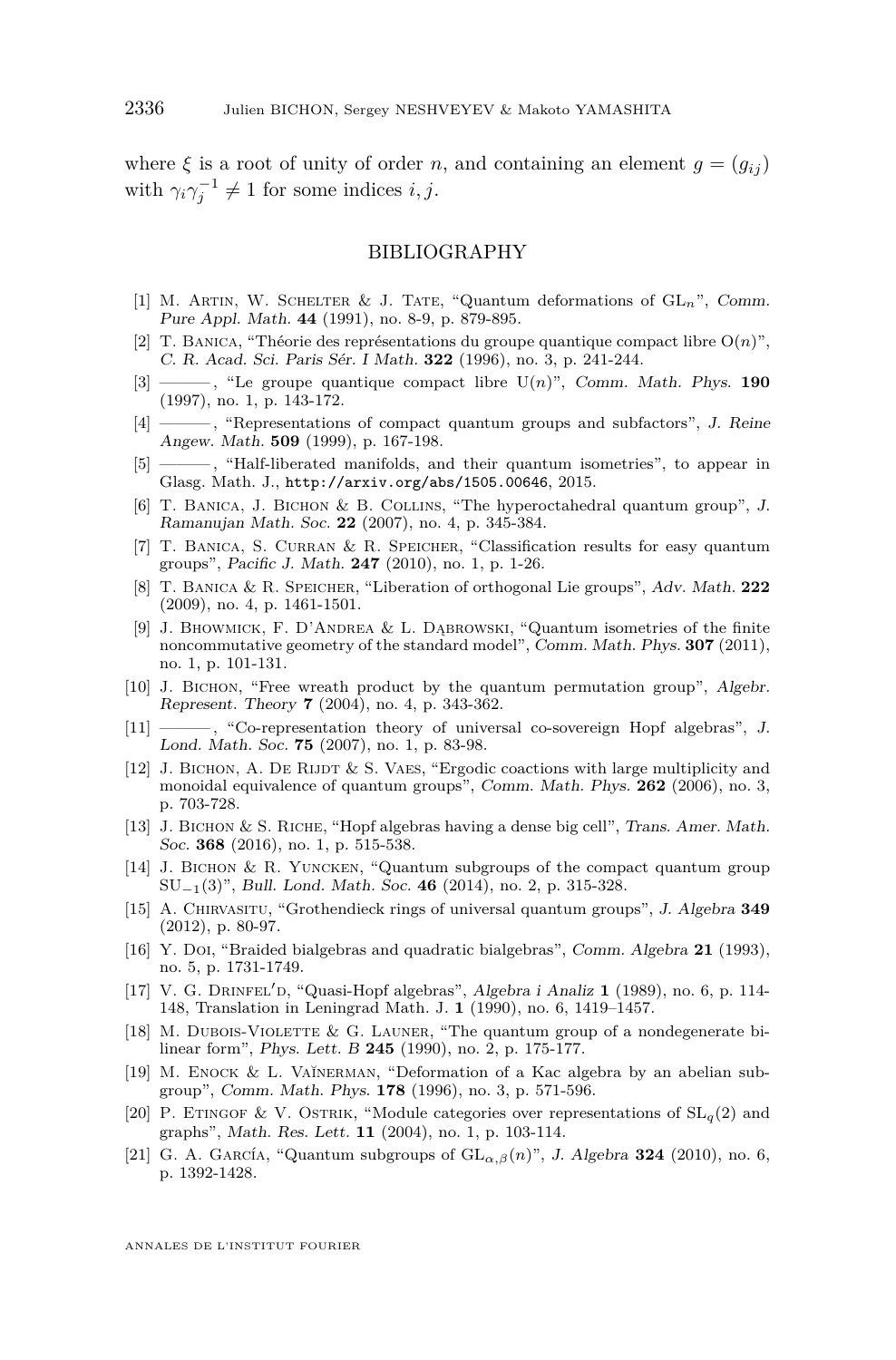where $\xi$ is a root of unity of order $n$, and containing an element $g = (g_{ij})$ with $\gamma_i\gamma_j^{-1} \neq 1$ for some indices $i, j$.

## BIBLIOGRAPHY

[1] M. Artin, W. Schelter & J. Tate, "Quantum deformations of $\mathrm{GL}_n$", *Comm. Pure Appl. Math.* **44** (1991), no. 8-9, p. 879-895.

[2] T. Banica, "Théorie des représentations du groupe quantique compact libre $\mathrm{O}(n)$", *C. R. Acad. Sci. Paris Sér. I Math.* **322** (1996), no. 3, p. 241-244.

[3] ———, "Le groupe quantique compact libre $\mathrm{U}(n)$", *Comm. Math. Phys.* **190** (1997), no. 1, p. 143-172.

[4] ———, "Representations of compact quantum groups and subfactors", *J. Reine Angew. Math.* **509** (1999), p. 167-198.

[5] ———, "Half-liberated manifolds, and their quantum isometries", to appear in Glasg. Math. J., http://arxiv.org/abs/1505.00646, 2015.

[6] T. Banica, J. Bichon & B. Collins, "The hyperoctahedral quantum group", *J. Ramanujan Math. Soc.* **22** (2007), no. 4, p. 345-384.

[7] T. Banica, S. Curran & R. Speicher, "Classification results for easy quantum groups", *Pacific J. Math.* **247** (2010), no. 1, p. 1-26.

[8] T. Banica & R. Speicher, "Liberation of orthogonal Lie groups", *Adv. Math.* **222** (2009), no. 4, p. 1461-1501.

[9] J. Bhowmick, F. D'Andrea & L. Dąbrowski, "Quantum isometries of the finite noncommutative geometry of the standard model", *Comm. Math. Phys.* **307** (2011), no. 1, p. 101-131.

[10] J. Bichon, "Free wreath product by the quantum permutation group", *Algebr. Represent. Theory* **7** (2004), no. 4, p. 343-362.

[11] ———, "Co-representation theory of universal co-sovereign Hopf algebras", *J. Lond. Math. Soc.* **75** (2007), no. 1, p. 83-98.

[12] J. Bichon, A. De Rijdt & S. Vaes, "Ergodic coactions with large multiplicity and monoidal equivalence of quantum groups", *Comm. Math. Phys.* **262** (2006), no. 3, p. 703-728.

[13] J. Bichon & S. Riche, "Hopf algebras having a dense big cell", *Trans. Amer. Math. Soc.* **368** (2016), no. 1, p. 515-538.

[14] J. Bichon & R. Yuncken, "Quantum subgroups of the compact quantum group $\mathrm{SU}_{-1}(3)$", *Bull. Lond. Math. Soc.* **46** (2014), no. 2, p. 315-328.

[15] A. Chirvasitu, "Grothendieck rings of universal quantum groups", *J. Algebra* **349** (2012), p. 80-97.

[16] Y. Doi, "Braided bialgebras and quadratic bialgebras", *Comm. Algebra* **21** (1993), no. 5, p. 1731-1749.

[17] V. G. Drinfel′d, "Quasi-Hopf algebras", *Algebra i Analiz* **1** (1989), no. 6, p. 114-148, Translation in Leningrad Math. J. **1** (1990), no. 6, 1419–1457.

[18] M. Dubois-Violette & G. Launer, "The quantum group of a nondegenerate bilinear form", *Phys. Lett. B* **245** (1990), no. 2, p. 175-177.

[19] M. Enock & L. Vaĭnerman, "Deformation of a Kac algebra by an abelian subgroup", *Comm. Math. Phys.* **178** (1996), no. 3, p. 571-596.

[20] P. Etingof & V. Ostrik, "Module categories over representations of $\mathrm{SL}_q(2)$ and graphs", *Math. Res. Lett.* **11** (2004), no. 1, p. 103-114.

[21] G. A. García, "Quantum subgroups of $\mathrm{GL}_{\alpha,\beta}(n)$", *J. Algebra* **324** (2010), no. 6, p. 1392-1428.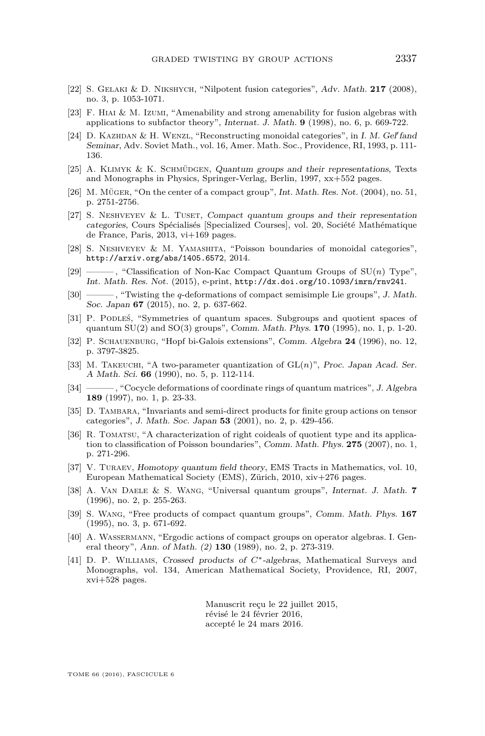[22] S. Gelaki & D. Nikshych, "Nilpotent fusion categories", *Adv. Math.* **217** (2008), no. 3, p. 1053-1071.

[23] F. Hiai & M. Izumi, "Amenability and strong amenability for fusion algebras with applications to subfactor theory", *Internat. J. Math.* **9** (1998), no. 6, p. 669-722.

[24] D. Kazhdan & H. Wenzl, "Reconstructing monoidal categories", in *I. M. Gel′fand Seminar*, Adv. Soviet Math., vol. 16, Amer. Math. Soc., Providence, RI, 1993, p. 111-136.

[25] A. Klimyk & K. Schmüdgen, *Quantum groups and their representations*, Texts and Monographs in Physics, Springer-Verlag, Berlin, 1997, xx+552 pages.

[26] M. Müger, "On the center of a compact group", *Int. Math. Res. Not.* (2004), no. 51, p. 2751-2756.

[27] S. Neshveyev & L. Tuset, *Compact quantum groups and their representation categories*, Cours Spécialisés [Specialized Courses], vol. 20, Société Mathématique de France, Paris, 2013, vi+169 pages.

[28] S. Neshveyev & M. Yamashita, "Poisson boundaries of monoidal categories", http://arxiv.org/abs/1405.6572, 2014.

[29] ———, "Classification of Non-Kac Compact Quantum Groups of SU($n$) Type", *Int. Math. Res. Not.* (2015), e-print, http://dx.doi.org/10.1093/imrn/rnv241.

[30] ———, "Twisting the $q$-deformations of compact semisimple Lie groups", *J. Math. Soc. Japan* **67** (2015), no. 2, p. 637-662.

[31] P. Podleś, "Symmetries of quantum spaces. Subgroups and quotient spaces of quantum SU(2) and SO(3) groups", *Comm. Math. Phys.* **170** (1995), no. 1, p. 1-20.

[32] P. Schauenburg, "Hopf bi-Galois extensions", *Comm. Algebra* **24** (1996), no. 12, p. 3797-3825.

[33] M. Takeuchi, "A two-parameter quantization of GL($n$)", *Proc. Japan Acad. Ser. A Math. Sci.* **66** (1990), no. 5, p. 112-114.

[34] ———, "Cocycle deformations of coordinate rings of quantum matrices", *J. Algebra* **189** (1997), no. 1, p. 23-33.

[35] D. Tambara, "Invariants and semi-direct products for finite group actions on tensor categories", *J. Math. Soc. Japan* **53** (2001), no. 2, p. 429-456.

[36] R. Tomatsu, "A characterization of right coideals of quotient type and its application to classification of Poisson boundaries", *Comm. Math. Phys.* **275** (2007), no. 1, p. 271-296.

[37] V. Turaev, *Homotopy quantum field theory*, EMS Tracts in Mathematics, vol. 10, European Mathematical Society (EMS), Zürich, 2010, xiv+276 pages.

[38] A. Van Daele & S. Wang, "Universal quantum groups", *Internat. J. Math.* **7** (1996), no. 2, p. 255-263.

[39] S. Wang, "Free products of compact quantum groups", *Comm. Math. Phys.* **167** (1995), no. 3, p. 671-692.

[40] A. Wassermann, "Ergodic actions of compact groups on operator algebras. I. General theory", *Ann. of Math. (2)* **130** (1989), no. 2, p. 273-319.

[41] D. P. Williams, *Crossed products of $C^*$-algebras*, Mathematical Surveys and Monographs, vol. 134, American Mathematical Society, Providence, RI, 2007, xvi+528 pages.

Manuscrit reçu le 22 juillet 2015,
révisé le 24 février 2016,
accepté le 24 mars 2016.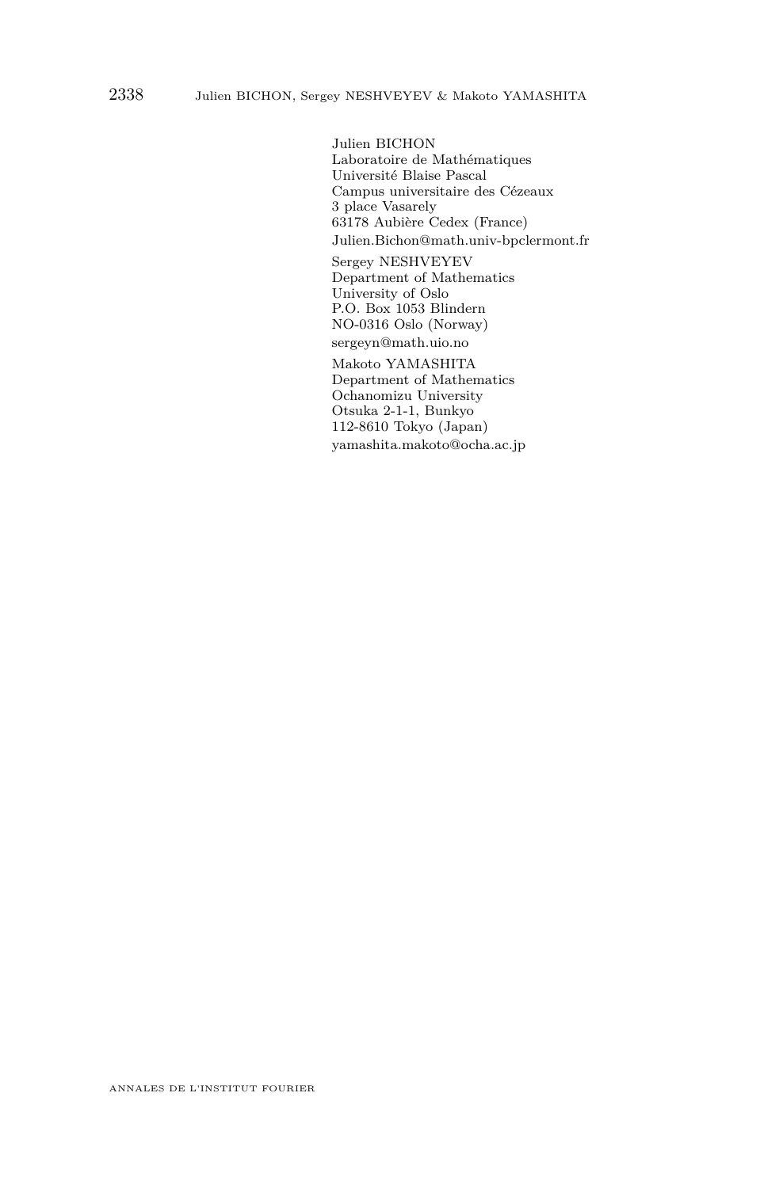Julien BICHON
Laboratoire de Mathématiques
Université Blaise Pascal
Campus universitaire des Cézeaux
3 place Vasarely
63178 Aubière Cedex (France)
Julien.Bichon@math.univ-bpclermont.fr

Sergey NESHVEYEV
Department of Mathematics
University of Oslo
P.O. Box 1053 Blindern
NO-0316 Oslo (Norway)
sergeyn@math.uio.no

Makoto YAMASHITA
Department of Mathematics
Ochanomizu University
Otsuka 2-1-1, Bunkyo
112-8610 Tokyo (Japan)
yamashita.makoto@ocha.ac.jp